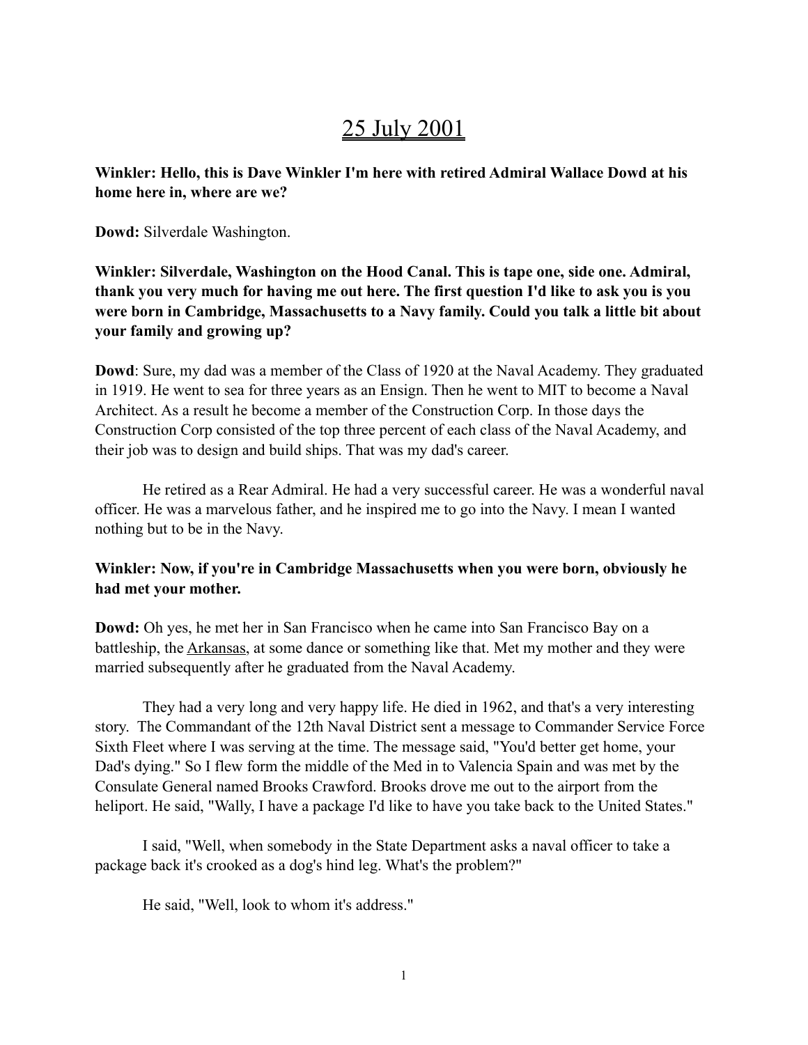# 25 July 2001

**Winkler: Hello, this is Dave Winkler I'm here with retired Admiral Wallace Dowd at his home here in, where are we?**

**Dowd:** Silverdale Washington.

**Winkler: Silverdale, Washington on the Hood Canal. This is tape one, side one. Admiral, thank you very much for having me out here. The first question I'd like to ask you is you were born in Cambridge, Massachusetts to a Navy family. Could you talk a little bit about your family and growing up?**

**Dowd**: Sure, my dad was a member of the Class of 1920 at the Naval Academy. They graduated in 1919. He went to sea for three years as an Ensign. Then he went to MIT to become a Naval Architect. As a result he become a member of the Construction Corp. In those days the Construction Corp consisted of the top three percent of each class of the Naval Academy, and their job was to design and build ships. That was my dad's career.

He retired as a Rear Admiral. He had a very successful career. He was a wonderful naval officer. He was a marvelous father, and he inspired me to go into the Navy. I mean I wanted nothing but to be in the Navy.

**Winkler: Now, if you're in Cambridge Massachusetts when you were born, obviously he had met your mother.**

**Dowd:** Oh yes, he met her in San Francisco when he came into San Francisco Bay on a battleship, the Arkansas, at some dance or something like that. Met my mother and they were married subsequently after he graduated from the Naval Academy.

They had a very long and very happy life. He died in 1962, and that's a very interesting story. The Commandant of the 12th Naval District sent a message to Commander Service Force Sixth Fleet where I was serving at the time. The message said, "You'd better get home, your Dad's dying." So I flew form the middle of the Med in to Valencia Spain and was met by the Consulate General named Brooks Crawford. Brooks drove me out to the airport from the heliport. He said, "Wally, I have a package I'd like to have you take back to the United States."

I said, "Well, when somebody in the State Department asks a naval officer to take a package back it's crooked as a dog's hind leg. What's the problem?"

He said, "Well, look to whom it's address."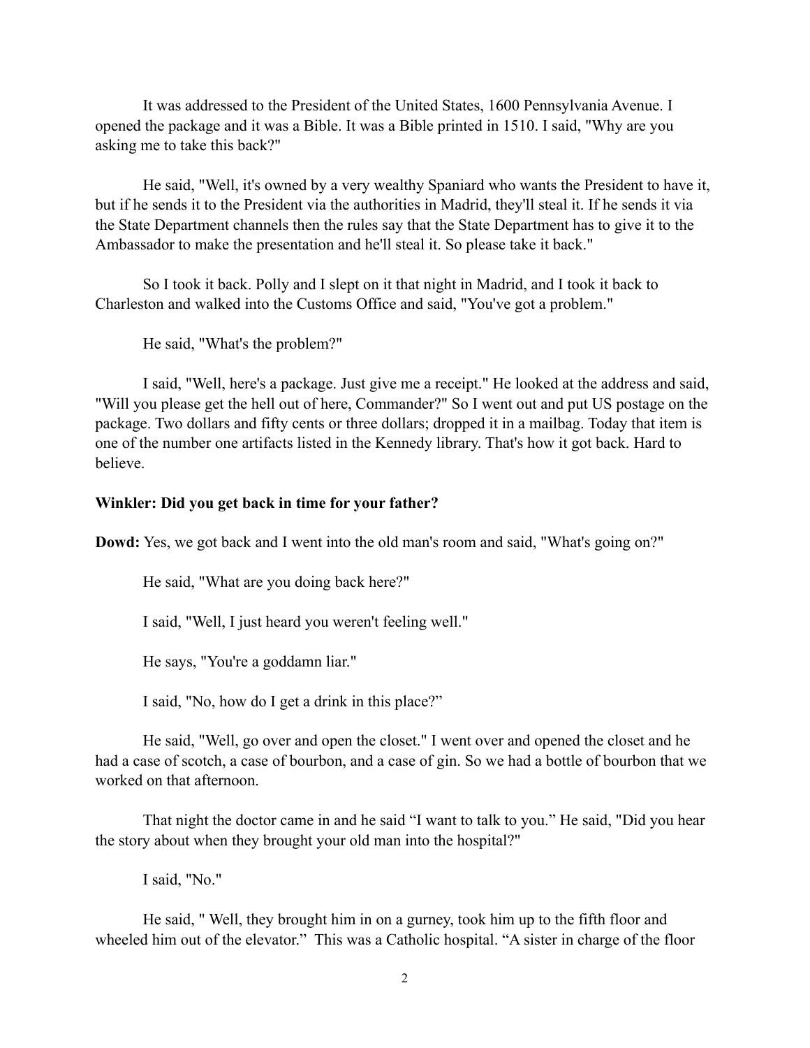It was addressed to the President of the United States, 1600 Pennsylvania Avenue. I opened the package and it was a Bible. It was a Bible printed in 1510. I said, "Why are you asking me to take this back?"

He said, "Well, it's owned by a very wealthy Spaniard who wants the President to have it, but if he sends it to the President via the authorities in Madrid, they'll steal it. If he sends it via the State Department channels then the rules say that the State Department has to give it to the Ambassador to make the presentation and he'll steal it. So please take it back."

So I took it back. Polly and I slept on it that night in Madrid, and I took it back to Charleston and walked into the Customs Office and said, "You've got a problem."

He said, "What's the problem?"

I said, "Well, here's a package. Just give me a receipt." He looked at the address and said, "Will you please get the hell out of here, Commander?" So I went out and put US postage on the package. Two dollars and fifty cents or three dollars; dropped it in a mailbag. Today that item is one of the number one artifacts listed in the Kennedy library. That's how it got back. Hard to believe.

**Winkler: Did you get back in time for your father?**

**Dowd:** Yes, we got back and I went into the old man's room and said, "What's going on?"

He said, "What are you doing back here?"

I said, "Well, I just heard you weren't feeling well."

He says, "You're a goddamn liar."

I said, "No, how do I get a drink in this place?"

He said, "Well, go over and open the closet." I went over and opened the closet and he had a case of scotch, a case of bourbon, and a case of gin. So we had a bottle of bourbon that we worked on that afternoon.

That night the doctor came in and he said "I want to talk to you." He said, "Did you hear the story about when they brought your old man into the hospital?"

I said, "No."

He said, " Well, they brought him in on a gurney, took him up to the fifth floor and wheeled him out of the elevator." This was a Catholic hospital. "A sister in charge of the floor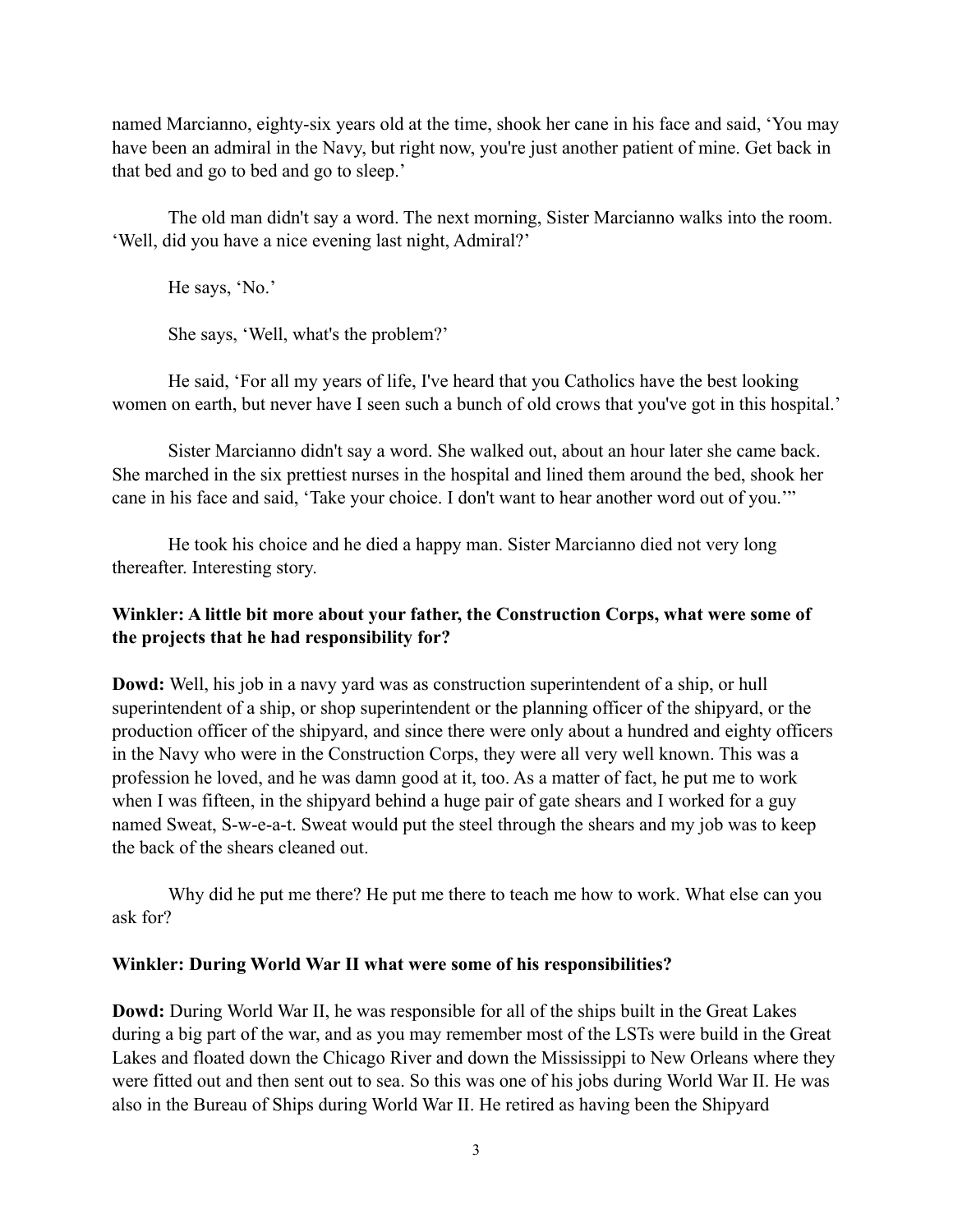named Marcianno, eighty-six years old at the time, shook her cane in his face and said, 'You may have been an admiral in the Navy, but right now, you're just another patient of mine. Get back in that bed and go to bed and go to sleep.'

The old man didn't say a word. The next morning, Sister Marcianno walks into the room. 'Well, did you have a nice evening last night, Admiral?'

He says, 'No.'

She says, 'Well, what's the problem?'

He said, 'For all my years of life, I've heard that you Catholics have the best looking women on earth, but never have I seen such a bunch of old crows that you've got in this hospital.'

Sister Marcianno didn't say a word. She walked out, about an hour later she came back. She marched in the six prettiest nurses in the hospital and lined them around the bed, shook her cane in his face and said, 'Take your choice. I don't want to hear another word out of you.'"

He took his choice and he died a happy man. Sister Marcianno died not very long thereafter. Interesting story.

**Winkler: A little bit more about your father, the Construction Corps, what were some of the projects that he had responsibility for?**

**Dowd:** Well, his job in a navy yard was as construction superintendent of a ship, or hull superintendent of a ship, or shop superintendent or the planning officer of the shipyard, or the production officer of the shipyard, and since there were only about a hundred and eighty officers in the Navy who were in the Construction Corps, they were all very well known. This was a profession he loved, and he was damn good at it, too. As a matter of fact, he put me to work when I was fifteen, in the shipyard behind a huge pair of gate shears and I worked for a guy named Sweat, S-w-e-a-t. Sweat would put the steel through the shears and my job was to keep the back of the shears cleaned out.

Why did he put me there? He put me there to teach me how to work. What else can you ask for?

**Winkler: During World War II what were some of his responsibilities?**

**Dowd:** During World War II, he was responsible for all of the ships built in the Great Lakes during a big part of the war, and as you may remember most of the LSTs were build in the Great Lakes and floated down the Chicago River and down the Mississippi to New Orleans where they were fitted out and then sent out to sea. So this was one of his jobs during World War II. He was also in the Bureau of Ships during World War II. He retired as having been the Shipyard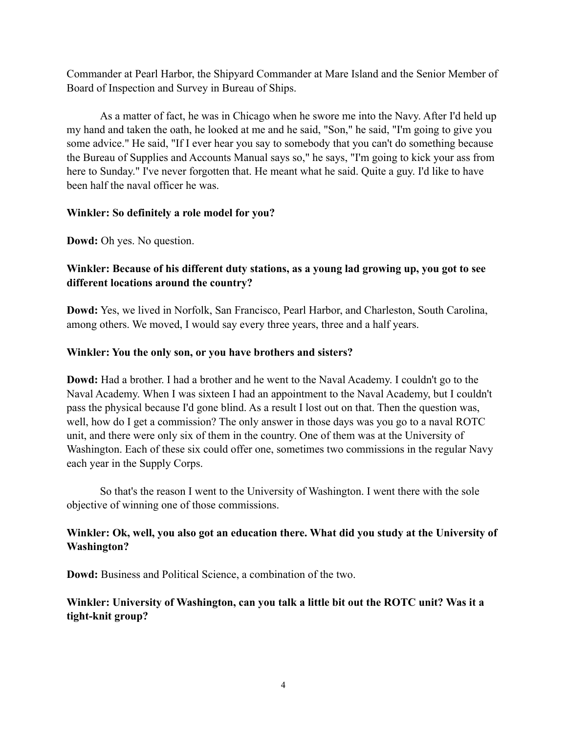Commander at Pearl Harbor, the Shipyard Commander at Mare Island and the Senior Member of Board of Inspection and Survey in Bureau of Ships.

As a matter of fact, he was in Chicago when he swore me into the Navy. After I'd held up my hand and taken the oath, he looked at me and he said, "Son," he said, "I'm going to give you some advice." He said, "If I ever hear you say to somebody that you can't do something because the Bureau of Supplies and Accounts Manual says so," he says, "I'm going to kick your ass from here to Sunday." I've never forgotten that. He meant what he said. Quite a guy. I'd like to have been half the naval officer he was.

**Winkler: So definitely a role model for you?**

**Dowd:** Oh yes. No question.

**Winkler: Because of his different duty stations, as a young lad growing up, you got to see different locations around the country?**

**Dowd:** Yes, we lived in Norfolk, San Francisco, Pearl Harbor, and Charleston, South Carolina, among others. We moved, I would say every three years, three and a half years.

**Winkler: You the only son, or you have brothers and sisters?**

**Dowd:** Had a brother. I had a brother and he went to the Naval Academy. I couldn't go to the Naval Academy. When I was sixteen I had an appointment to the Naval Academy, but I couldn't pass the physical because I'd gone blind. As a result I lost out on that. Then the question was, well, how do I get a commission? The only answer in those days was you go to a naval ROTC unit, and there were only six of them in the country. One of them was at the University of Washington. Each of these six could offer one, sometimes two commissions in the regular Navy each year in the Supply Corps.

So that's the reason I went to the University of Washington. I went there with the sole objective of winning one of those commissions.

**Winkler: Ok, well, you also got an education there. What did you study at the University of Washington?**

**Dowd:** Business and Political Science, a combination of the two.

**Winkler: University of Washington, can you talk a little bit out the ROTC unit? Was it a tight-knit group?**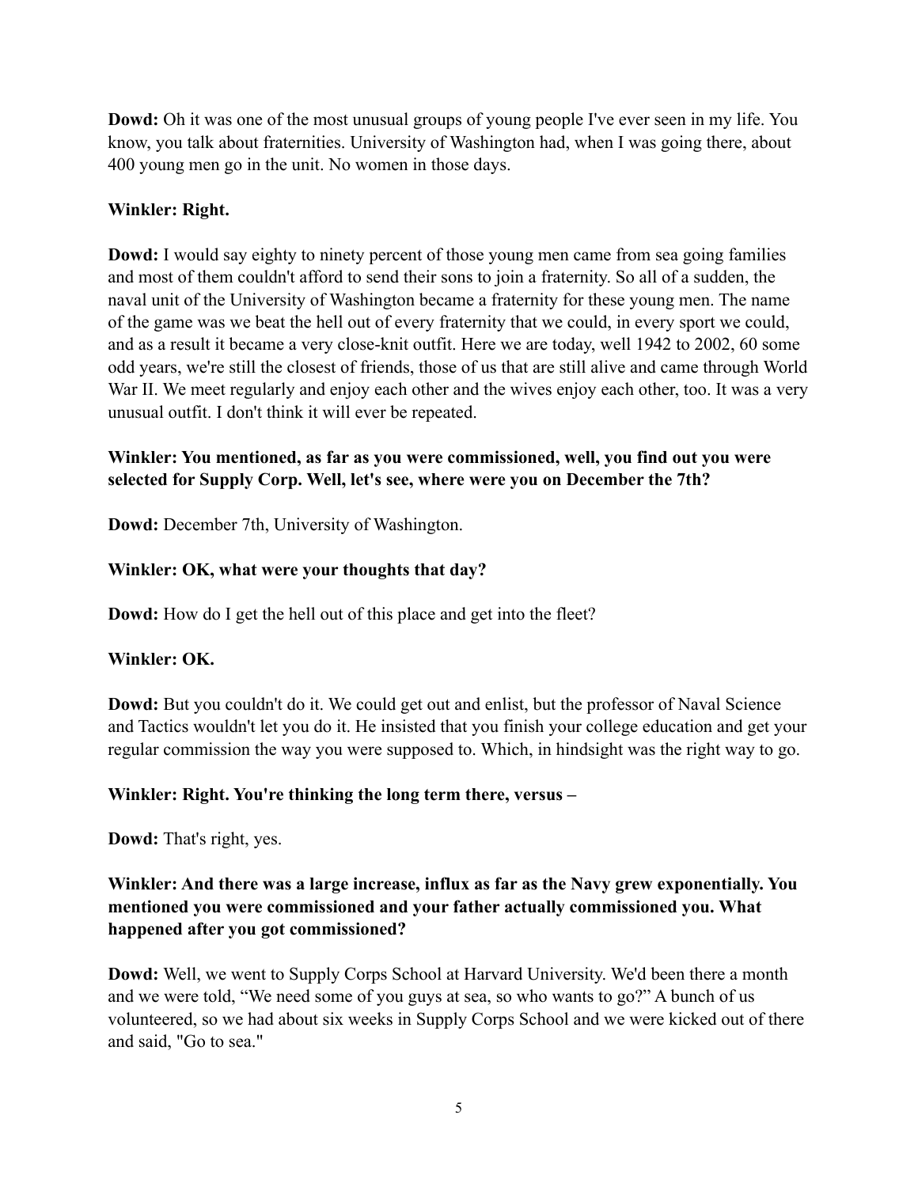**Dowd:** Oh it was one of the most unusual groups of young people I've ever seen in my life. You know, you talk about fraternities. University of Washington had, when I was going there, about 400 young men go in the unit. No women in those days.

**Winkler: Right.**

**Dowd:** I would say eighty to ninety percent of those young men came from sea going families and most of them couldn't afford to send their sons to join a fraternity. So all of a sudden, the naval unit of the University of Washington became a fraternity for these young men. The name of the game was we beat the hell out of every fraternity that we could, in every sport we could, and as a result it became a very close-knit outfit. Here we are today, well 1942 to 2002, 60 some odd years, we're still the closest of friends, those of us that are still alive and came through World War II. We meet regularly and enjoy each other and the wives enjoy each other, too. It was a very unusual outfit. I don't think it will ever be repeated.

**Winkler: You mentioned, as far as you were commissioned, well, you find out you were selected for Supply Corp. Well, let's see, where were you on December the 7th?**

**Dowd:** December 7th, University of Washington.

**Winkler: OK, what were your thoughts that day?**

**Dowd:** How do I get the hell out of this place and get into the fleet?

**Winkler: OK.**

**Dowd:** But you couldn't do it. We could get out and enlist, but the professor of Naval Science and Tactics wouldn't let you do it. He insisted that you finish your college education and get your regular commission the way you were supposed to. Which, in hindsight was the right way to go.

**Winkler: Right. You're thinking the long term there, versus –**

**Dowd:** That's right, yes.

**Winkler: And there was a large increase, influx as far as the Navy grew exponentially. You mentioned you were commissioned and your father actually commissioned you. What happened after you got commissioned?**

**Dowd:** Well, we went to Supply Corps School at Harvard University. We'd been there a month and we were told, "We need some of you guys at sea, so who wants to go?" A bunch of us volunteered, so we had about six weeks in Supply Corps School and we were kicked out of there and said, "Go to sea."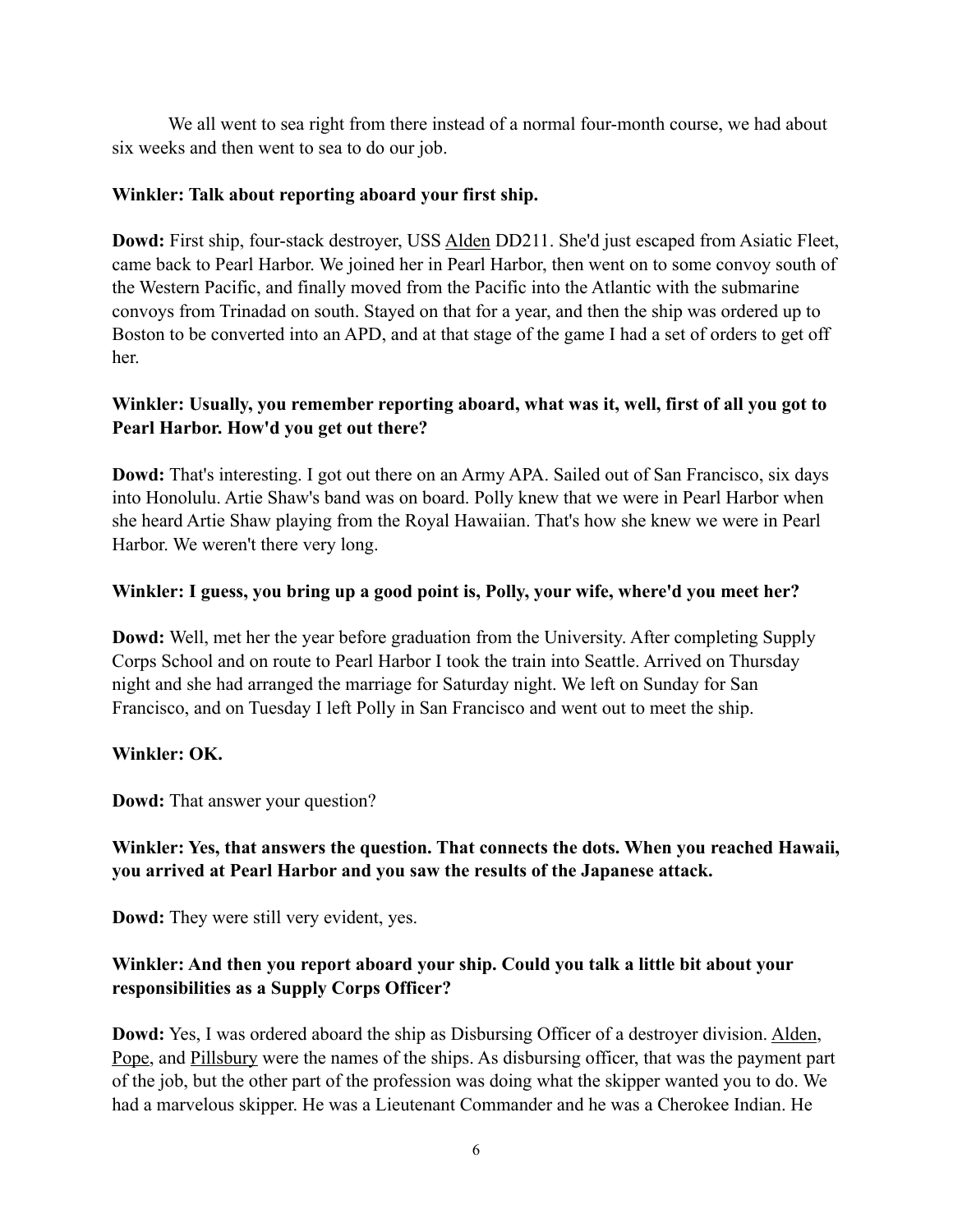We all went to sea right from there instead of a normal four-month course, we had about six weeks and then went to sea to do our job.

**Winkler: Talk about reporting aboard your first ship.**

**Dowd:** First ship, four-stack destroyer, USS Alden DD211. She'd just escaped from Asiatic Fleet, came back to Pearl Harbor. We joined her in Pearl Harbor, then went on to some convoy south of the Western Pacific, and finally moved from the Pacific into the Atlantic with the submarine convoys from Trinadad on south. Stayed on that for a year, and then the ship was ordered up to Boston to be converted into an APD, and at that stage of the game I had a set of orders to get off her.

**Winkler: Usually, you remember reporting aboard, what was it, well, first of all you got to Pearl Harbor. How'd you get out there?**

**Dowd:** That's interesting. I got out there on an Army APA. Sailed out of San Francisco, six days into Honolulu. Artie Shaw's band was on board. Polly knew that we were in Pearl Harbor when she heard Artie Shaw playing from the Royal Hawaiian. That's how she knew we were in Pearl Harbor. We weren't there very long.

**Winkler: I guess, you bring up a good point is, Polly, your wife, where'd you meet her?**

**Dowd:** Well, met her the year before graduation from the University. After completing Supply Corps School and on route to Pearl Harbor I took the train into Seattle. Arrived on Thursday night and she had arranged the marriage for Saturday night. We left on Sunday for San Francisco, and on Tuesday I left Polly in San Francisco and went out to meet the ship.

**Winkler: OK.**

**Dowd:** That answer your question?

**Winkler: Yes, that answers the question. That connects the dots. When you reached Hawaii, you arrived at Pearl Harbor and you saw the results of the Japanese attack.**

**Dowd:** They were still very evident, yes.

**Winkler: And then you report aboard your ship. Could you talk a little bit about your responsibilities as a Supply Corps Officer?**

**Dowd:** Yes, I was ordered aboard the ship as Disbursing Officer of a destroyer division. Alden, Pope, and Pillsbury were the names of the ships. As disbursing officer, that was the payment part of the job, but the other part of the profession was doing what the skipper wanted you to do. We had a marvelous skipper. He was a Lieutenant Commander and he was a Cherokee Indian. He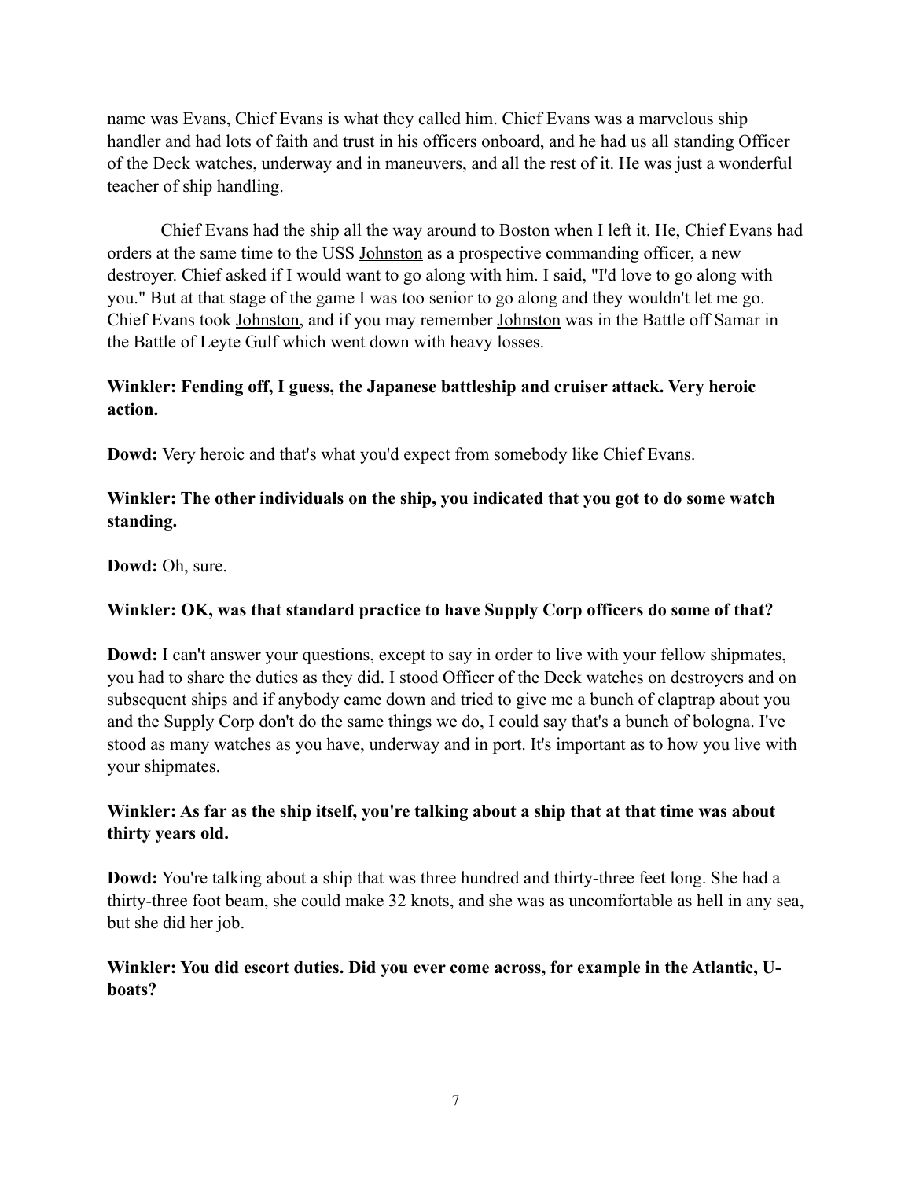name was Evans, Chief Evans is what they called him. Chief Evans was a marvelous ship handler and had lots of faith and trust in his officers onboard, and he had us all standing Officer of the Deck watches, underway and in maneuvers, and all the rest of it. He was just a wonderful teacher of ship handling.

Chief Evans had the ship all the way around to Boston when I left it. He, Chief Evans had orders at the same time to the USS Johnston as a prospective commanding officer, a new destroyer. Chief asked if I would want to go along with him. I said, "I'd love to go along with you." But at that stage of the game I was too senior to go along and they wouldn't let me go. Chief Evans took Johnston, and if you may remember Johnston was in the Battle off Samar in the Battle of Leyte Gulf which went down with heavy losses.

**Winkler: Fending off, I guess, the Japanese battleship and cruiser attack. Very heroic action.**

**Dowd:** Very heroic and that's what you'd expect from somebody like Chief Evans.

**Winkler: The other individuals on the ship, you indicated that you got to do some watch standing.**

**Dowd:** Oh, sure.

**Winkler: OK, was that standard practice to have Supply Corp officers do some of that?**

**Dowd:** I can't answer your questions, except to say in order to live with your fellow shipmates, you had to share the duties as they did. I stood Officer of the Deck watches on destroyers and on subsequent ships and if anybody came down and tried to give me a bunch of claptrap about you and the Supply Corp don't do the same things we do, I could say that's a bunch of bologna. I've stood as many watches as you have, underway and in port. It's important as to how you live with your shipmates.

**Winkler: As far as the ship itself, you're talking about a ship that at that time was about thirty years old.**

**Dowd:** You're talking about a ship that was three hundred and thirty-three feet long. She had a thirty-three foot beam, she could make 32 knots, and she was as uncomfortable as hell in any sea, but she did her job.

**Winkler: You did escort duties. Did you ever come across, for example in the Atlantic, U-boats?**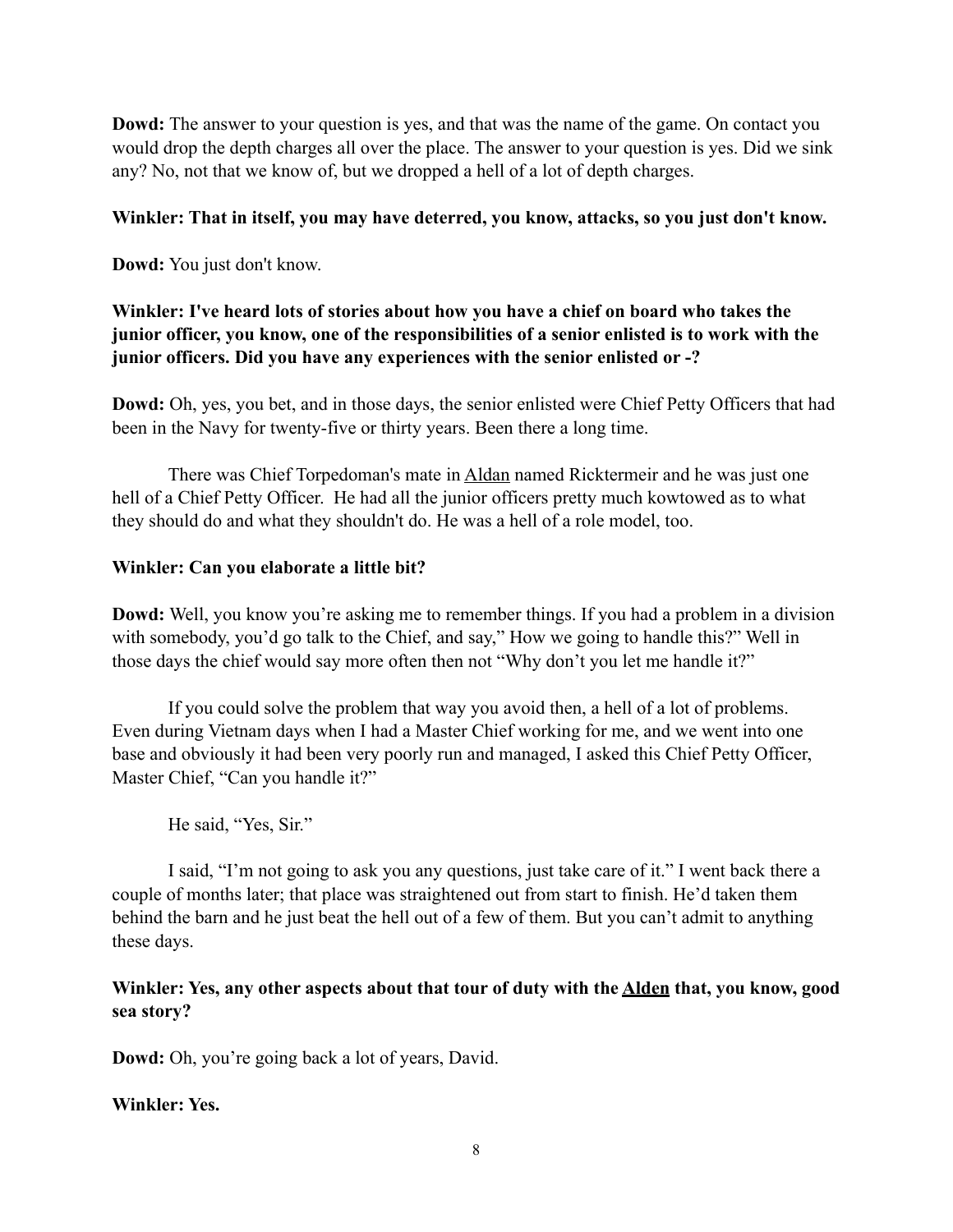**Dowd:** The answer to your question is yes, and that was the name of the game. On contact you would drop the depth charges all over the place. The answer to your question is yes. Did we sink any? No, not that we know of, but we dropped a hell of a lot of depth charges.

**Winkler: That in itself, you may have deterred, you know, attacks, so you just don't know.**

**Dowd:** You just don't know.

**Winkler: I've heard lots of stories about how you have a chief on board who takes the junior officer, you know, one of the responsibilities of a senior enlisted is to work with the junior officers. Did you have any experiences with the senior enlisted or -?**

**Dowd:** Oh, yes, you bet, and in those days, the senior enlisted were Chief Petty Officers that had been in the Navy for twenty-five or thirty years. Been there a long time.

There was Chief Torpedoman's mate in <u>Aldan</u> named Ricktermeir and he was just one hell of a Chief Petty Officer. He had all the junior officers pretty much kowtowed as to what they should do and what they shouldn't do. He was a hell of a role model, too.

**Winkler: Can you elaborate a little bit?**

**Dowd:** Well, you know you're asking me to remember things. If you had a problem in a division with somebody, you'd go talk to the Chief, and say," How we going to handle this?" Well in those days the chief would say more often then not "Why don't you let me handle it?"

If you could solve the problem that way you avoid then, a hell of a lot of problems. Even during Vietnam days when I had a Master Chief working for me, and we went into one base and obviously it had been very poorly run and managed, I asked this Chief Petty Officer, Master Chief, "Can you handle it?"

He said, "Yes, Sir."

I said, "I'm not going to ask you any questions, just take care of it." I went back there a couple of months later; that place was straightened out from start to finish. He'd taken them behind the barn and he just beat the hell out of a few of them. But you can't admit to anything these days.

**Winkler: Yes, any other aspects about that tour of duty with the <u>Alden</u> that, you know, good sea story?**

**Dowd:** Oh, you're going back a lot of years, David.

**Winkler: Yes.**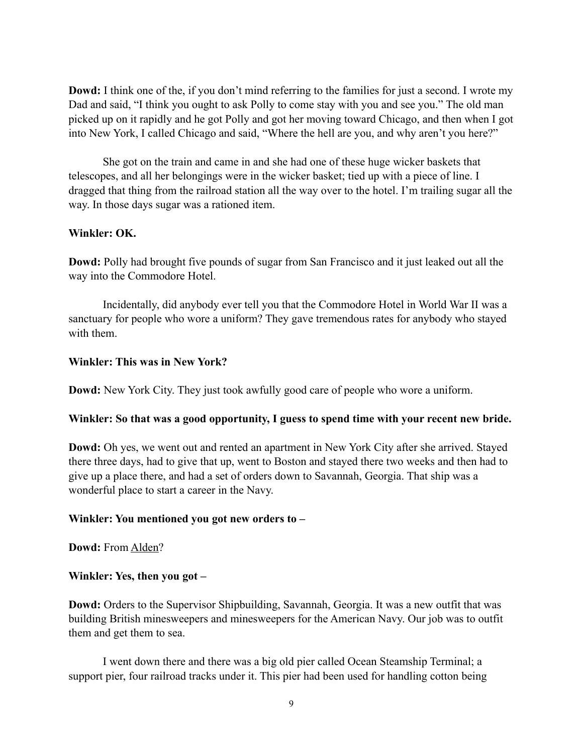**Dowd:** I think one of the, if you don't mind referring to the families for just a second. I wrote my Dad and said, "I think you ought to ask Polly to come stay with you and see you." The old man picked up on it rapidly and he got Polly and got her moving toward Chicago, and then when I got into New York, I called Chicago and said, "Where the hell are you, and why aren't you here?"

She got on the train and came in and she had one of these huge wicker baskets that telescopes, and all her belongings were in the wicker basket; tied up with a piece of line. I dragged that thing from the railroad station all the way over to the hotel. I'm trailing sugar all the way. In those days sugar was a rationed item.

**Winkler: OK.**

**Dowd:** Polly had brought five pounds of sugar from San Francisco and it just leaked out all the way into the Commodore Hotel.

Incidentally, did anybody ever tell you that the Commodore Hotel in World War II was a sanctuary for people who wore a uniform? They gave tremendous rates for anybody who stayed with them.

**Winkler: This was in New York?**

**Dowd:** New York City. They just took awfully good care of people who wore a uniform.

**Winkler: So that was a good opportunity, I guess to spend time with your recent new bride.**

**Dowd:** Oh yes, we went out and rented an apartment in New York City after she arrived. Stayed there three days, had to give that up, went to Boston and stayed there two weeks and then had to give up a place there, and had a set of orders down to Savannah, Georgia. That ship was a wonderful place to start a career in the Navy.

**Winkler: You mentioned you got new orders to –**

**Dowd:** From Alden?

**Winkler: Yes, then you got –**

**Dowd:** Orders to the Supervisor Shipbuilding, Savannah, Georgia. It was a new outfit that was building British minesweepers and minesweepers for the American Navy. Our job was to outfit them and get them to sea.

I went down there and there was a big old pier called Ocean Steamship Terminal; a support pier, four railroad tracks under it. This pier had been used for handling cotton being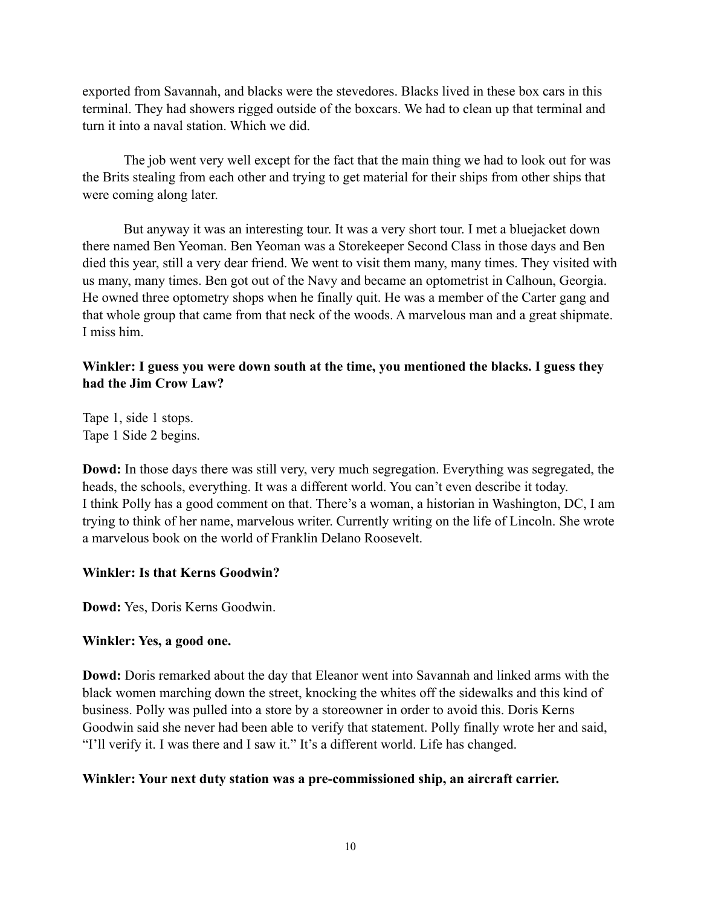exported from Savannah, and blacks were the stevedores. Blacks lived in these box cars in this terminal. They had showers rigged outside of the boxcars. We had to clean up that terminal and turn it into a naval station. Which we did.

The job went very well except for the fact that the main thing we had to look out for was the Brits stealing from each other and trying to get material for their ships from other ships that were coming along later.

But anyway it was an interesting tour. It was a very short tour. I met a bluejacket down there named Ben Yeoman. Ben Yeoman was a Storekeeper Second Class in those days and Ben died this year, still a very dear friend. We went to visit them many, many times. They visited with us many, many times. Ben got out of the Navy and became an optometrist in Calhoun, Georgia. He owned three optometry shops when he finally quit. He was a member of the Carter gang and that whole group that came from that neck of the woods. A marvelous man and a great shipmate. I miss him.

**Winkler: I guess you were down south at the time, you mentioned the blacks. I guess they had the Jim Crow Law?**

Tape 1, side 1 stops.
Tape 1 Side 2 begins.

**Dowd:** In those days there was still very, very much segregation. Everything was segregated, the heads, the schools, everything. It was a different world. You can't even describe it today. I think Polly has a good comment on that. There's a woman, a historian in Washington, DC, I am trying to think of her name, marvelous writer. Currently writing on the life of Lincoln. She wrote a marvelous book on the world of Franklin Delano Roosevelt.

**Winkler: Is that Kerns Goodwin?**

**Dowd:** Yes, Doris Kerns Goodwin.

**Winkler: Yes, a good one.**

**Dowd:** Doris remarked about the day that Eleanor went into Savannah and linked arms with the black women marching down the street, knocking the whites off the sidewalks and this kind of business. Polly was pulled into a store by a storeowner in order to avoid this. Doris Kerns Goodwin said she never had been able to verify that statement. Polly finally wrote her and said, "I'll verify it. I was there and I saw it." It's a different world. Life has changed.

**Winkler: Your next duty station was a pre-commissioned ship, an aircraft carrier.**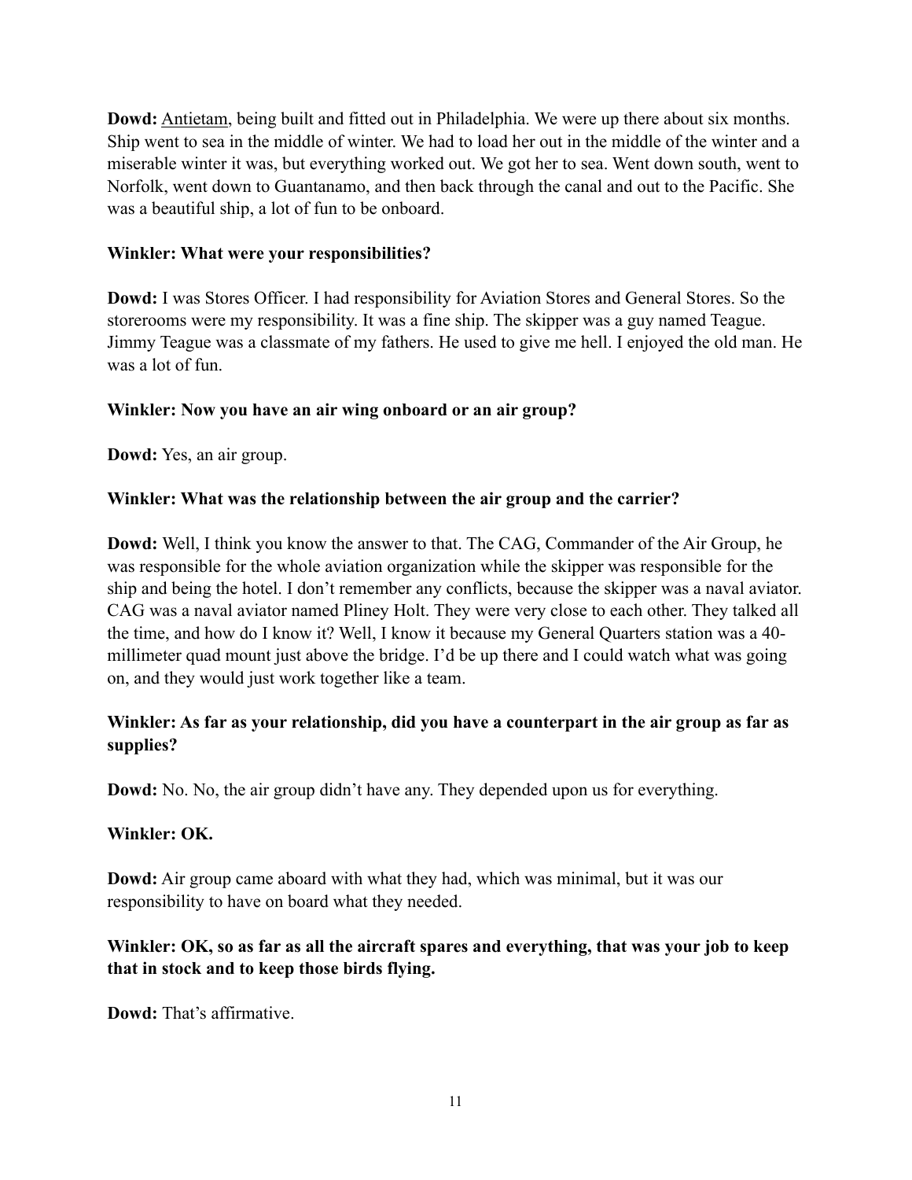**Dowd:** Antietam, being built and fitted out in Philadelphia. We were up there about six months. Ship went to sea in the middle of winter. We had to load her out in the middle of the winter and a miserable winter it was, but everything worked out. We got her to sea. Went down south, went to Norfolk, went down to Guantanamo, and then back through the canal and out to the Pacific. She was a beautiful ship, a lot of fun to be onboard.

**Winkler: What were your responsibilities?**

**Dowd:** I was Stores Officer. I had responsibility for Aviation Stores and General Stores. So the storerooms were my responsibility. It was a fine ship. The skipper was a guy named Teague. Jimmy Teague was a classmate of my fathers. He used to give me hell. I enjoyed the old man. He was a lot of fun.

**Winkler: Now you have an air wing onboard or an air group?**

**Dowd:** Yes, an air group.

**Winkler: What was the relationship between the air group and the carrier?**

**Dowd:** Well, I think you know the answer to that. The CAG, Commander of the Air Group, he was responsible for the whole aviation organization while the skipper was responsible for the ship and being the hotel. I don't remember any conflicts, because the skipper was a naval aviator. CAG was a naval aviator named Pliney Holt. They were very close to each other. They talked all the time, and how do I know it? Well, I know it because my General Quarters station was a 40-millimeter quad mount just above the bridge. I'd be up there and I could watch what was going on, and they would just work together like a team.

**Winkler: As far as your relationship, did you have a counterpart in the air group as far as supplies?**

**Dowd:** No. No, the air group didn't have any. They depended upon us for everything.

**Winkler: OK.**

**Dowd:** Air group came aboard with what they had, which was minimal, but it was our responsibility to have on board what they needed.

**Winkler: OK, so as far as all the aircraft spares and everything, that was your job to keep that in stock and to keep those birds flying.**

**Dowd:** That's affirmative.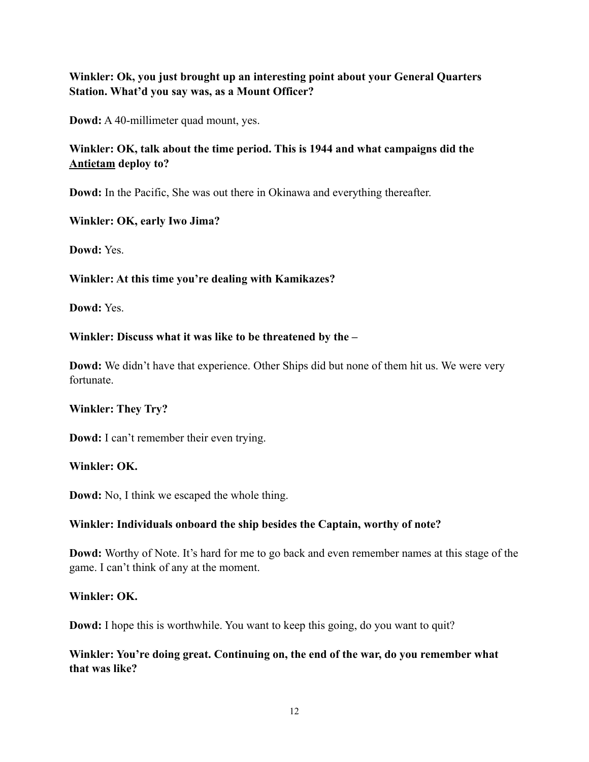**Winkler: Ok, you just brought up an interesting point about your General Quarters Station. What'd you say was, as a Mount Officer?**

**Dowd:** A 40-millimeter quad mount, yes.

**Winkler: OK, talk about the time period. This is 1944 and what campaigns did the Antietam deploy to?**

**Dowd:** In the Pacific, She was out there in Okinawa and everything thereafter.

**Winkler: OK, early Iwo Jima?**

**Dowd:** Yes.

**Winkler: At this time you're dealing with Kamikazes?**

**Dowd:** Yes.

**Winkler: Discuss what it was like to be threatened by the –**

**Dowd:** We didn't have that experience. Other Ships did but none of them hit us. We were very fortunate.

**Winkler: They Try?**

**Dowd:** I can't remember their even trying.

**Winkler: OK.**

**Dowd:** No, I think we escaped the whole thing.

**Winkler: Individuals onboard the ship besides the Captain, worthy of note?**

**Dowd:** Worthy of Note. It's hard for me to go back and even remember names at this stage of the game. I can't think of any at the moment.

**Winkler: OK.**

**Dowd:** I hope this is worthwhile. You want to keep this going, do you want to quit?

**Winkler: You're doing great. Continuing on, the end of the war, do you remember what that was like?**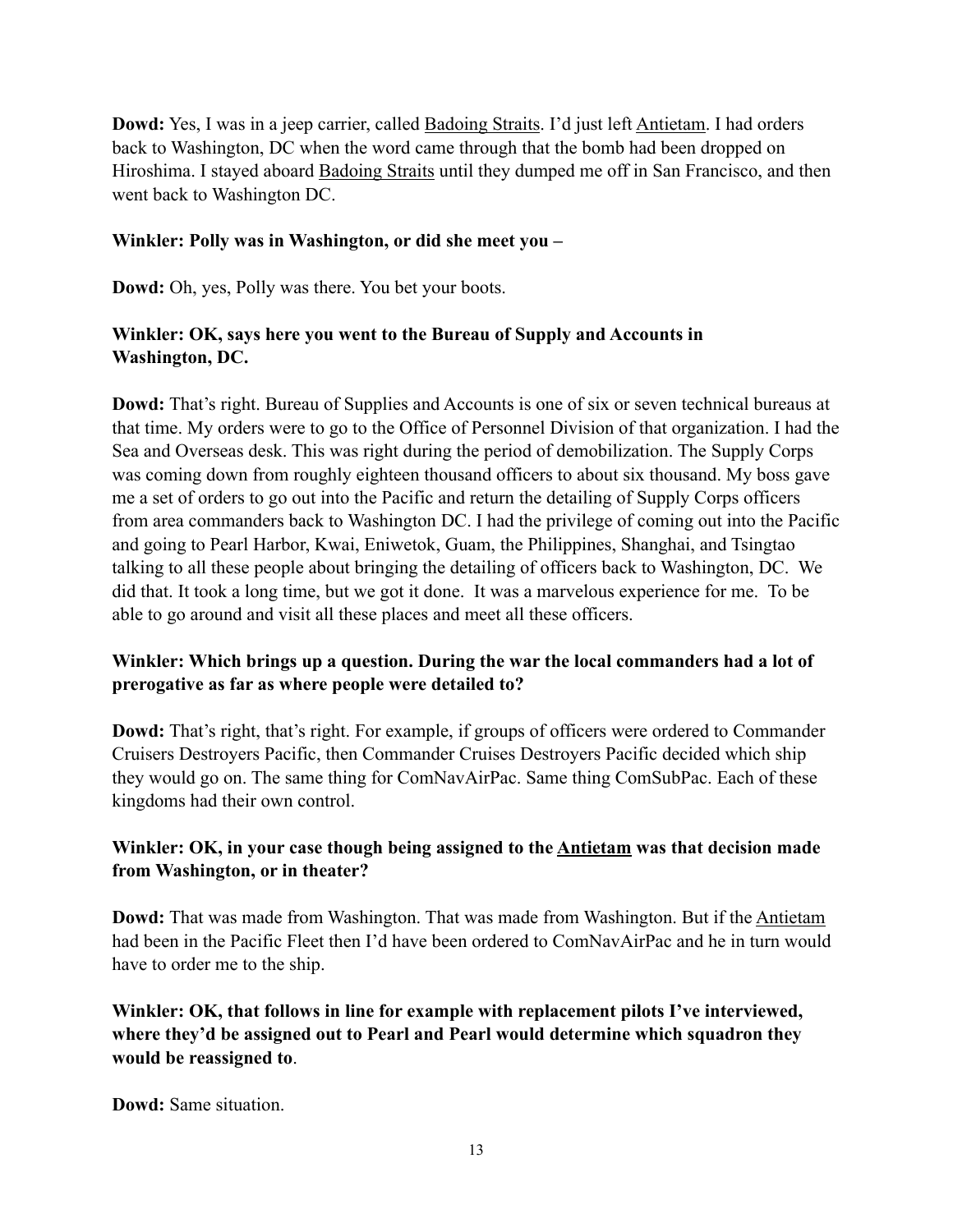**Dowd:** Yes, I was in a jeep carrier, called Badoing Straits. I'd just left Antietam. I had orders back to Washington, DC when the word came through that the bomb had been dropped on Hiroshima. I stayed aboard Badoing Straits until they dumped me off in San Francisco, and then went back to Washington DC.

**Winkler: Polly was in Washington, or did she meet you –**

**Dowd:** Oh, yes, Polly was there. You bet your boots.

**Winkler: OK, says here you went to the Bureau of Supply and Accounts in Washington, DC.**

**Dowd:** That's right. Bureau of Supplies and Accounts is one of six or seven technical bureaus at that time. My orders were to go to the Office of Personnel Division of that organization. I had the Sea and Overseas desk. This was right during the period of demobilization. The Supply Corps was coming down from roughly eighteen thousand officers to about six thousand. My boss gave me a set of orders to go out into the Pacific and return the detailing of Supply Corps officers from area commanders back to Washington DC. I had the privilege of coming out into the Pacific and going to Pearl Harbor, Kwai, Eniwetok, Guam, the Philippines, Shanghai, and Tsingtao talking to all these people about bringing the detailing of officers back to Washington, DC. We did that. It took a long time, but we got it done. It was a marvelous experience for me. To be able to go around and visit all these places and meet all these officers.

**Winkler: Which brings up a question. During the war the local commanders had a lot of prerogative as far as where people were detailed to?**

**Dowd:** That's right, that's right. For example, if groups of officers were ordered to Commander Cruisers Destroyers Pacific, then Commander Cruises Destroyers Pacific decided which ship they would go on. The same thing for ComNavAirPac. Same thing ComSubPac. Each of these kingdoms had their own control.

**Winkler: OK, in your case though being assigned to the Antietam was that decision made from Washington, or in theater?**

**Dowd:** That was made from Washington. That was made from Washington. But if the Antietam had been in the Pacific Fleet then I'd have been ordered to ComNavAirPac and he in turn would have to order me to the ship.

**Winkler: OK, that follows in line for example with replacement pilots I've interviewed, where they'd be assigned out to Pearl and Pearl would determine which squadron they would be reassigned to**.

**Dowd:** Same situation.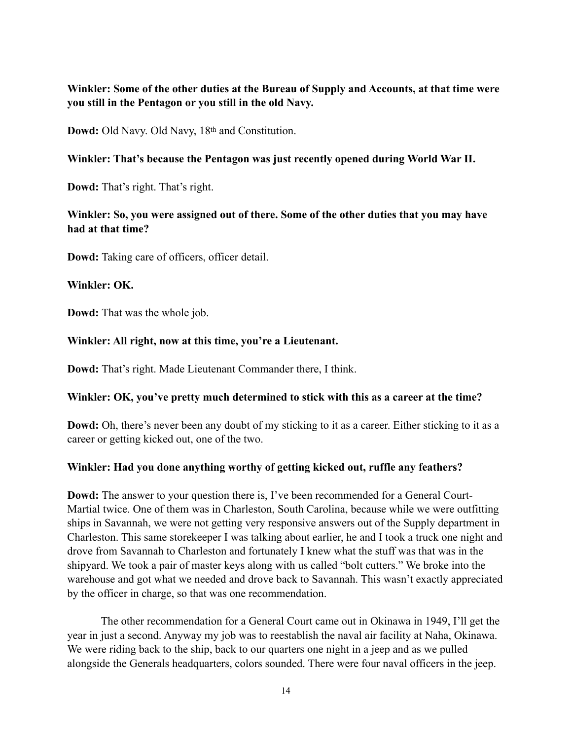**Winkler: Some of the other duties at the Bureau of Supply and Accounts, at that time were you still in the Pentagon or you still in the old Navy.**

**Dowd:** Old Navy. Old Navy, 18th and Constitution.

**Winkler: That's because the Pentagon was just recently opened during World War II.**

**Dowd:** That's right. That's right.

**Winkler: So, you were assigned out of there. Some of the other duties that you may have had at that time?**

**Dowd:** Taking care of officers, officer detail.

**Winkler: OK.**

**Dowd:** That was the whole job.

**Winkler: All right, now at this time, you're a Lieutenant.**

**Dowd:** That's right. Made Lieutenant Commander there, I think.

**Winkler: OK, you've pretty much determined to stick with this as a career at the time?**

**Dowd:** Oh, there's never been any doubt of my sticking to it as a career. Either sticking to it as a career or getting kicked out, one of the two.

**Winkler: Had you done anything worthy of getting kicked out, ruffle any feathers?**

**Dowd:** The answer to your question there is, I've been recommended for a General Court-Martial twice. One of them was in Charleston, South Carolina, because while we were outfitting ships in Savannah, we were not getting very responsive answers out of the Supply department in Charleston. This same storekeeper I was talking about earlier, he and I took a truck one night and drove from Savannah to Charleston and fortunately I knew what the stuff was that was in the shipyard. We took a pair of master keys along with us called "bolt cutters." We broke into the warehouse and got what we needed and drove back to Savannah. This wasn't exactly appreciated by the officer in charge, so that was one recommendation.

The other recommendation for a General Court came out in Okinawa in 1949, I'll get the year in just a second. Anyway my job was to reestablish the naval air facility at Naha, Okinawa. We were riding back to the ship, back to our quarters one night in a jeep and as we pulled alongside the Generals headquarters, colors sounded. There were four naval officers in the jeep.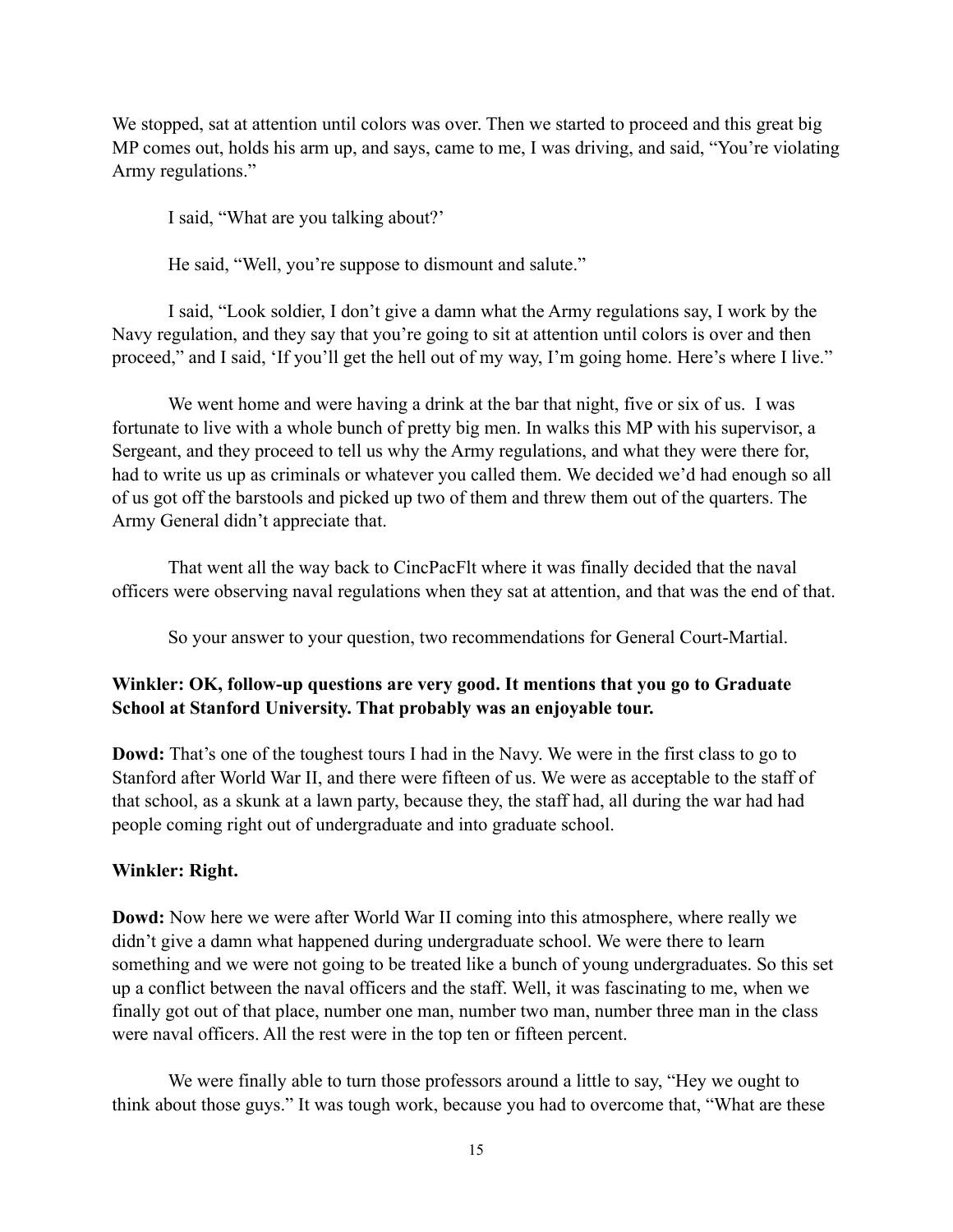We stopped, sat at attention until colors was over. Then we started to proceed and this great big MP comes out, holds his arm up, and says, came to me, I was driving, and said, "You're violating Army regulations."

I said, "What are you talking about?'

He said, "Well, you're suppose to dismount and salute."

I said, "Look soldier, I don't give a damn what the Army regulations say, I work by the Navy regulation, and they say that you're going to sit at attention until colors is over and then proceed," and I said, 'If you'll get the hell out of my way, I'm going home. Here's where I live."

We went home and were having a drink at the bar that night, five or six of us. I was fortunate to live with a whole bunch of pretty big men. In walks this MP with his supervisor, a Sergeant, and they proceed to tell us why the Army regulations, and what they were there for, had to write us up as criminals or whatever you called them. We decided we'd had enough so all of us got off the barstools and picked up two of them and threw them out of the quarters. The Army General didn't appreciate that.

That went all the way back to CincPacFlt where it was finally decided that the naval officers were observing naval regulations when they sat at attention, and that was the end of that.

So your answer to your question, two recommendations for General Court-Martial.

**Winkler: OK, follow-up questions are very good. It mentions that you go to Graduate School at Stanford University. That probably was an enjoyable tour.**

**Dowd:** That's one of the toughest tours I had in the Navy. We were in the first class to go to Stanford after World War II, and there were fifteen of us. We were as acceptable to the staff of that school, as a skunk at a lawn party, because they, the staff had, all during the war had had people coming right out of undergraduate and into graduate school.

**Winkler: Right.**

**Dowd:** Now here we were after World War II coming into this atmosphere, where really we didn't give a damn what happened during undergraduate school. We were there to learn something and we were not going to be treated like a bunch of young undergraduates. So this set up a conflict between the naval officers and the staff. Well, it was fascinating to me, when we finally got out of that place, number one man, number two man, number three man in the class were naval officers. All the rest were in the top ten or fifteen percent.

We were finally able to turn those professors around a little to say, "Hey we ought to think about those guys." It was tough work, because you had to overcome that, "What are these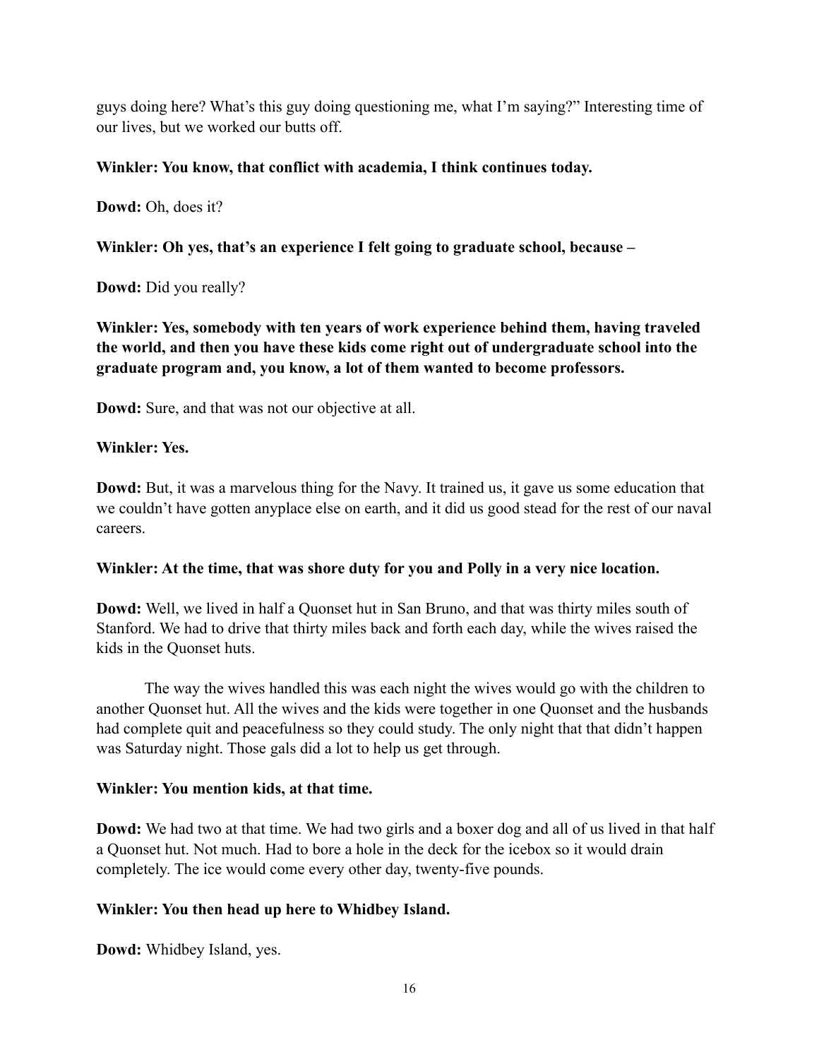guys doing here? What's this guy doing questioning me, what I'm saying?" Interesting time of our lives, but we worked our butts off.

**Winkler: You know, that conflict with academia, I think continues today.**

**Dowd:** Oh, does it?

**Winkler: Oh yes, that's an experience I felt going to graduate school, because –**

**Dowd:** Did you really?

**Winkler: Yes, somebody with ten years of work experience behind them, having traveled the world, and then you have these kids come right out of undergraduate school into the graduate program and, you know, a lot of them wanted to become professors.**

**Dowd:** Sure, and that was not our objective at all.

**Winkler: Yes.**

**Dowd:** But, it was a marvelous thing for the Navy. It trained us, it gave us some education that we couldn't have gotten anyplace else on earth, and it did us good stead for the rest of our naval careers.

**Winkler: At the time, that was shore duty for you and Polly in a very nice location.**

**Dowd:** Well, we lived in half a Quonset hut in San Bruno, and that was thirty miles south of Stanford. We had to drive that thirty miles back and forth each day, while the wives raised the kids in the Quonset huts.

The way the wives handled this was each night the wives would go with the children to another Quonset hut. All the wives and the kids were together in one Quonset and the husbands had complete quit and peacefulness so they could study. The only night that that didn't happen was Saturday night. Those gals did a lot to help us get through.

**Winkler: You mention kids, at that time.**

**Dowd:** We had two at that time. We had two girls and a boxer dog and all of us lived in that half a Quonset hut. Not much. Had to bore a hole in the deck for the icebox so it would drain completely. The ice would come every other day, twenty-five pounds.

**Winkler: You then head up here to Whidbey Island.**

**Dowd:** Whidbey Island, yes.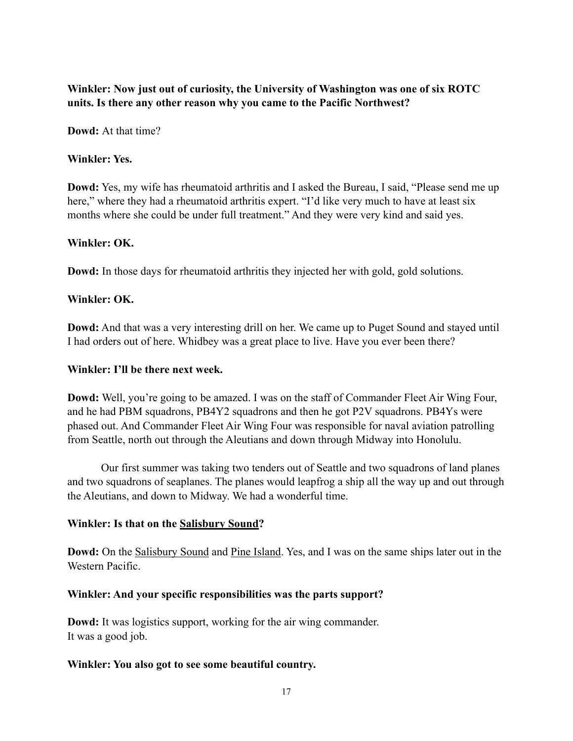**Winkler: Now just out of curiosity, the University of Washington was one of six ROTC units. Is there any other reason why you came to the Pacific Northwest?**

**Dowd:** At that time?

**Winkler: Yes.**

**Dowd:** Yes, my wife has rheumatoid arthritis and I asked the Bureau, I said, "Please send me up here," where they had a rheumatoid arthritis expert. "I'd like very much to have at least six months where she could be under full treatment." And they were very kind and said yes.

**Winkler: OK.**

**Dowd:** In those days for rheumatoid arthritis they injected her with gold, gold solutions.

**Winkler: OK.**

**Dowd:** And that was a very interesting drill on her. We came up to Puget Sound and stayed until I had orders out of here. Whidbey was a great place to live. Have you ever been there?

**Winkler: I'll be there next week.**

**Dowd:** Well, you're going to be amazed. I was on the staff of Commander Fleet Air Wing Four, and he had PBM squadrons, PB4Y2 squadrons and then he got P2V squadrons. PB4Ys were phased out. And Commander Fleet Air Wing Four was responsible for naval aviation patrolling from Seattle, north out through the Aleutians and down through Midway into Honolulu.

Our first summer was taking two tenders out of Seattle and two squadrons of land planes and two squadrons of seaplanes. The planes would leapfrog a ship all the way up and out through the Aleutians, and down to Midway. We had a wonderful time.

**Winkler: Is that on the Salisbury Sound?**

**Dowd:** On the Salisbury Sound and Pine Island. Yes, and I was on the same ships later out in the Western Pacific.

**Winkler: And your specific responsibilities was the parts support?**

**Dowd:** It was logistics support, working for the air wing commander.
It was a good job.

**Winkler: You also got to see some beautiful country.**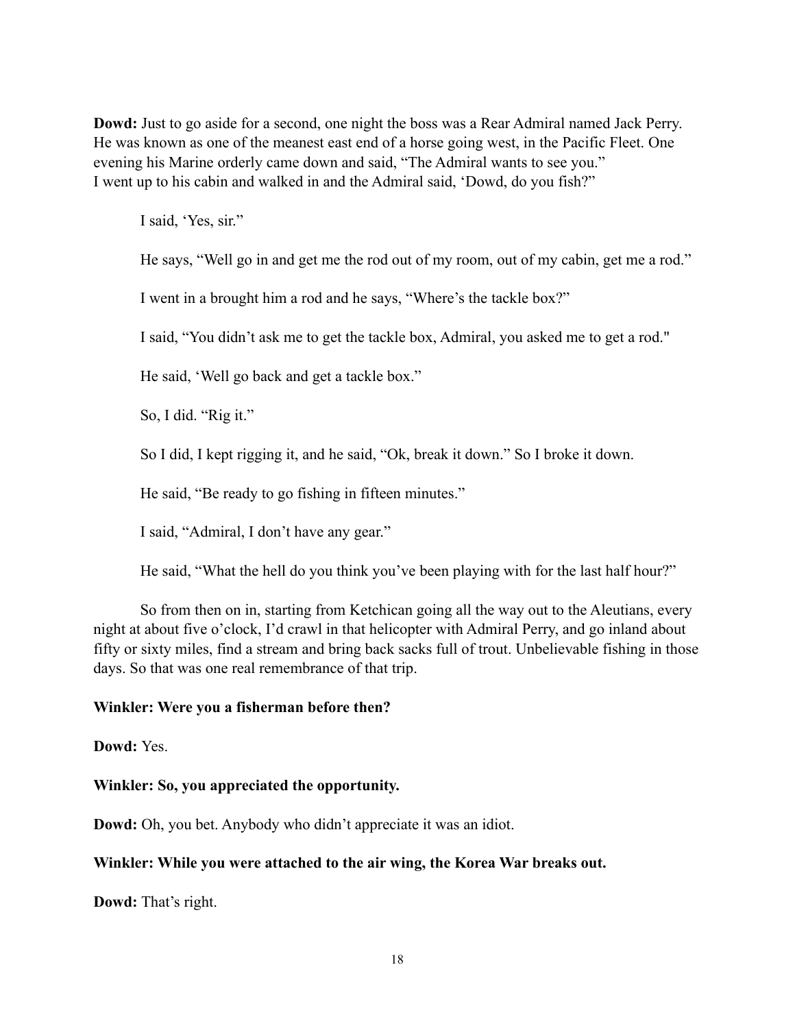**Dowd:** Just to go aside for a second, one night the boss was a Rear Admiral named Jack Perry. He was known as one of the meanest east end of a horse going west, in the Pacific Fleet. One evening his Marine orderly came down and said, "The Admiral wants to see you."
I went up to his cabin and walked in and the Admiral said, 'Dowd, do you fish?"

I said, 'Yes, sir."

He says, "Well go in and get me the rod out of my room, out of my cabin, get me a rod."

I went in a brought him a rod and he says, "Where's the tackle box?"

I said, "You didn't ask me to get the tackle box, Admiral, you asked me to get a rod."

He said, 'Well go back and get a tackle box."

So, I did. "Rig it."

So I did, I kept rigging it, and he said, "Ok, break it down." So I broke it down.

He said, "Be ready to go fishing in fifteen minutes."

I said, "Admiral, I don't have any gear."

He said, "What the hell do you think you've been playing with for the last half hour?"

So from then on in, starting from Ketchican going all the way out to the Aleutians, every night at about five o'clock, I'd crawl in that helicopter with Admiral Perry, and go inland about fifty or sixty miles, find a stream and bring back sacks full of trout. Unbelievable fishing in those days. So that was one real remembrance of that trip.

**Winkler: Were you a fisherman before then?**

**Dowd:** Yes.

**Winkler: So, you appreciated the opportunity.**

**Dowd:** Oh, you bet. Anybody who didn't appreciate it was an idiot.

**Winkler: While you were attached to the air wing, the Korea War breaks out.**

**Dowd:** That's right.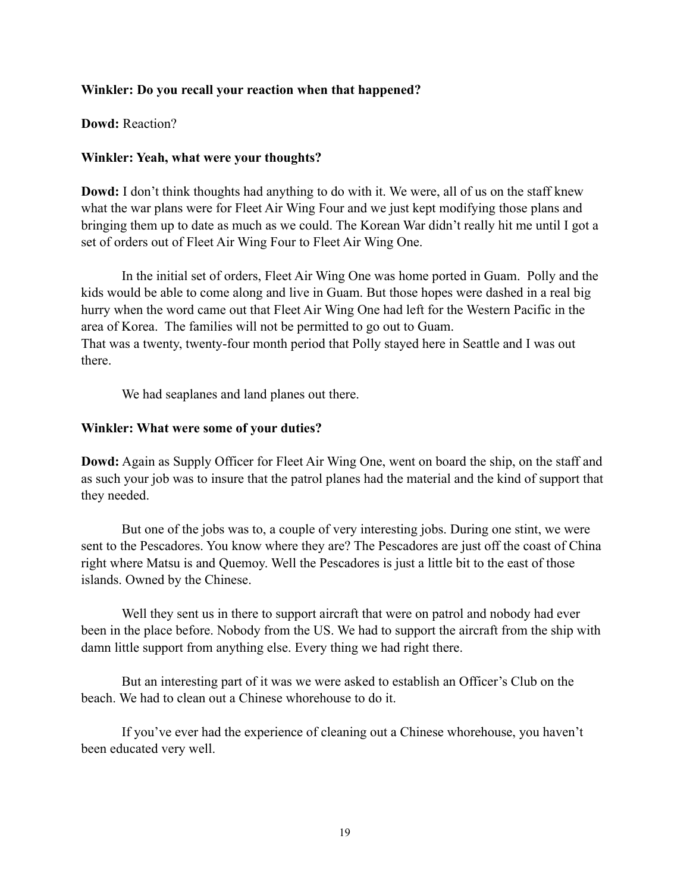**Winkler: Do you recall your reaction when that happened?**

**Dowd:** Reaction?

**Winkler: Yeah, what were your thoughts?**

**Dowd:** I don't think thoughts had anything to do with it. We were, all of us on the staff knew what the war plans were for Fleet Air Wing Four and we just kept modifying those plans and bringing them up to date as much as we could. The Korean War didn't really hit me until I got a set of orders out of Fleet Air Wing Four to Fleet Air Wing One.

In the initial set of orders, Fleet Air Wing One was home ported in Guam. Polly and the kids would be able to come along and live in Guam. But those hopes were dashed in a real big hurry when the word came out that Fleet Air Wing One had left for the Western Pacific in the area of Korea. The families will not be permitted to go out to Guam.
That was a twenty, twenty-four month period that Polly stayed here in Seattle and I was out there.

We had seaplanes and land planes out there.

**Winkler: What were some of your duties?**

**Dowd:** Again as Supply Officer for Fleet Air Wing One, went on board the ship, on the staff and as such your job was to insure that the patrol planes had the material and the kind of support that they needed.

But one of the jobs was to, a couple of very interesting jobs. During one stint, we were sent to the Pescadores. You know where they are? The Pescadores are just off the coast of China right where Matsu is and Quemoy. Well the Pescadores is just a little bit to the east of those islands. Owned by the Chinese.

Well they sent us in there to support aircraft that were on patrol and nobody had ever been in the place before. Nobody from the US. We had to support the aircraft from the ship with damn little support from anything else. Every thing we had right there.

But an interesting part of it was we were asked to establish an Officer's Club on the beach. We had to clean out a Chinese whorehouse to do it.

If you've ever had the experience of cleaning out a Chinese whorehouse, you haven't been educated very well.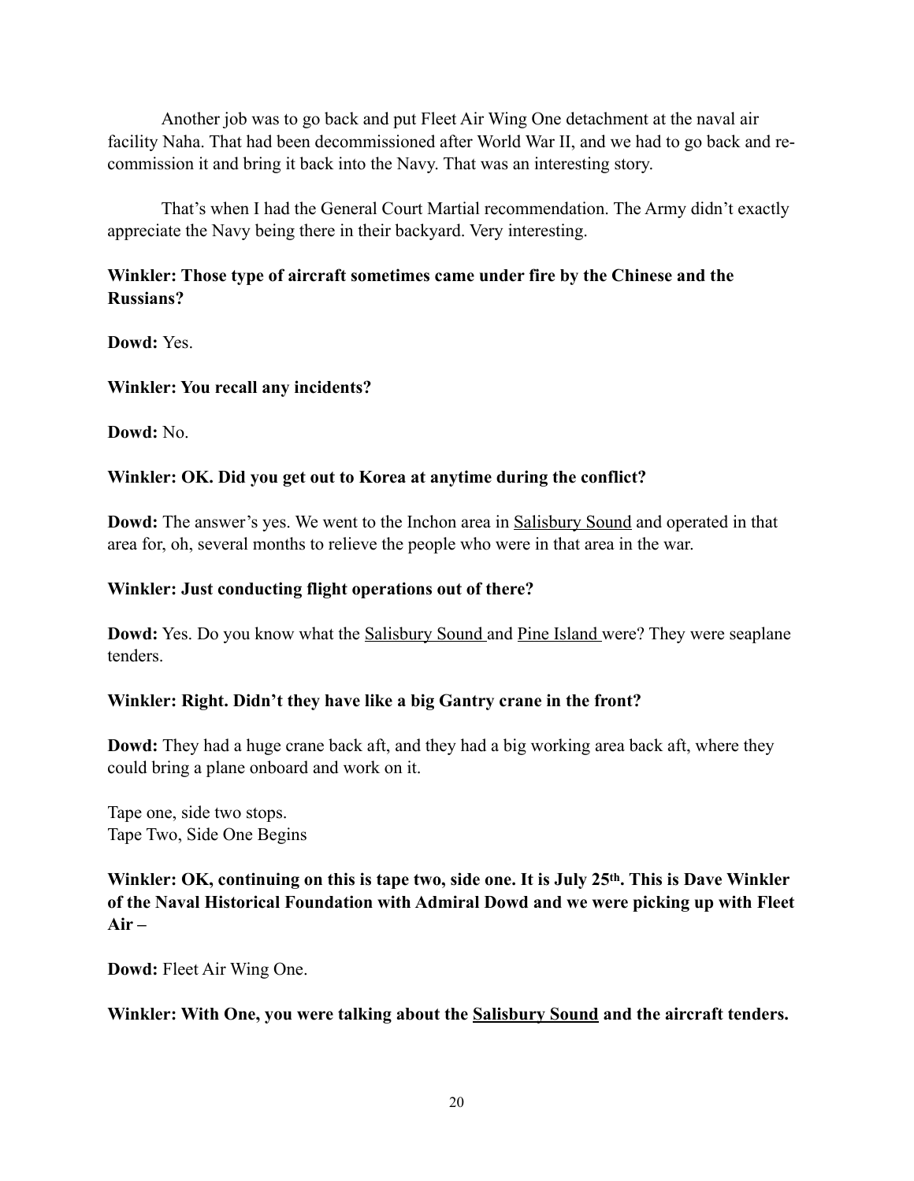Another job was to go back and put Fleet Air Wing One detachment at the naval air facility Naha. That had been decommissioned after World War II, and we had to go back and re-commission it and bring it back into the Navy. That was an interesting story.

That's when I had the General Court Martial recommendation. The Army didn't exactly appreciate the Navy being there in their backyard. Very interesting.

**Winkler: Those type of aircraft sometimes came under fire by the Chinese and the Russians?**

**Dowd:** Yes.

**Winkler: You recall any incidents?**

**Dowd:** No.

**Winkler: OK. Did you get out to Korea at anytime during the conflict?**

**Dowd:** The answer's yes. We went to the Inchon area in Salisbury Sound and operated in that area for, oh, several months to relieve the people who were in that area in the war.

**Winkler: Just conducting flight operations out of there?**

**Dowd:** Yes. Do you know what the Salisbury Sound and Pine Island were? They were seaplane tenders.

**Winkler: Right. Didn't they have like a big Gantry crane in the front?**

**Dowd:** They had a huge crane back aft, and they had a big working area back aft, where they could bring a plane onboard and work on it.

Tape one, side two stops.
Tape Two, Side One Begins

**Winkler: OK, continuing on this is tape two, side one. It is July 25th. This is Dave Winkler of the Naval Historical Foundation with Admiral Dowd and we were picking up with Fleet Air –**

**Dowd:** Fleet Air Wing One.

**Winkler: With One, you were talking about the Salisbury Sound and the aircraft tenders.**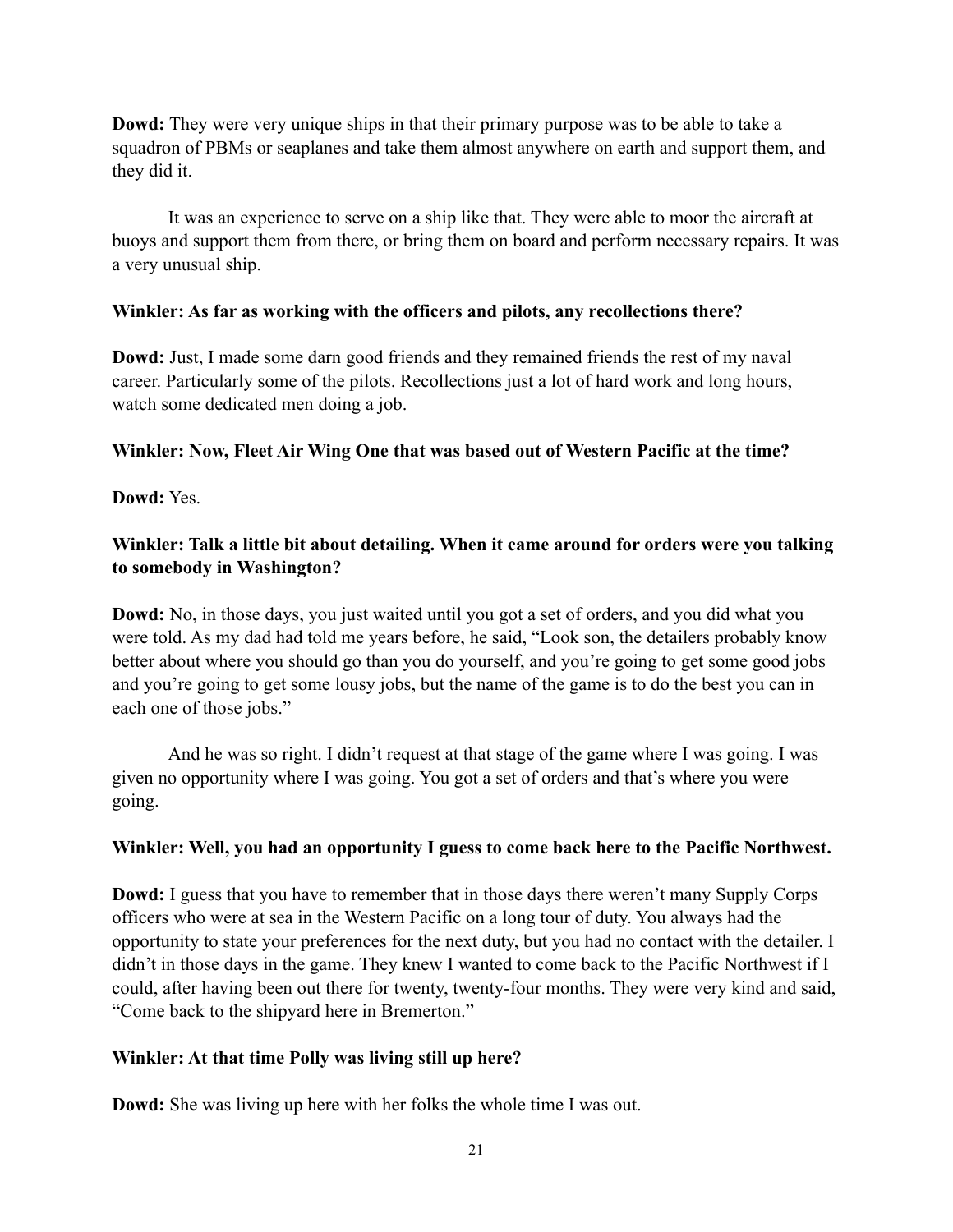**Dowd:** They were very unique ships in that their primary purpose was to be able to take a squadron of PBMs or seaplanes and take them almost anywhere on earth and support them, and they did it.

It was an experience to serve on a ship like that. They were able to moor the aircraft at buoys and support them from there, or bring them on board and perform necessary repairs. It was a very unusual ship.

**Winkler: As far as working with the officers and pilots, any recollections there?**

**Dowd:** Just, I made some darn good friends and they remained friends the rest of my naval career. Particularly some of the pilots. Recollections just a lot of hard work and long hours, watch some dedicated men doing a job.

**Winkler: Now, Fleet Air Wing One that was based out of Western Pacific at the time?**

**Dowd:** Yes.

**Winkler: Talk a little bit about detailing. When it came around for orders were you talking to somebody in Washington?**

**Dowd:** No, in those days, you just waited until you got a set of orders, and you did what you were told. As my dad had told me years before, he said, "Look son, the detailers probably know better about where you should go than you do yourself, and you're going to get some good jobs and you're going to get some lousy jobs, but the name of the game is to do the best you can in each one of those jobs."

And he was so right. I didn't request at that stage of the game where I was going. I was given no opportunity where I was going. You got a set of orders and that's where you were going.

**Winkler: Well, you had an opportunity I guess to come back here to the Pacific Northwest.**

**Dowd:** I guess that you have to remember that in those days there weren't many Supply Corps officers who were at sea in the Western Pacific on a long tour of duty. You always had the opportunity to state your preferences for the next duty, but you had no contact with the detailer. I didn't in those days in the game. They knew I wanted to come back to the Pacific Northwest if I could, after having been out there for twenty, twenty-four months. They were very kind and said, "Come back to the shipyard here in Bremerton."

**Winkler: At that time Polly was living still up here?**

**Dowd:** She was living up here with her folks the whole time I was out.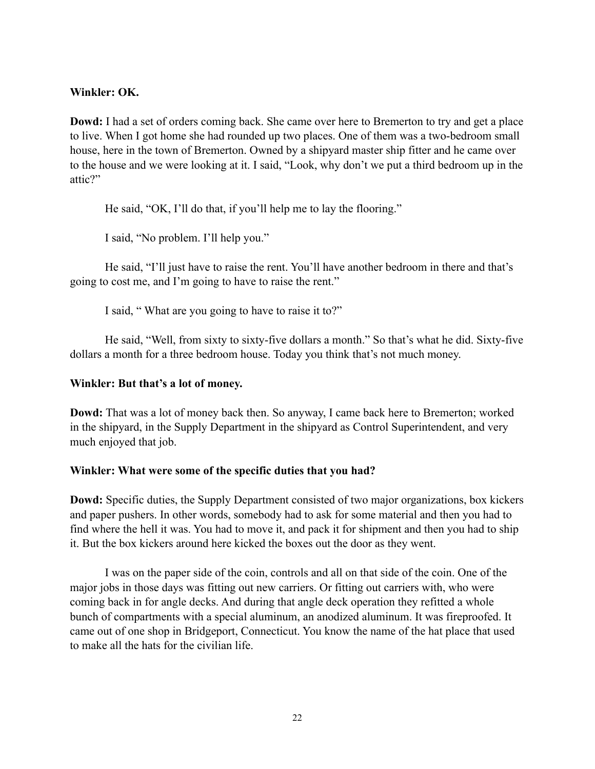**Winkler: OK.**

**Dowd:** I had a set of orders coming back. She came over here to Bremerton to try and get a place to live. When I got home she had rounded up two places. One of them was a two-bedroom small house, here in the town of Bremerton. Owned by a shipyard master ship fitter and he came over to the house and we were looking at it. I said, "Look, why don't we put a third bedroom up in the attic?"

He said, "OK, I'll do that, if you'll help me to lay the flooring."

I said, "No problem. I'll help you."

He said, "I'll just have to raise the rent. You'll have another bedroom in there and that's going to cost me, and I'm going to have to raise the rent."

I said, " What are you going to have to raise it to?"

He said, "Well, from sixty to sixty-five dollars a month." So that's what he did. Sixty-five dollars a month for a three bedroom house. Today you think that's not much money.

**Winkler: But that's a lot of money.**

**Dowd:** That was a lot of money back then. So anyway, I came back here to Bremerton; worked in the shipyard, in the Supply Department in the shipyard as Control Superintendent, and very much enjoyed that job.

**Winkler: What were some of the specific duties that you had?**

**Dowd:** Specific duties, the Supply Department consisted of two major organizations, box kickers and paper pushers. In other words, somebody had to ask for some material and then you had to find where the hell it was. You had to move it, and pack it for shipment and then you had to ship it. But the box kickers around here kicked the boxes out the door as they went.

I was on the paper side of the coin, controls and all on that side of the coin. One of the major jobs in those days was fitting out new carriers. Or fitting out carriers with, who were coming back in for angle decks. And during that angle deck operation they refitted a whole bunch of compartments with a special aluminum, an anodized aluminum. It was fireproofed. It came out of one shop in Bridgeport, Connecticut. You know the name of the hat place that used to make all the hats for the civilian life.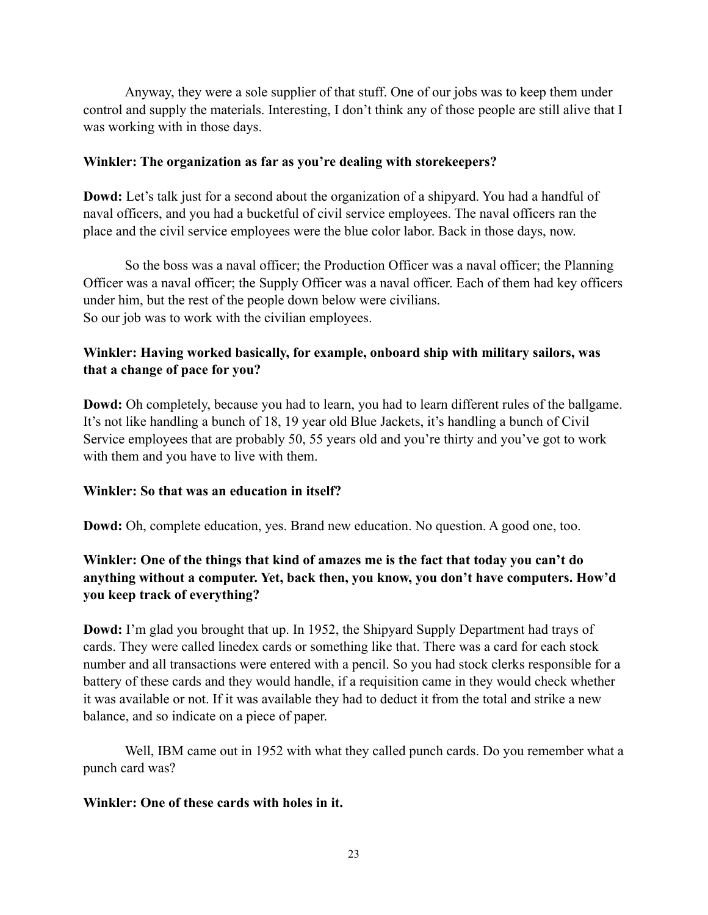Anyway, they were a sole supplier of that stuff. One of our jobs was to keep them under control and supply the materials. Interesting, I don't think any of those people are still alive that I was working with in those days.

**Winkler: The organization as far as you're dealing with storekeepers?**

**Dowd:** Let's talk just for a second about the organization of a shipyard. You had a handful of naval officers, and you had a bucketful of civil service employees. The naval officers ran the place and the civil service employees were the blue color labor. Back in those days, now.

So the boss was a naval officer; the Production Officer was a naval officer; the Planning Officer was a naval officer; the Supply Officer was a naval officer. Each of them had key officers under him, but the rest of the people down below were civilians.
So our job was to work with the civilian employees.

**Winkler: Having worked basically, for example, onboard ship with military sailors, was that a change of pace for you?**

**Dowd:** Oh completely, because you had to learn, you had to learn different rules of the ballgame. It's not like handling a bunch of 18, 19 year old Blue Jackets, it's handling a bunch of Civil Service employees that are probably 50, 55 years old and you're thirty and you've got to work with them and you have to live with them.

**Winkler: So that was an education in itself?**

**Dowd:** Oh, complete education, yes. Brand new education. No question. A good one, too.

**Winkler: One of the things that kind of amazes me is the fact that today you can't do anything without a computer. Yet, back then, you know, you don't have computers. How'd you keep track of everything?**

**Dowd:** I'm glad you brought that up. In 1952, the Shipyard Supply Department had trays of cards. They were called linedex cards or something like that. There was a card for each stock number and all transactions were entered with a pencil. So you had stock clerks responsible for a battery of these cards and they would handle, if a requisition came in they would check whether it was available or not. If it was available they had to deduct it from the total and strike a new balance, and so indicate on a piece of paper.

Well, IBM came out in 1952 with what they called punch cards. Do you remember what a punch card was?

**Winkler: One of these cards with holes in it.**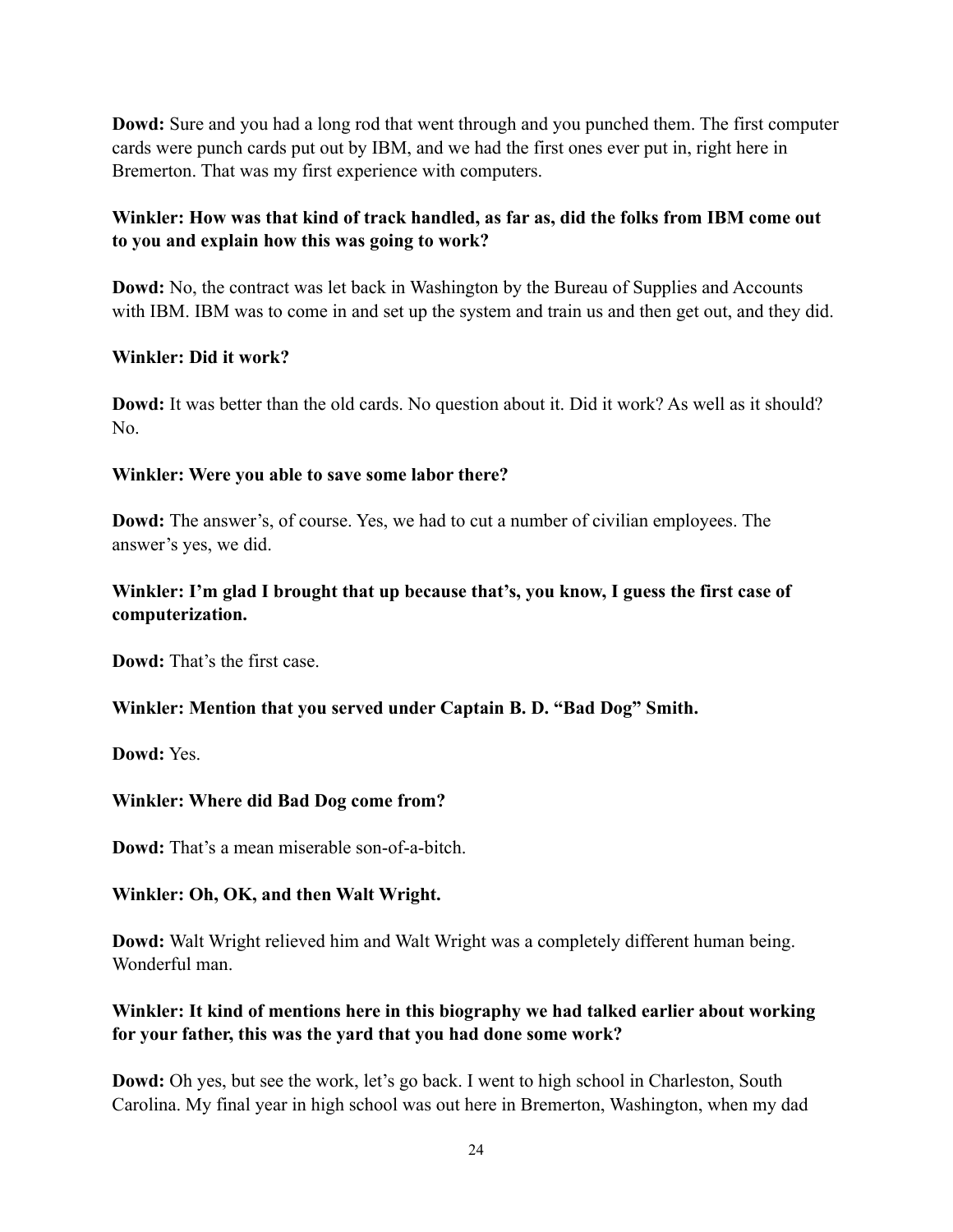**Dowd:** Sure and you had a long rod that went through and you punched them. The first computer cards were punch cards put out by IBM, and we had the first ones ever put in, right here in Bremerton. That was my first experience with computers.

**Winkler: How was that kind of track handled, as far as, did the folks from IBM come out to you and explain how this was going to work?**

**Dowd:** No, the contract was let back in Washington by the Bureau of Supplies and Accounts with IBM. IBM was to come in and set up the system and train us and then get out, and they did.

**Winkler: Did it work?**

**Dowd:** It was better than the old cards. No question about it. Did it work? As well as it should? No.

**Winkler: Were you able to save some labor there?**

**Dowd:** The answer's, of course. Yes, we had to cut a number of civilian employees. The answer's yes, we did.

**Winkler: I'm glad I brought that up because that's, you know, I guess the first case of computerization.**

**Dowd:** That's the first case.

**Winkler: Mention that you served under Captain B. D. "Bad Dog" Smith.**

**Dowd:** Yes.

**Winkler: Where did Bad Dog come from?**

**Dowd:** That's a mean miserable son-of-a-bitch.

**Winkler: Oh, OK, and then Walt Wright.**

**Dowd:** Walt Wright relieved him and Walt Wright was a completely different human being. Wonderful man.

**Winkler: It kind of mentions here in this biography we had talked earlier about working for your father, this was the yard that you had done some work?**

**Dowd:** Oh yes, but see the work, let's go back. I went to high school in Charleston, South Carolina. My final year in high school was out here in Bremerton, Washington, when my dad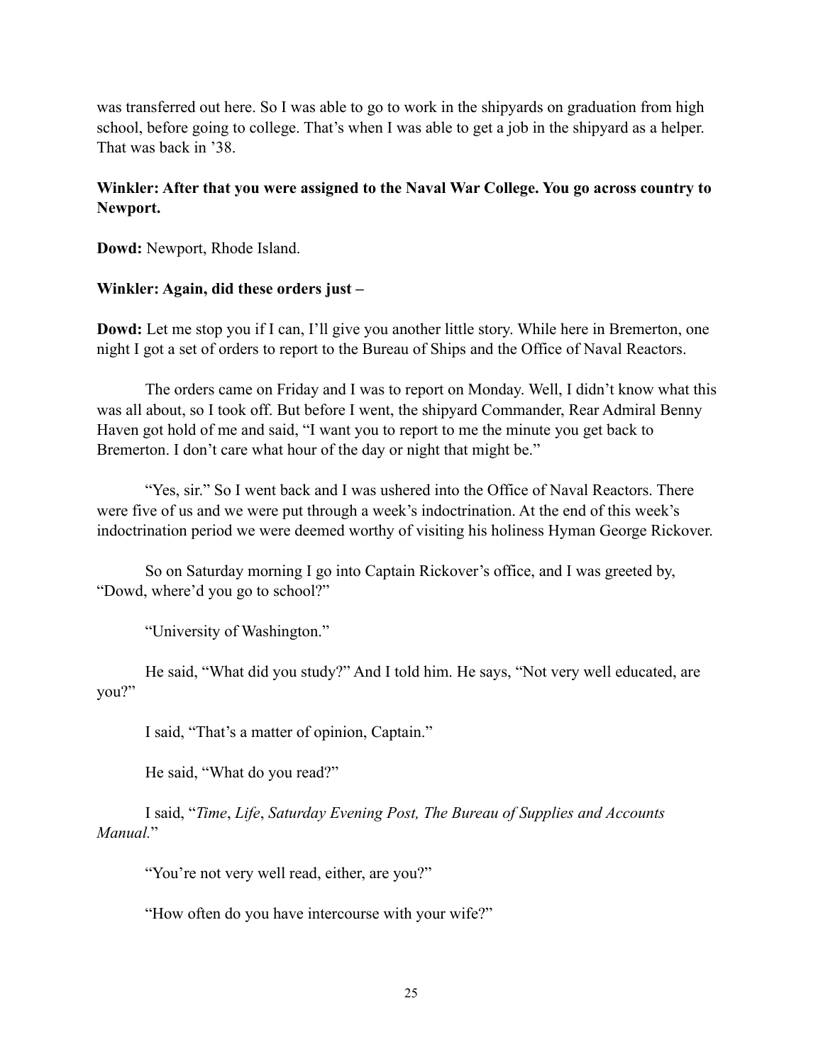was transferred out here. So I was able to go to work in the shipyards on graduation from high school, before going to college. That's when I was able to get a job in the shipyard as a helper. That was back in '38.

**Winkler: After that you were assigned to the Naval War College. You go across country to Newport.**

**Dowd:** Newport, Rhode Island.

**Winkler: Again, did these orders just –**

**Dowd:** Let me stop you if I can, I'll give you another little story. While here in Bremerton, one night I got a set of orders to report to the Bureau of Ships and the Office of Naval Reactors.

The orders came on Friday and I was to report on Monday. Well, I didn't know what this was all about, so I took off. But before I went, the shipyard Commander, Rear Admiral Benny Haven got hold of me and said, "I want you to report to me the minute you get back to Bremerton. I don't care what hour of the day or night that might be."

"Yes, sir." So I went back and I was ushered into the Office of Naval Reactors. There were five of us and we were put through a week's indoctrination. At the end of this week's indoctrination period we were deemed worthy of visiting his holiness Hyman George Rickover.

So on Saturday morning I go into Captain Rickover's office, and I was greeted by, "Dowd, where'd you go to school?"

"University of Washington."

He said, "What did you study?" And I told him. He says, "Not very well educated, are you?"

I said, "That's a matter of opinion, Captain."

He said, "What do you read?"

I said, "*Time*, *Life*, *Saturday Evening Post, The Bureau of Supplies and Accounts Manual.*"

"You're not very well read, either, are you?"

"How often do you have intercourse with your wife?"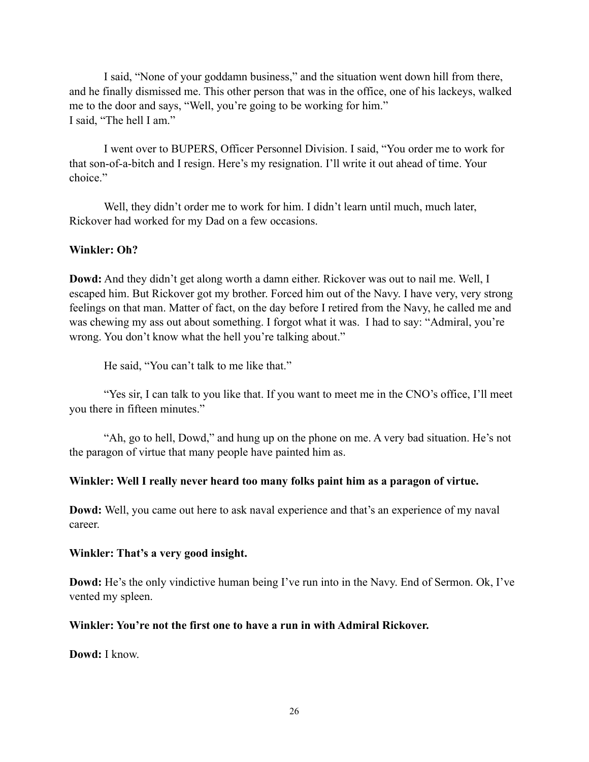I said, "None of your goddamn business," and the situation went down hill from there, and he finally dismissed me. This other person that was in the office, one of his lackeys, walked me to the door and says, "Well, you're going to be working for him."
I said, "The hell I am."

I went over to BUPERS, Officer Personnel Division. I said, "You order me to work for that son-of-a-bitch and I resign. Here's my resignation. I'll write it out ahead of time. Your choice."

Well, they didn't order me to work for him. I didn't learn until much, much later, Rickover had worked for my Dad on a few occasions.

**Winkler: Oh?**

**Dowd:** And they didn't get along worth a damn either. Rickover was out to nail me. Well, I escaped him. But Rickover got my brother. Forced him out of the Navy. I have very, very strong feelings on that man. Matter of fact, on the day before I retired from the Navy, he called me and was chewing my ass out about something. I forgot what it was. I had to say: "Admiral, you're wrong. You don't know what the hell you're talking about."

He said, "You can't talk to me like that."

"Yes sir, I can talk to you like that. If you want to meet me in the CNO's office, I'll meet you there in fifteen minutes."

"Ah, go to hell, Dowd," and hung up on the phone on me. A very bad situation. He's not the paragon of virtue that many people have painted him as.

**Winkler: Well I really never heard too many folks paint him as a paragon of virtue.**

**Dowd:** Well, you came out here to ask naval experience and that's an experience of my naval career.

**Winkler: That's a very good insight.**

**Dowd:** He's the only vindictive human being I've run into in the Navy. End of Sermon. Ok, I've vented my spleen.

**Winkler: You're not the first one to have a run in with Admiral Rickover.**

**Dowd:** I know.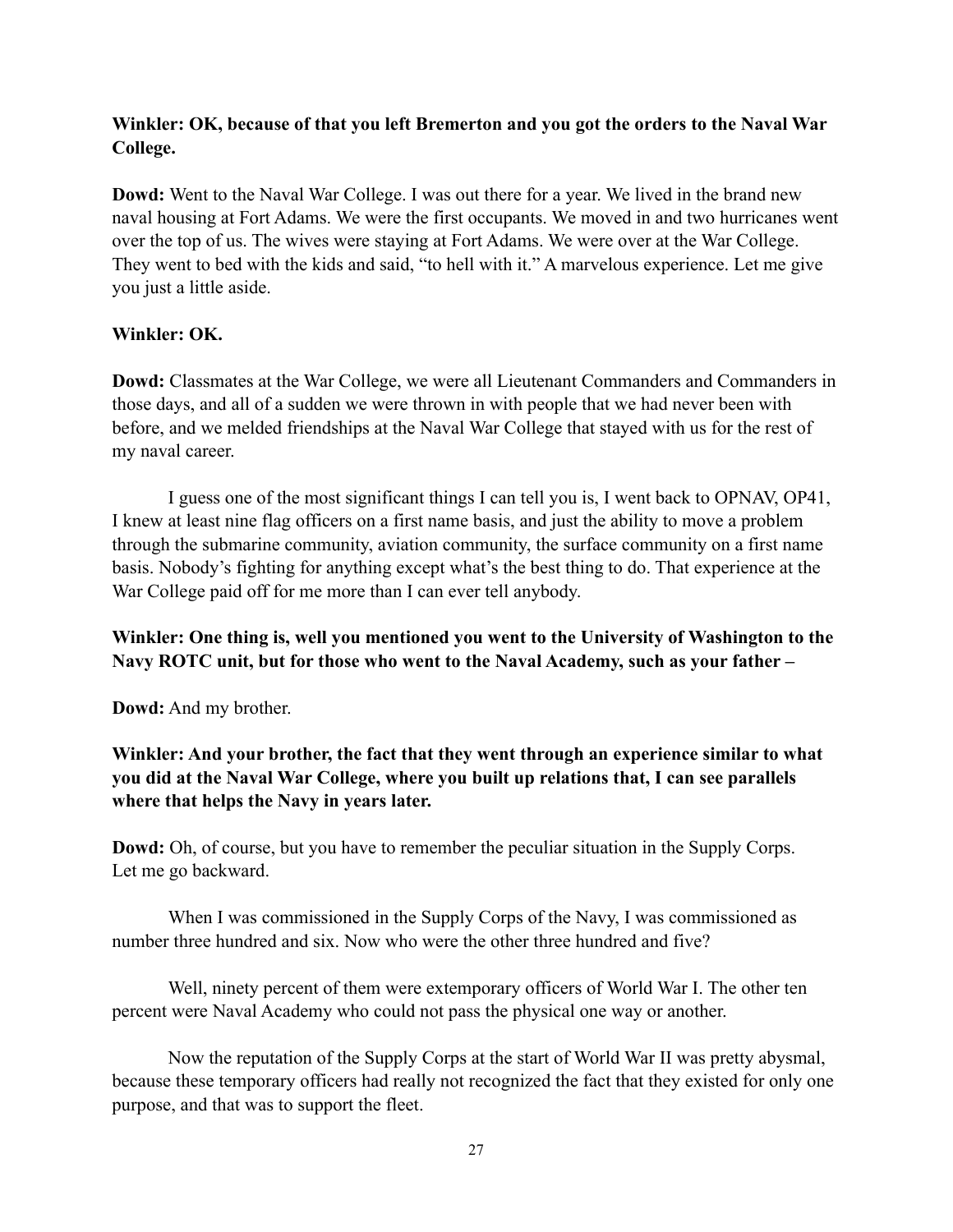**Winkler: OK, because of that you left Bremerton and you got the orders to the Naval War College.**

**Dowd:** Went to the Naval War College. I was out there for a year. We lived in the brand new naval housing at Fort Adams. We were the first occupants. We moved in and two hurricanes went over the top of us. The wives were staying at Fort Adams. We were over at the War College. They went to bed with the kids and said, "to hell with it." A marvelous experience. Let me give you just a little aside.

**Winkler: OK.**

**Dowd:** Classmates at the War College, we were all Lieutenant Commanders and Commanders in those days, and all of a sudden we were thrown in with people that we had never been with before, and we melded friendships at the Naval War College that stayed with us for the rest of my naval career.

I guess one of the most significant things I can tell you is, I went back to OPNAV, OP41, I knew at least nine flag officers on a first name basis, and just the ability to move a problem through the submarine community, aviation community, the surface community on a first name basis. Nobody's fighting for anything except what's the best thing to do. That experience at the War College paid off for me more than I can ever tell anybody.

**Winkler: One thing is, well you mentioned you went to the University of Washington to the Navy ROTC unit, but for those who went to the Naval Academy, such as your father –**

**Dowd:** And my brother.

**Winkler: And your brother, the fact that they went through an experience similar to what you did at the Naval War College, where you built up relations that, I can see parallels where that helps the Navy in years later.**

**Dowd:** Oh, of course, but you have to remember the peculiar situation in the Supply Corps. Let me go backward.

When I was commissioned in the Supply Corps of the Navy, I was commissioned as number three hundred and six. Now who were the other three hundred and five?

Well, ninety percent of them were extemporary officers of World War I. The other ten percent were Naval Academy who could not pass the physical one way or another.

Now the reputation of the Supply Corps at the start of World War II was pretty abysmal, because these temporary officers had really not recognized the fact that they existed for only one purpose, and that was to support the fleet.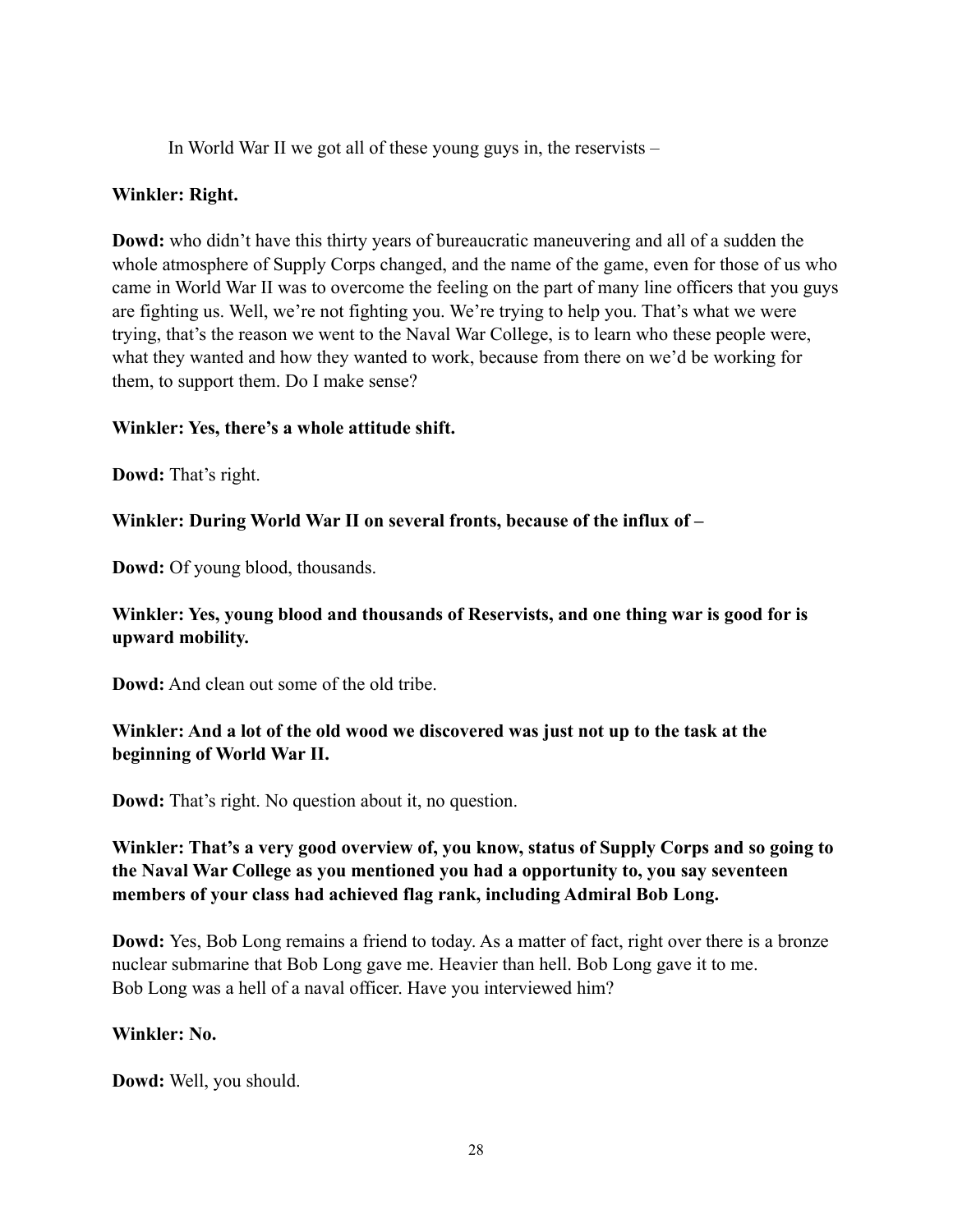In World War II we got all of these young guys in, the reservists –

**Winkler: Right.**

**Dowd:** who didn't have this thirty years of bureaucratic maneuvering and all of a sudden the whole atmosphere of Supply Corps changed, and the name of the game, even for those of us who came in World War II was to overcome the feeling on the part of many line officers that you guys are fighting us. Well, we're not fighting you. We're trying to help you. That's what we were trying, that's the reason we went to the Naval War College, is to learn who these people were, what they wanted and how they wanted to work, because from there on we'd be working for them, to support them. Do I make sense?

**Winkler: Yes, there's a whole attitude shift.**

**Dowd:** That's right.

**Winkler: During World War II on several fronts, because of the influx of –**

**Dowd:** Of young blood, thousands.

**Winkler: Yes, young blood and thousands of Reservists, and one thing war is good for is upward mobility.**

**Dowd:** And clean out some of the old tribe.

**Winkler: And a lot of the old wood we discovered was just not up to the task at the beginning of World War II.**

**Dowd:** That's right. No question about it, no question.

**Winkler: That's a very good overview of, you know, status of Supply Corps and so going to the Naval War College as you mentioned you had a opportunity to, you say seventeen members of your class had achieved flag rank, including Admiral Bob Long.**

**Dowd:** Yes, Bob Long remains a friend to today. As a matter of fact, right over there is a bronze nuclear submarine that Bob Long gave me. Heavier than hell. Bob Long gave it to me. Bob Long was a hell of a naval officer. Have you interviewed him?

**Winkler: No.**

**Dowd:** Well, you should.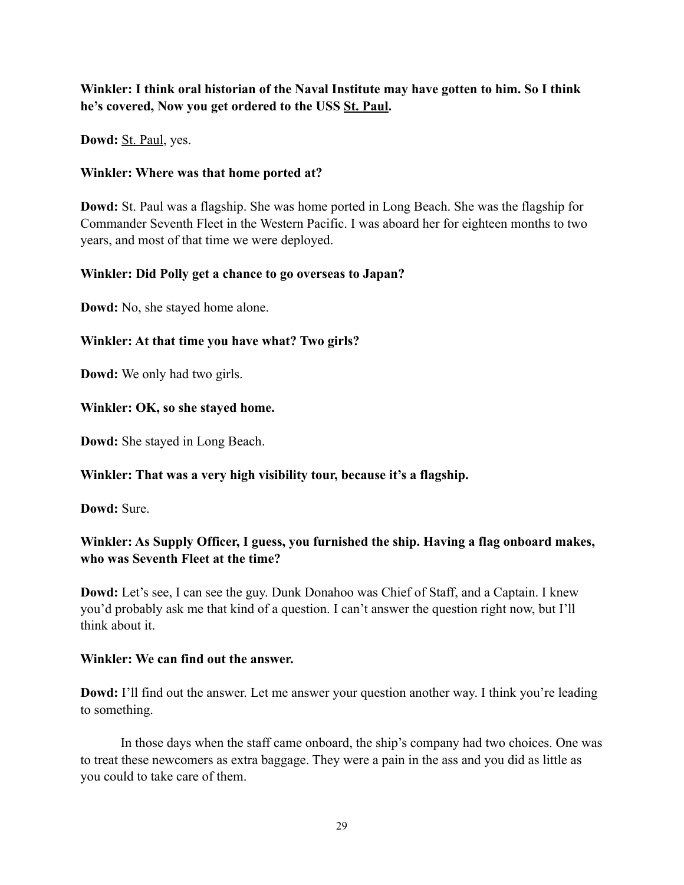**Winkler: I think oral historian of the Naval Institute may have gotten to him. So I think he's covered, Now you get ordered to the USS St. Paul.**

**Dowd:** St. Paul, yes.

**Winkler: Where was that home ported at?**

**Dowd:** St. Paul was a flagship. She was home ported in Long Beach. She was the flagship for Commander Seventh Fleet in the Western Pacific. I was aboard her for eighteen months to two years, and most of that time we were deployed.

**Winkler: Did Polly get a chance to go overseas to Japan?**

**Dowd:** No, she stayed home alone.

**Winkler: At that time you have what? Two girls?**

**Dowd:** We only had two girls.

**Winkler: OK, so she stayed home.**

**Dowd:** She stayed in Long Beach.

**Winkler: That was a very high visibility tour, because it's a flagship.**

**Dowd:** Sure.

**Winkler: As Supply Officer, I guess, you furnished the ship. Having a flag onboard makes, who was Seventh Fleet at the time?**

**Dowd:** Let's see, I can see the guy. Dunk Donahoo was Chief of Staff, and a Captain. I knew you'd probably ask me that kind of a question. I can't answer the question right now, but I'll think about it.

**Winkler: We can find out the answer.**

**Dowd:** I'll find out the answer. Let me answer your question another way. I think you're leading to something.

In those days when the staff came onboard, the ship's company had two choices. One was to treat these newcomers as extra baggage. They were a pain in the ass and you did as little as you could to take care of them.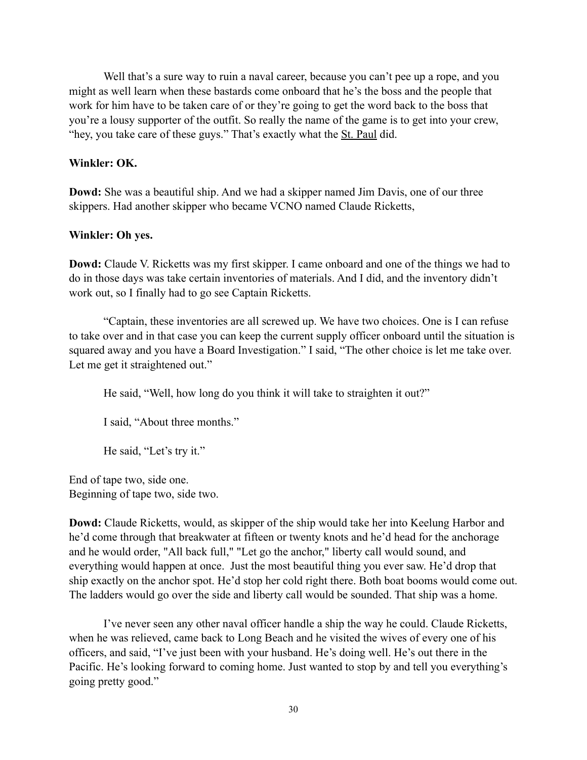Well that's a sure way to ruin a naval career, because you can't pee up a rope, and you might as well learn when these bastards come onboard that he's the boss and the people that work for him have to be taken care of or they're going to get the word back to the boss that you're a lousy supporter of the outfit. So really the name of the game is to get into your crew, "hey, you take care of these guys." That's exactly what the St. Paul did.

**Winkler: OK.**

**Dowd:** She was a beautiful ship. And we had a skipper named Jim Davis, one of our three skippers. Had another skipper who became VCNO named Claude Ricketts,

**Winkler: Oh yes.**

**Dowd:** Claude V. Ricketts was my first skipper. I came onboard and one of the things we had to do in those days was take certain inventories of materials. And I did, and the inventory didn't work out, so I finally had to go see Captain Ricketts.

"Captain, these inventories are all screwed up. We have two choices. One is I can refuse to take over and in that case you can keep the current supply officer onboard until the situation is squared away and you have a Board Investigation." I said, "The other choice is let me take over. Let me get it straightened out."

He said, "Well, how long do you think it will take to straighten it out?"

I said, "About three months."

He said, "Let's try it."

End of tape two, side one.
Beginning of tape two, side two.

**Dowd:** Claude Ricketts, would, as skipper of the ship would take her into Keelung Harbor and he'd come through that breakwater at fifteen or twenty knots and he'd head for the anchorage and he would order, "All back full," "Let go the anchor," liberty call would sound, and everything would happen at once. Just the most beautiful thing you ever saw. He'd drop that ship exactly on the anchor spot. He'd stop her cold right there. Both boat booms would come out. The ladders would go over the side and liberty call would be sounded. That ship was a home.

I've never seen any other naval officer handle a ship the way he could. Claude Ricketts, when he was relieved, came back to Long Beach and he visited the wives of every one of his officers, and said, "I've just been with your husband. He's doing well. He's out there in the Pacific. He's looking forward to coming home. Just wanted to stop by and tell you everything's going pretty good."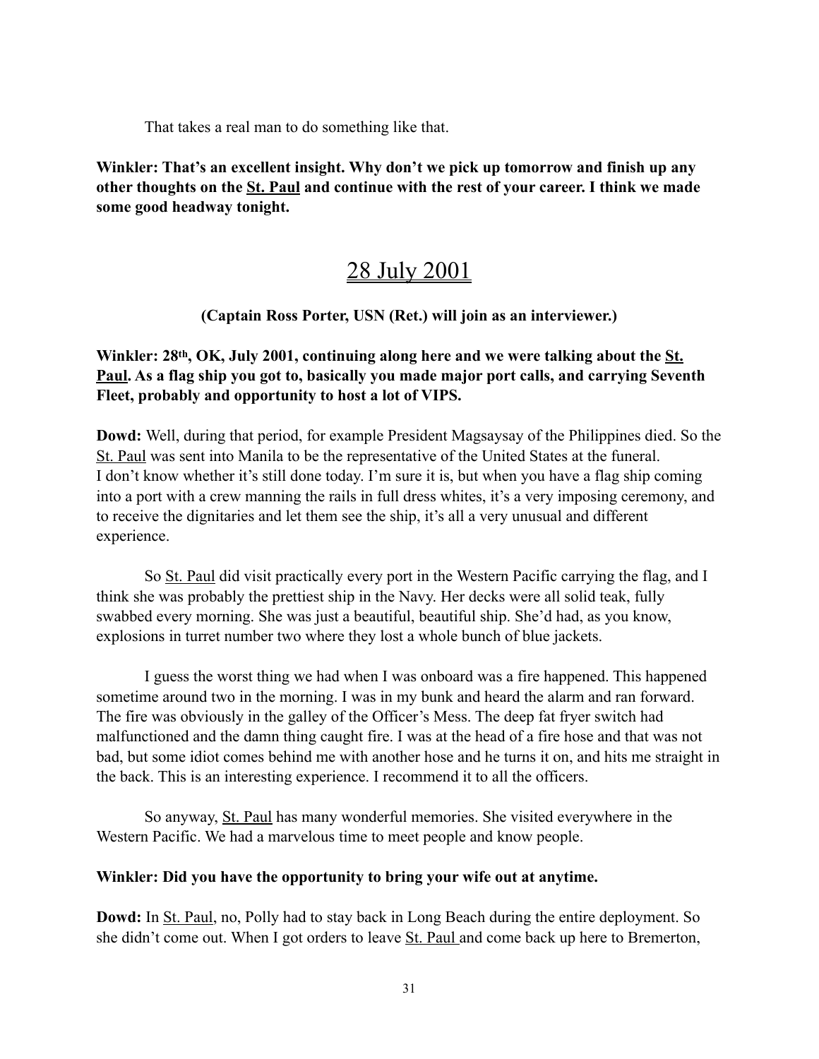That takes a real man to do something like that.

**Winkler: That's an excellent insight. Why don't we pick up tomorrow and finish up any other thoughts on the St. Paul and continue with the rest of your career. I think we made some good headway tonight.**

## 28 July 2001

**(Captain Ross Porter, USN (Ret.) will join as an interviewer.)**

**Winkler: 28th, OK, July 2001, continuing along here and we were talking about the St. Paul. As a flag ship you got to, basically you made major port calls, and carrying Seventh Fleet, probably and opportunity to host a lot of VIPS.**

**Dowd:** Well, during that period, for example President Magsaysay of the Philippines died. So the St. Paul was sent into Manila to be the representative of the United States at the funeral. I don't know whether it's still done today. I'm sure it is, but when you have a flag ship coming into a port with a crew manning the rails in full dress whites, it's a very imposing ceremony, and to receive the dignitaries and let them see the ship, it's all a very unusual and different experience.

So St. Paul did visit practically every port in the Western Pacific carrying the flag, and I think she was probably the prettiest ship in the Navy. Her decks were all solid teak, fully swabbed every morning. She was just a beautiful, beautiful ship. She'd had, as you know, explosions in turret number two where they lost a whole bunch of blue jackets.

I guess the worst thing we had when I was onboard was a fire happened. This happened sometime around two in the morning. I was in my bunk and heard the alarm and ran forward. The fire was obviously in the galley of the Officer's Mess. The deep fat fryer switch had malfunctioned and the damn thing caught fire. I was at the head of a fire hose and that was not bad, but some idiot comes behind me with another hose and he turns it on, and hits me straight in the back. This is an interesting experience. I recommend it to all the officers.

So anyway, St. Paul has many wonderful memories. She visited everywhere in the Western Pacific. We had a marvelous time to meet people and know people.

**Winkler: Did you have the opportunity to bring your wife out at anytime.**

**Dowd:** In St. Paul, no, Polly had to stay back in Long Beach during the entire deployment. So she didn't come out. When I got orders to leave St. Paul and come back up here to Bremerton,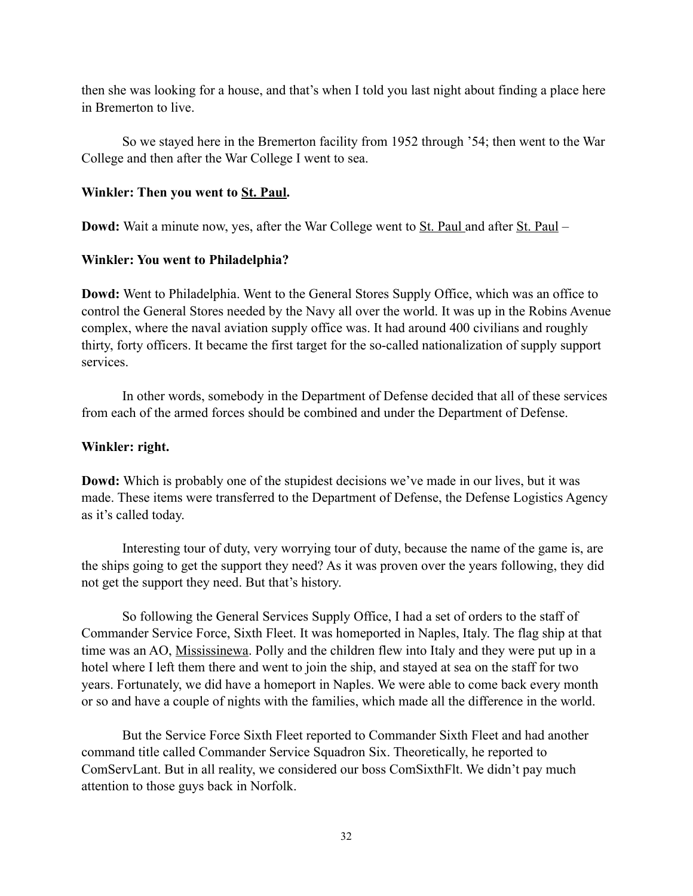then she was looking for a house, and that's when I told you last night about finding a place here in Bremerton to live.

So we stayed here in the Bremerton facility from 1952 through '54; then went to the War College and then after the War College I went to sea.

**Winkler: Then you went to St. Paul.**

**Dowd:** Wait a minute now, yes, after the War College went to St. Paul and after St. Paul –

**Winkler: You went to Philadelphia?**

**Dowd:** Went to Philadelphia. Went to the General Stores Supply Office, which was an office to control the General Stores needed by the Navy all over the world. It was up in the Robins Avenue complex, where the naval aviation supply office was. It had around 400 civilians and roughly thirty, forty officers. It became the first target for the so-called nationalization of supply support services.

In other words, somebody in the Department of Defense decided that all of these services from each of the armed forces should be combined and under the Department of Defense.

**Winkler: right.**

**Dowd:** Which is probably one of the stupidest decisions we've made in our lives, but it was made. These items were transferred to the Department of Defense, the Defense Logistics Agency as it's called today.

Interesting tour of duty, very worrying tour of duty, because the name of the game is, are the ships going to get the support they need? As it was proven over the years following, they did not get the support they need. But that's history.

So following the General Services Supply Office, I had a set of orders to the staff of Commander Service Force, Sixth Fleet. It was homeported in Naples, Italy. The flag ship at that time was an AO, Mississinewa. Polly and the children flew into Italy and they were put up in a hotel where I left them there and went to join the ship, and stayed at sea on the staff for two years. Fortunately, we did have a homeport in Naples. We were able to come back every month or so and have a couple of nights with the families, which made all the difference in the world.

But the Service Force Sixth Fleet reported to Commander Sixth Fleet and had another command title called Commander Service Squadron Six. Theoretically, he reported to ComServLant. But in all reality, we considered our boss ComSixthFlt. We didn't pay much attention to those guys back in Norfolk.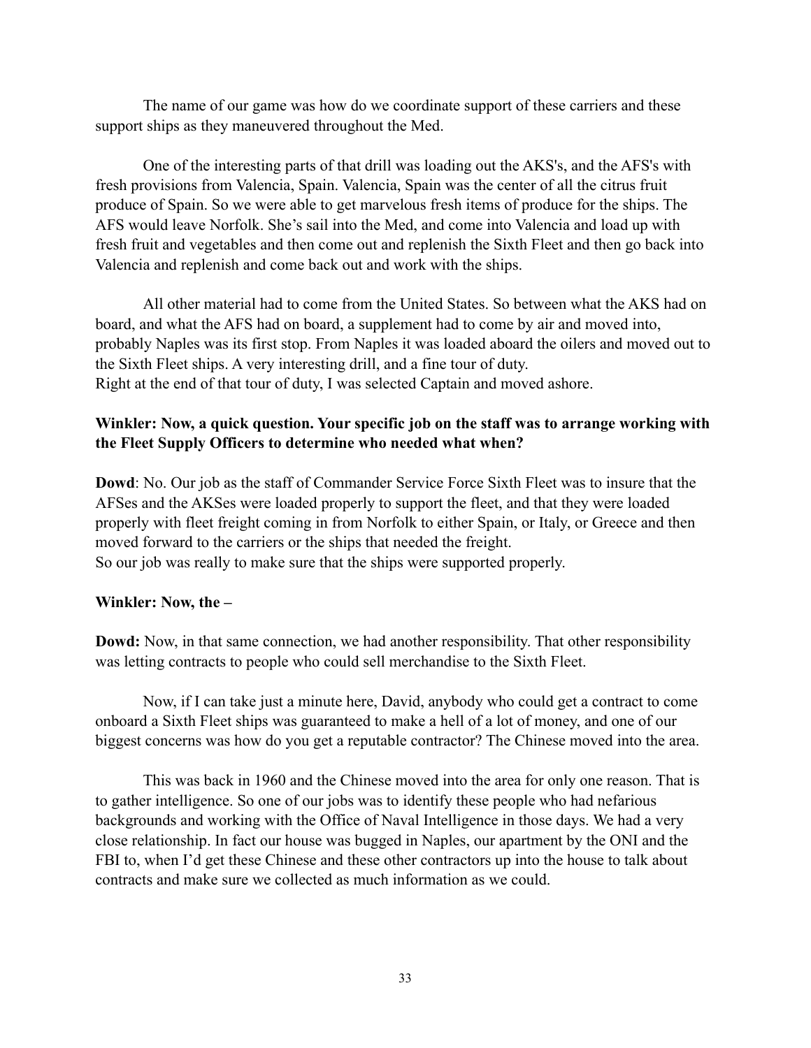The name of our game was how do we coordinate support of these carriers and these support ships as they maneuvered throughout the Med.

One of the interesting parts of that drill was loading out the AKS's, and the AFS's with fresh provisions from Valencia, Spain. Valencia, Spain was the center of all the citrus fruit produce of Spain. So we were able to get marvelous fresh items of produce for the ships. The AFS would leave Norfolk. She's sail into the Med, and come into Valencia and load up with fresh fruit and vegetables and then come out and replenish the Sixth Fleet and then go back into Valencia and replenish and come back out and work with the ships.

All other material had to come from the United States. So between what the AKS had on board, and what the AFS had on board, a supplement had to come by air and moved into, probably Naples was its first stop. From Naples it was loaded aboard the oilers and moved out to the Sixth Fleet ships. A very interesting drill, and a fine tour of duty.
Right at the end of that tour of duty, I was selected Captain and moved ashore.

**Winkler: Now, a quick question. Your specific job on the staff was to arrange working with the Fleet Supply Officers to determine who needed what when?**

**Dowd**: No. Our job as the staff of Commander Service Force Sixth Fleet was to insure that the AFSes and the AKSes were loaded properly to support the fleet, and that they were loaded properly with fleet freight coming in from Norfolk to either Spain, or Italy, or Greece and then moved forward to the carriers or the ships that needed the freight.
So our job was really to make sure that the ships were supported properly.

**Winkler: Now, the –**

**Dowd:** Now, in that same connection, we had another responsibility. That other responsibility was letting contracts to people who could sell merchandise to the Sixth Fleet.

Now, if I can take just a minute here, David, anybody who could get a contract to come onboard a Sixth Fleet ships was guaranteed to make a hell of a lot of money, and one of our biggest concerns was how do you get a reputable contractor? The Chinese moved into the area.

This was back in 1960 and the Chinese moved into the area for only one reason. That is to gather intelligence. So one of our jobs was to identify these people who had nefarious backgrounds and working with the Office of Naval Intelligence in those days. We had a very close relationship. In fact our house was bugged in Naples, our apartment by the ONI and the FBI to, when I'd get these Chinese and these other contractors up into the house to talk about contracts and make sure we collected as much information as we could.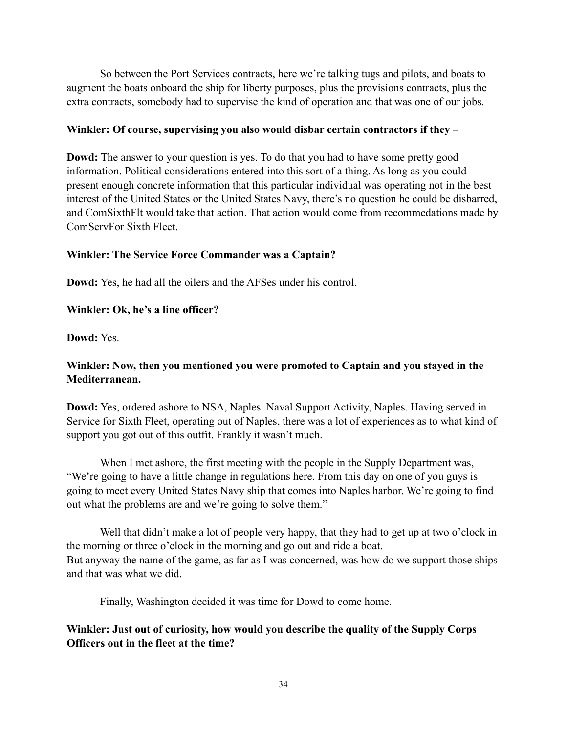So between the Port Services contracts, here we're talking tugs and pilots, and boats to augment the boats onboard the ship for liberty purposes, plus the provisions contracts, plus the extra contracts, somebody had to supervise the kind of operation and that was one of our jobs.

**Winkler: Of course, supervising you also would disbar certain contractors if they –**

**Dowd:** The answer to your question is yes. To do that you had to have some pretty good information. Political considerations entered into this sort of a thing. As long as you could present enough concrete information that this particular individual was operating not in the best interest of the United States or the United States Navy, there's no question he could be disbarred, and ComSixthFlt would take that action. That action would come from recommedations made by ComServFor Sixth Fleet.

**Winkler: The Service Force Commander was a Captain?**

**Dowd:** Yes, he had all the oilers and the AFSes under his control.

**Winkler: Ok, he's a line officer?**

**Dowd:** Yes.

**Winkler: Now, then you mentioned you were promoted to Captain and you stayed in the Mediterranean.**

**Dowd:** Yes, ordered ashore to NSA, Naples. Naval Support Activity, Naples. Having served in Service for Sixth Fleet, operating out of Naples, there was a lot of experiences as to what kind of support you got out of this outfit. Frankly it wasn't much.

When I met ashore, the first meeting with the people in the Supply Department was, "We're going to have a little change in regulations here. From this day on one of you guys is going to meet every United States Navy ship that comes into Naples harbor. We're going to find out what the problems are and we're going to solve them."

Well that didn't make a lot of people very happy, that they had to get up at two o'clock in the morning or three o'clock in the morning and go out and ride a boat.
But anyway the name of the game, as far as I was concerned, was how do we support those ships and that was what we did.

Finally, Washington decided it was time for Dowd to come home.

**Winkler: Just out of curiosity, how would you describe the quality of the Supply Corps Officers out in the fleet at the time?**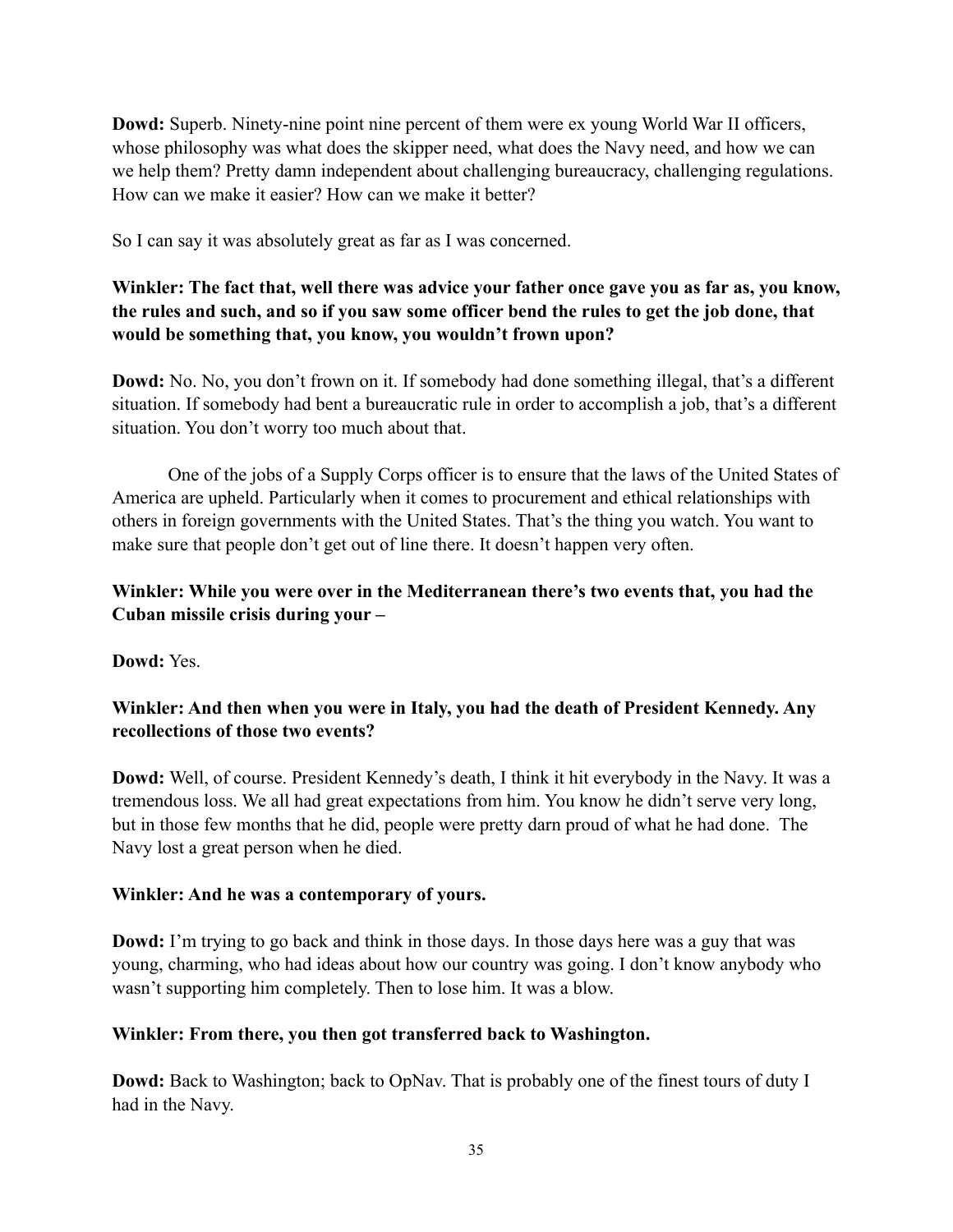**Dowd:** Superb. Ninety-nine point nine percent of them were ex young World War II officers, whose philosophy was what does the skipper need, what does the Navy need, and how we can we help them? Pretty damn independent about challenging bureaucracy, challenging regulations. How can we make it easier? How can we make it better?

So I can say it was absolutely great as far as I was concerned.

**Winkler: The fact that, well there was advice your father once gave you as far as, you know, the rules and such, and so if you saw some officer bend the rules to get the job done, that would be something that, you know, you wouldn't frown upon?**

**Dowd:** No. No, you don't frown on it. If somebody had done something illegal, that's a different situation. If somebody had bent a bureaucratic rule in order to accomplish a job, that's a different situation. You don't worry too much about that.

One of the jobs of a Supply Corps officer is to ensure that the laws of the United States of America are upheld. Particularly when it comes to procurement and ethical relationships with others in foreign governments with the United States. That's the thing you watch. You want to make sure that people don't get out of line there. It doesn't happen very often.

**Winkler: While you were over in the Mediterranean there's two events that, you had the Cuban missile crisis during your –**

**Dowd:** Yes.

**Winkler: And then when you were in Italy, you had the death of President Kennedy. Any recollections of those two events?**

**Dowd:** Well, of course. President Kennedy's death, I think it hit everybody in the Navy. It was a tremendous loss. We all had great expectations from him. You know he didn't serve very long, but in those few months that he did, people were pretty darn proud of what he had done. The Navy lost a great person when he died.

**Winkler: And he was a contemporary of yours.**

**Dowd:** I'm trying to go back and think in those days. In those days here was a guy that was young, charming, who had ideas about how our country was going. I don't know anybody who wasn't supporting him completely. Then to lose him. It was a blow.

**Winkler: From there, you then got transferred back to Washington.**

**Dowd:** Back to Washington; back to OpNav. That is probably one of the finest tours of duty I had in the Navy.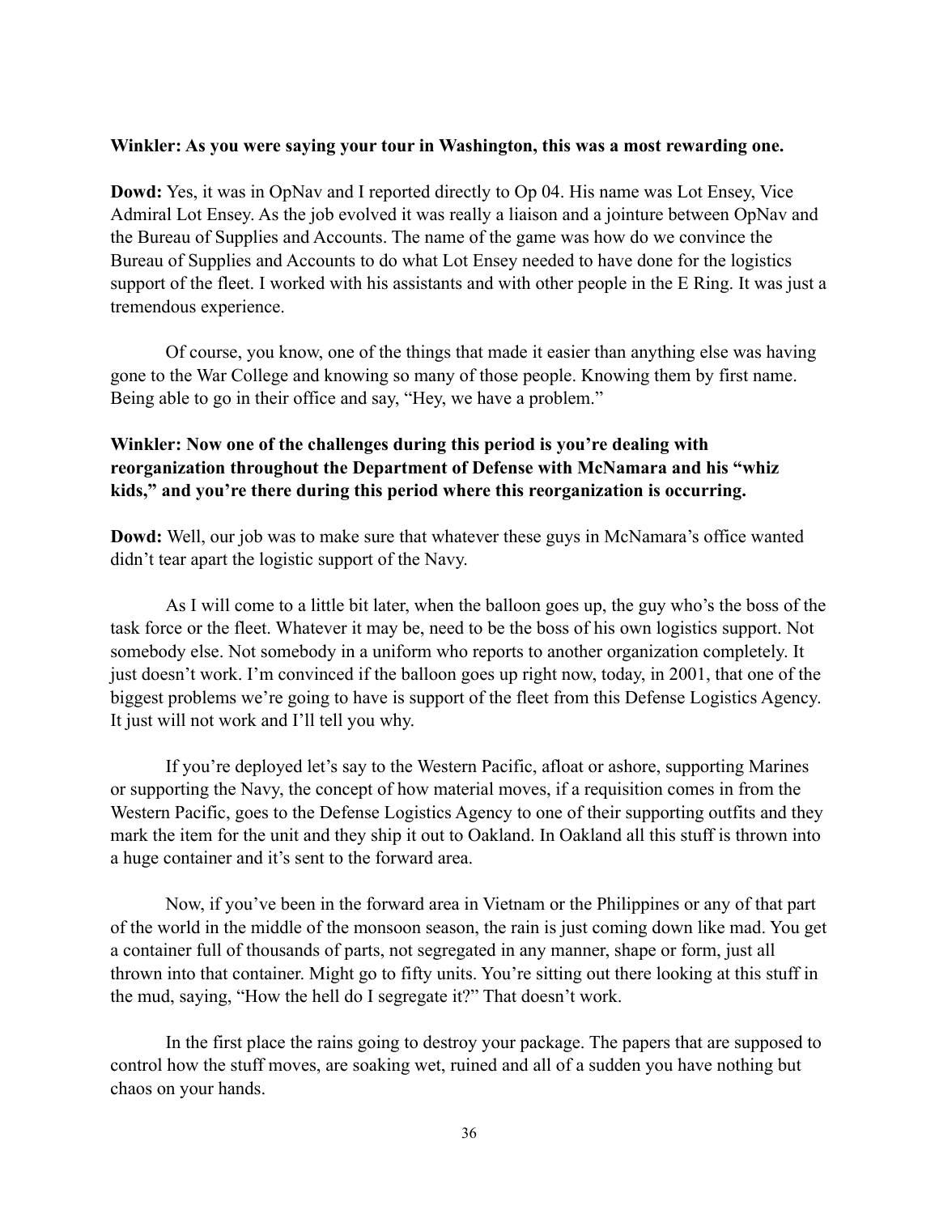**Winkler: As you were saying your tour in Washington, this was a most rewarding one.**

**Dowd:** Yes, it was in OpNav and I reported directly to Op 04. His name was Lot Ensey, Vice Admiral Lot Ensey. As the job evolved it was really a liaison and a jointure between OpNav and the Bureau of Supplies and Accounts. The name of the game was how do we convince the Bureau of Supplies and Accounts to do what Lot Ensey needed to have done for the logistics support of the fleet. I worked with his assistants and with other people in the E Ring. It was just a tremendous experience.

Of course, you know, one of the things that made it easier than anything else was having gone to the War College and knowing so many of those people. Knowing them by first name. Being able to go in their office and say, "Hey, we have a problem."

**Winkler: Now one of the challenges during this period is you're dealing with reorganization throughout the Department of Defense with McNamara and his "whiz kids," and you're there during this period where this reorganization is occurring.**

**Dowd:** Well, our job was to make sure that whatever these guys in McNamara's office wanted didn't tear apart the logistic support of the Navy.

As I will come to a little bit later, when the balloon goes up, the guy who's the boss of the task force or the fleet. Whatever it may be, need to be the boss of his own logistics support. Not somebody else. Not somebody in a uniform who reports to another organization completely. It just doesn't work. I'm convinced if the balloon goes up right now, today, in 2001, that one of the biggest problems we're going to have is support of the fleet from this Defense Logistics Agency. It just will not work and I'll tell you why.

If you're deployed let's say to the Western Pacific, afloat or ashore, supporting Marines or supporting the Navy, the concept of how material moves, if a requisition comes in from the Western Pacific, goes to the Defense Logistics Agency to one of their supporting outfits and they mark the item for the unit and they ship it out to Oakland. In Oakland all this stuff is thrown into a huge container and it's sent to the forward area.

Now, if you've been in the forward area in Vietnam or the Philippines or any of that part of the world in the middle of the monsoon season, the rain is just coming down like mad. You get a container full of thousands of parts, not segregated in any manner, shape or form, just all thrown into that container. Might go to fifty units. You're sitting out there looking at this stuff in the mud, saying, "How the hell do I segregate it?" That doesn't work.

In the first place the rains going to destroy your package. The papers that are supposed to control how the stuff moves, are soaking wet, ruined and all of a sudden you have nothing but chaos on your hands.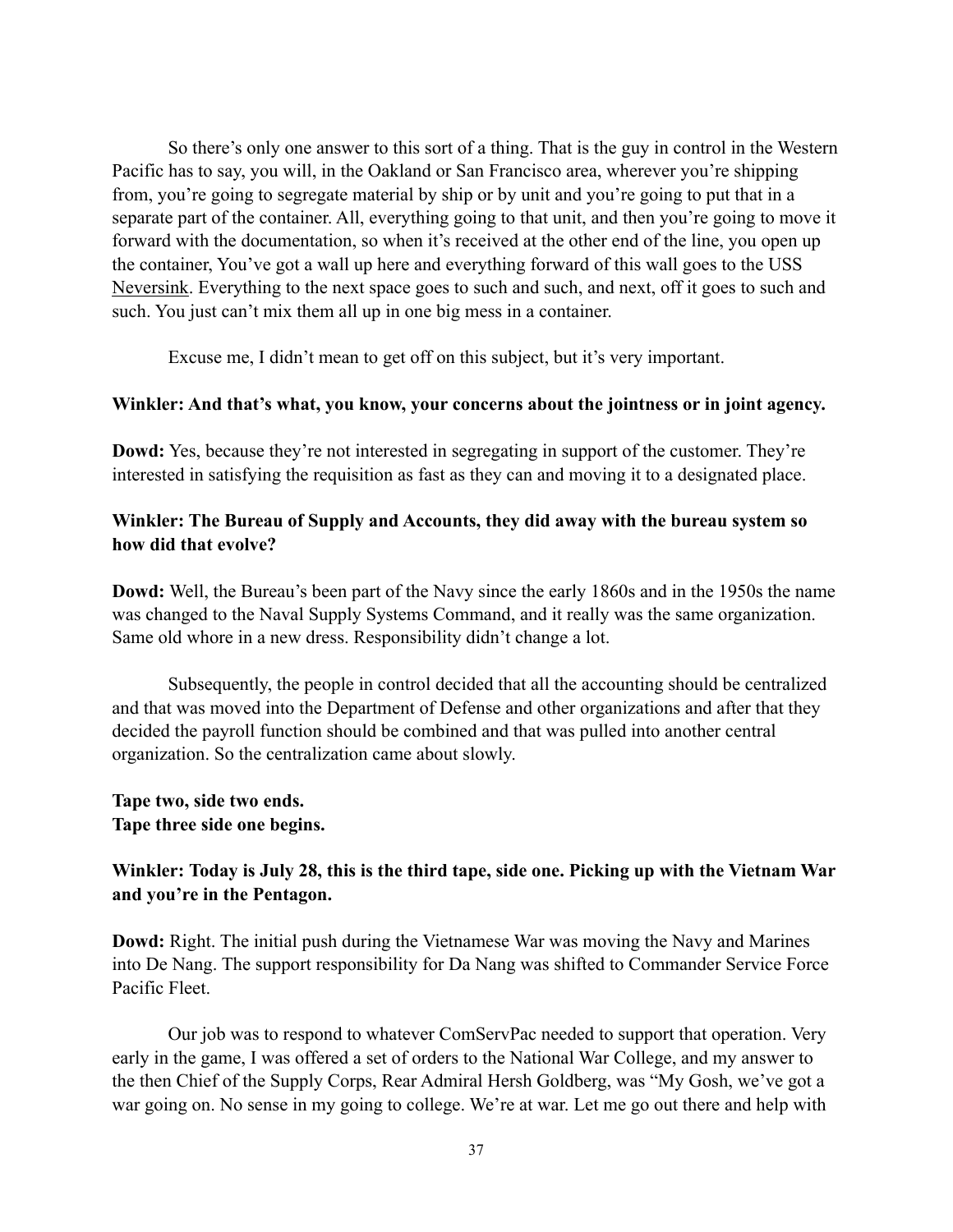So there's only one answer to this sort of a thing. That is the guy in control in the Western Pacific has to say, you will, in the Oakland or San Francisco area, wherever you're shipping from, you're going to segregate material by ship or by unit and you're going to put that in a separate part of the container. All, everything going to that unit, and then you're going to move it forward with the documentation, so when it's received at the other end of the line, you open up the container, You've got a wall up here and everything forward of this wall goes to the USS Neversink. Everything to the next space goes to such and such, and next, off it goes to such and such. You just can't mix them all up in one big mess in a container.

Excuse me, I didn't mean to get off on this subject, but it's very important.

**Winkler: And that's what, you know, your concerns about the jointness or in joint agency.**

**Dowd:** Yes, because they're not interested in segregating in support of the customer. They're interested in satisfying the requisition as fast as they can and moving it to a designated place.

**Winkler: The Bureau of Supply and Accounts, they did away with the bureau system so how did that evolve?**

**Dowd:** Well, the Bureau's been part of the Navy since the early 1860s and in the 1950s the name was changed to the Naval Supply Systems Command, and it really was the same organization. Same old whore in a new dress. Responsibility didn't change a lot.

Subsequently, the people in control decided that all the accounting should be centralized and that was moved into the Department of Defense and other organizations and after that they decided the payroll function should be combined and that was pulled into another central organization. So the centralization came about slowly.

**Tape two, side two ends.**
**Tape three side one begins.**

**Winkler: Today is July 28, this is the third tape, side one. Picking up with the Vietnam War and you're in the Pentagon.**

**Dowd:** Right. The initial push during the Vietnamese War was moving the Navy and Marines into De Nang. The support responsibility for Da Nang was shifted to Commander Service Force Pacific Fleet.

Our job was to respond to whatever ComServPac needed to support that operation. Very early in the game, I was offered a set of orders to the National War College, and my answer to the then Chief of the Supply Corps, Rear Admiral Hersh Goldberg, was "My Gosh, we've got a war going on. No sense in my going to college. We're at war. Let me go out there and help with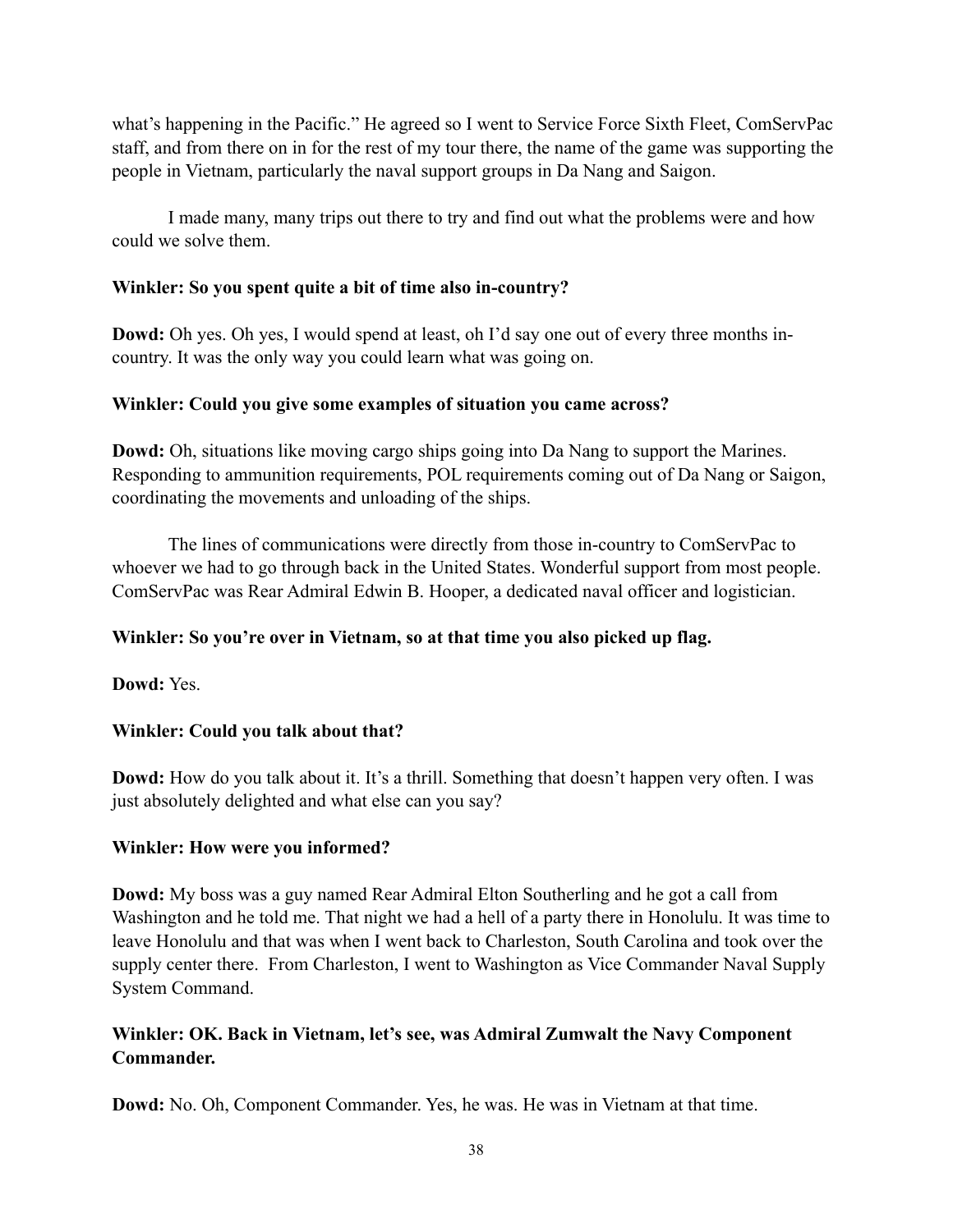what's happening in the Pacific." He agreed so I went to Service Force Sixth Fleet, ComServPac staff, and from there on in for the rest of my tour there, the name of the game was supporting the people in Vietnam, particularly the naval support groups in Da Nang and Saigon.

I made many, many trips out there to try and find out what the problems were and how could we solve them.

**Winkler: So you spent quite a bit of time also in-country?**

**Dowd:** Oh yes. Oh yes, I would spend at least, oh I'd say one out of every three months in-country. It was the only way you could learn what was going on.

**Winkler: Could you give some examples of situation you came across?**

**Dowd:** Oh, situations like moving cargo ships going into Da Nang to support the Marines. Responding to ammunition requirements, POL requirements coming out of Da Nang or Saigon, coordinating the movements and unloading of the ships.

The lines of communications were directly from those in-country to ComServPac to whoever we had to go through back in the United States. Wonderful support from most people. ComServPac was Rear Admiral Edwin B. Hooper, a dedicated naval officer and logistician.

**Winkler: So you're over in Vietnam, so at that time you also picked up flag.**

**Dowd:** Yes.

**Winkler: Could you talk about that?**

**Dowd:** How do you talk about it. It's a thrill. Something that doesn't happen very often. I was just absolutely delighted and what else can you say?

**Winkler: How were you informed?**

**Dowd:** My boss was a guy named Rear Admiral Elton Southerling and he got a call from Washington and he told me. That night we had a hell of a party there in Honolulu. It was time to leave Honolulu and that was when I went back to Charleston, South Carolina and took over the supply center there. From Charleston, I went to Washington as Vice Commander Naval Supply System Command.

**Winkler: OK. Back in Vietnam, let's see, was Admiral Zumwalt the Navy Component Commander.**

**Dowd:** No. Oh, Component Commander. Yes, he was. He was in Vietnam at that time.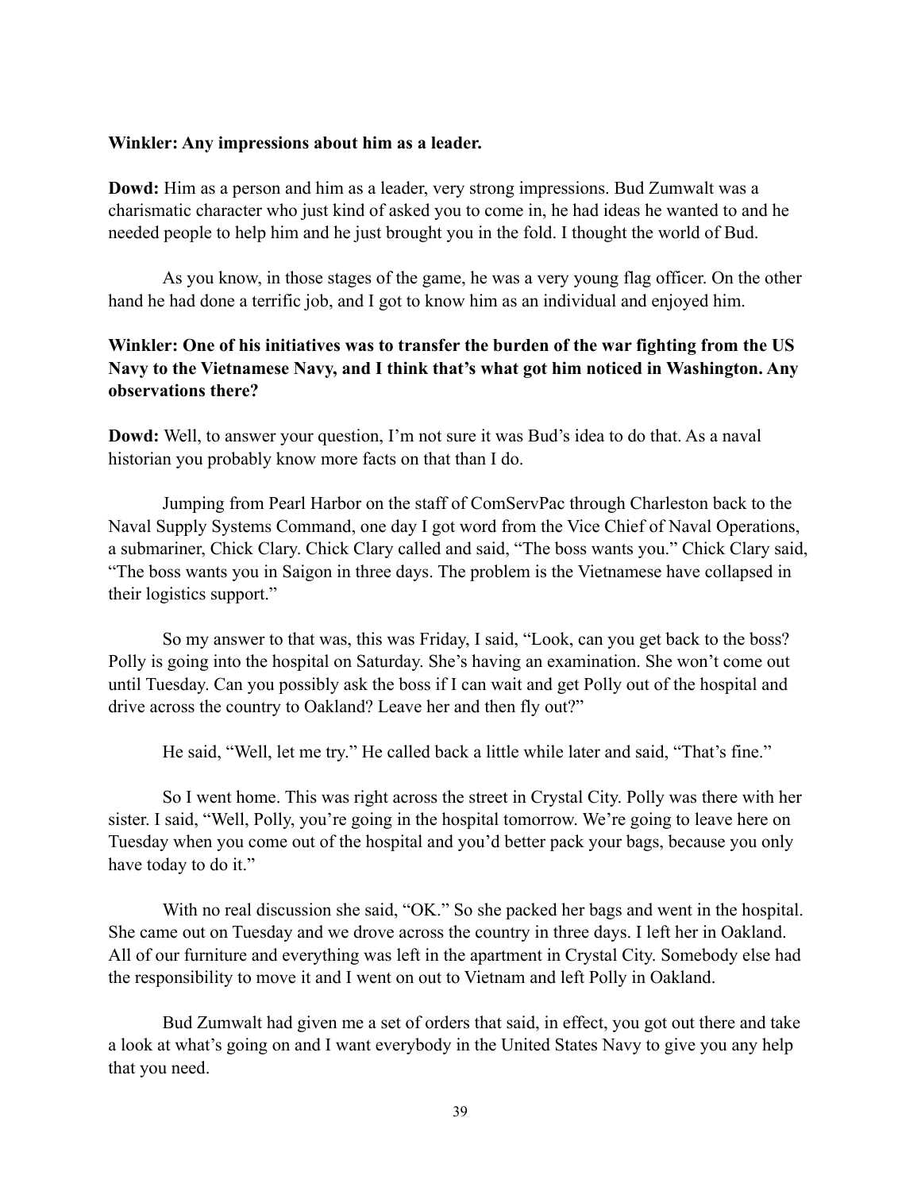**Winkler: Any impressions about him as a leader.**

**Dowd:** Him as a person and him as a leader, very strong impressions. Bud Zumwalt was a charismatic character who just kind of asked you to come in, he had ideas he wanted to and he needed people to help him and he just brought you in the fold. I thought the world of Bud.

As you know, in those stages of the game, he was a very young flag officer. On the other hand he had done a terrific job, and I got to know him as an individual and enjoyed him.

**Winkler: One of his initiatives was to transfer the burden of the war fighting from the US Navy to the Vietnamese Navy, and I think that's what got him noticed in Washington. Any observations there?**

**Dowd:** Well, to answer your question, I'm not sure it was Bud's idea to do that. As a naval historian you probably know more facts on that than I do.

Jumping from Pearl Harbor on the staff of ComServPac through Charleston back to the Naval Supply Systems Command, one day I got word from the Vice Chief of Naval Operations, a submariner, Chick Clary. Chick Clary called and said, "The boss wants you." Chick Clary said, "The boss wants you in Saigon in three days. The problem is the Vietnamese have collapsed in their logistics support."

So my answer to that was, this was Friday, I said, "Look, can you get back to the boss? Polly is going into the hospital on Saturday. She's having an examination. She won't come out until Tuesday. Can you possibly ask the boss if I can wait and get Polly out of the hospital and drive across the country to Oakland? Leave her and then fly out?"

He said, "Well, let me try." He called back a little while later and said, "That's fine."

So I went home. This was right across the street in Crystal City. Polly was there with her sister. I said, "Well, Polly, you're going in the hospital tomorrow. We're going to leave here on Tuesday when you come out of the hospital and you'd better pack your bags, because you only have today to do it."

With no real discussion she said, "OK." So she packed her bags and went in the hospital. She came out on Tuesday and we drove across the country in three days. I left her in Oakland. All of our furniture and everything was left in the apartment in Crystal City. Somebody else had the responsibility to move it and I went on out to Vietnam and left Polly in Oakland.

Bud Zumwalt had given me a set of orders that said, in effect, you got out there and take a look at what's going on and I want everybody in the United States Navy to give you any help that you need.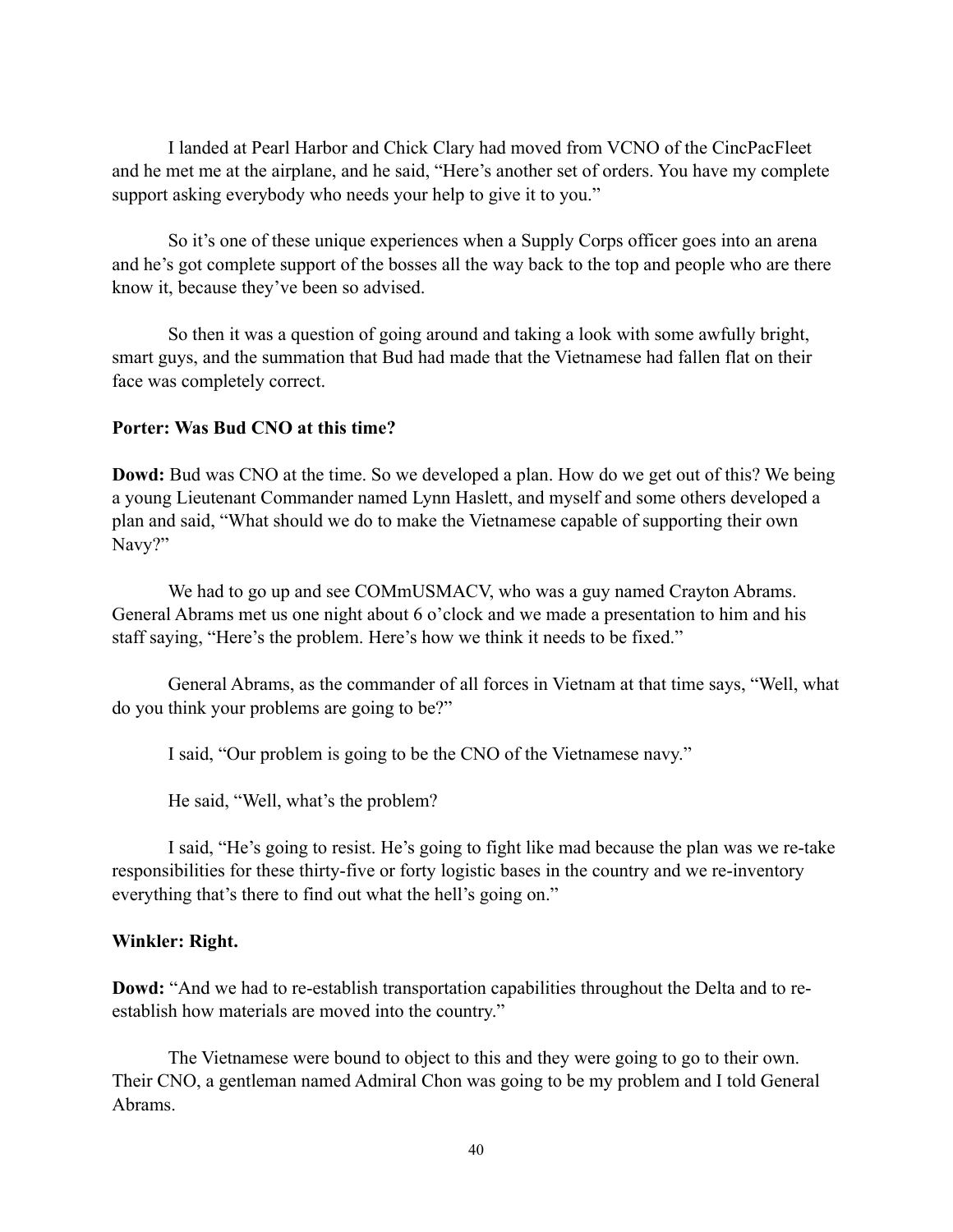I landed at Pearl Harbor and Chick Clary had moved from VCNO of the CincPacFleet and he met me at the airplane, and he said, "Here's another set of orders. You have my complete support asking everybody who needs your help to give it to you."

So it's one of these unique experiences when a Supply Corps officer goes into an arena and he's got complete support of the bosses all the way back to the top and people who are there know it, because they've been so advised.

So then it was a question of going around and taking a look with some awfully bright, smart guys, and the summation that Bud had made that the Vietnamese had fallen flat on their face was completely correct.

**Porter: Was Bud CNO at this time?**

**Dowd:** Bud was CNO at the time. So we developed a plan. How do we get out of this? We being a young Lieutenant Commander named Lynn Haslett, and myself and some others developed a plan and said, "What should we do to make the Vietnamese capable of supporting their own Navy?"

We had to go up and see COMmUSMACV, who was a guy named Crayton Abrams. General Abrams met us one night about 6 o'clock and we made a presentation to him and his staff saying, "Here's the problem. Here's how we think it needs to be fixed."

General Abrams, as the commander of all forces in Vietnam at that time says, "Well, what do you think your problems are going to be?"

I said, "Our problem is going to be the CNO of the Vietnamese navy."

He said, "Well, what's the problem?

I said, "He's going to resist. He's going to fight like mad because the plan was we re-take responsibilities for these thirty-five or forty logistic bases in the country and we re-inventory everything that's there to find out what the hell's going on."

**Winkler: Right.**

**Dowd:** "And we had to re-establish transportation capabilities throughout the Delta and to re-establish how materials are moved into the country."

The Vietnamese were bound to object to this and they were going to go to their own. Their CNO, a gentleman named Admiral Chon was going to be my problem and I told General Abrams.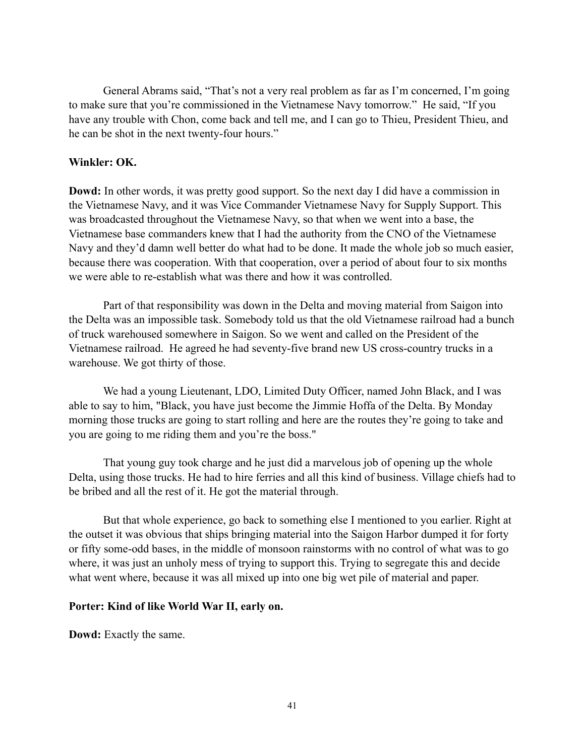General Abrams said, “That’s not a very real problem as far as I’m concerned, I’m going to make sure that you’re commissioned in the Vietnamese Navy tomorrow.” He said, “If you have any trouble with Chon, come back and tell me, and I can go to Thieu, President Thieu, and he can be shot in the next twenty-four hours.”

**Winkler: OK.**

**Dowd:** In other words, it was pretty good support. So the next day I did have a commission in the Vietnamese Navy, and it was Vice Commander Vietnamese Navy for Supply Support. This was broadcasted throughout the Vietnamese Navy, so that when we went into a base, the Vietnamese base commanders knew that I had the authority from the CNO of the Vietnamese Navy and they’d damn well better do what had to be done. It made the whole job so much easier, because there was cooperation. With that cooperation, over a period of about four to six months we were able to re-establish what was there and how it was controlled.

Part of that responsibility was down in the Delta and moving material from Saigon into the Delta was an impossible task. Somebody told us that the old Vietnamese railroad had a bunch of truck warehoused somewhere in Saigon. So we went and called on the President of the Vietnamese railroad. He agreed he had seventy-five brand new US cross-country trucks in a warehouse. We got thirty of those.

We had a young Lieutenant, LDO, Limited Duty Officer, named John Black, and I was able to say to him, "Black, you have just become the Jimmie Hoffa of the Delta. By Monday morning those trucks are going to start rolling and here are the routes they’re going to take and you are going to me riding them and you’re the boss."

That young guy took charge and he just did a marvelous job of opening up the whole Delta, using those trucks. He had to hire ferries and all this kind of business. Village chiefs had to be bribed and all the rest of it. He got the material through.

But that whole experience, go back to something else I mentioned to you earlier. Right at the outset it was obvious that ships bringing material into the Saigon Harbor dumped it for forty or fifty some-odd bases, in the middle of monsoon rainstorms with no control of what was to go where, it was just an unholy mess of trying to support this. Trying to segregate this and decide what went where, because it was all mixed up into one big wet pile of material and paper.

**Porter: Kind of like World War II, early on.**

**Dowd:** Exactly the same.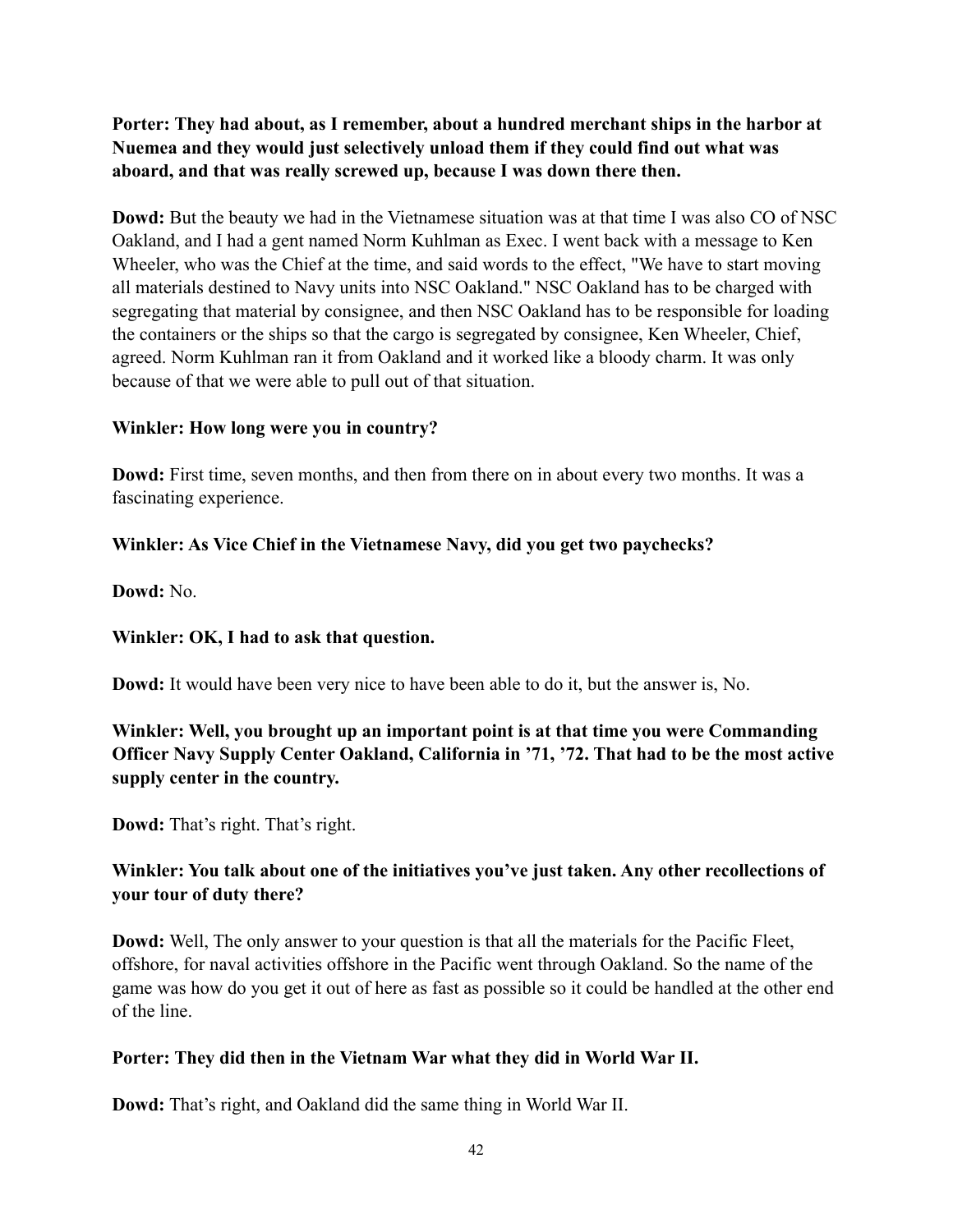**Porter: They had about, as I remember, about a hundred merchant ships in the harbor at Nuemea and they would just selectively unload them if they could find out what was aboard, and that was really screwed up, because I was down there then.**

**Dowd:** But the beauty we had in the Vietnamese situation was at that time I was also CO of NSC Oakland, and I had a gent named Norm Kuhlman as Exec. I went back with a message to Ken Wheeler, who was the Chief at the time, and said words to the effect, "We have to start moving all materials destined to Navy units into NSC Oakland." NSC Oakland has to be charged with segregating that material by consignee, and then NSC Oakland has to be responsible for loading the containers or the ships so that the cargo is segregated by consignee, Ken Wheeler, Chief, agreed. Norm Kuhlman ran it from Oakland and it worked like a bloody charm. It was only because of that we were able to pull out of that situation.

**Winkler: How long were you in country?**

**Dowd:** First time, seven months, and then from there on in about every two months. It was a fascinating experience.

**Winkler: As Vice Chief in the Vietnamese Navy, did you get two paychecks?**

**Dowd:** No.

**Winkler: OK, I had to ask that question.**

**Dowd:** It would have been very nice to have been able to do it, but the answer is, No.

**Winkler: Well, you brought up an important point is at that time you were Commanding Officer Navy Supply Center Oakland, California in '71, '72. That had to be the most active supply center in the country.**

**Dowd:** That's right. That's right.

**Winkler: You talk about one of the initiatives you've just taken. Any other recollections of your tour of duty there?**

**Dowd:** Well, The only answer to your question is that all the materials for the Pacific Fleet, offshore, for naval activities offshore in the Pacific went through Oakland. So the name of the game was how do you get it out of here as fast as possible so it could be handled at the other end of the line.

**Porter: They did then in the Vietnam War what they did in World War II.**

**Dowd:** That's right, and Oakland did the same thing in World War II.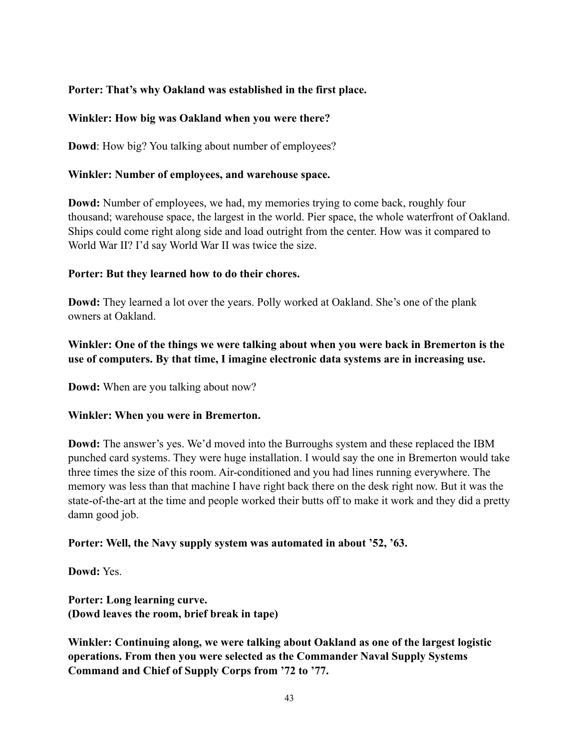**Porter: That's why Oakland was established in the first place.**

**Winkler: How big was Oakland when you were there?**

**Dowd**: How big? You talking about number of employees?

**Winkler: Number of employees, and warehouse space.**

**Dowd:** Number of employees, we had, my memories trying to come back, roughly four thousand; warehouse space, the largest in the world. Pier space, the whole waterfront of Oakland. Ships could come right along side and load outright from the center. How was it compared to World War II? I'd say World War II was twice the size.

**Porter: But they learned how to do their chores.**

**Dowd:** They learned a lot over the years. Polly worked at Oakland. She's one of the plank owners at Oakland.

**Winkler: One of the things we were talking about when you were back in Bremerton is the use of computers. By that time, I imagine electronic data systems are in increasing use.**

**Dowd:** When are you talking about now?

**Winkler: When you were in Bremerton.**

**Dowd:** The answer's yes. We'd moved into the Burroughs system and these replaced the IBM punched card systems. They were huge installation. I would say the one in Bremerton would take three times the size of this room. Air-conditioned and you had lines running everywhere. The memory was less than that machine I have right back there on the desk right now. But it was the state-of-the-art at the time and people worked their butts off to make it work and they did a pretty damn good job.

**Porter: Well, the Navy supply system was automated in about '52, '63.**

**Dowd:** Yes.

**Porter: Long learning curve.**
**(Dowd leaves the room, brief break in tape)**

**Winkler: Continuing along, we were talking about Oakland as one of the largest logistic operations. From then you were selected as the Commander Naval Supply Systems Command and Chief of Supply Corps from '72 to '77.**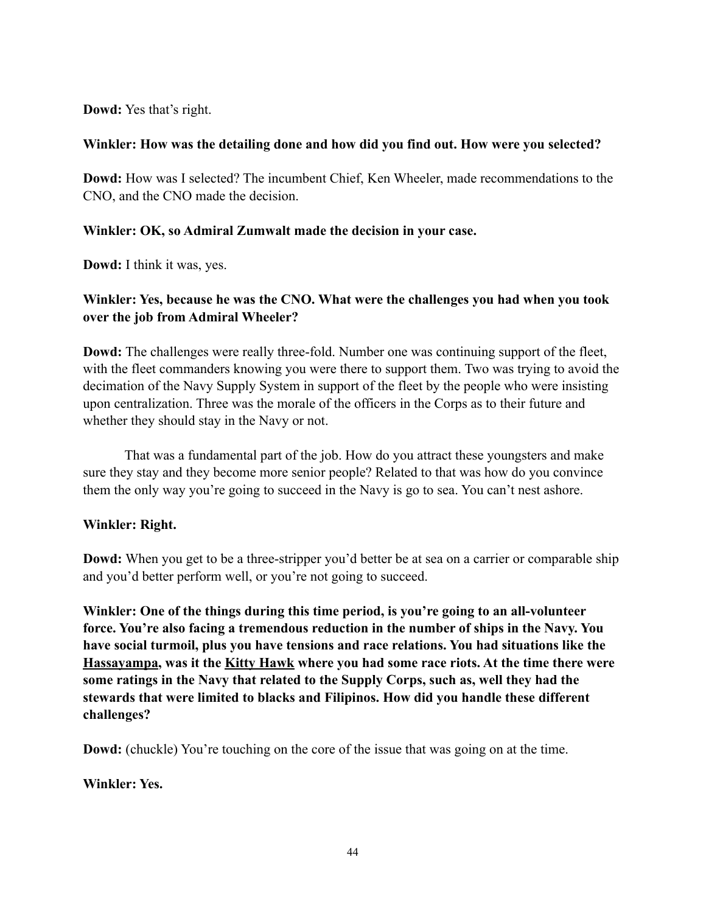**Dowd:** Yes that's right.

**Winkler: How was the detailing done and how did you find out. How were you selected?**

**Dowd:** How was I selected? The incumbent Chief, Ken Wheeler, made recommendations to the CNO, and the CNO made the decision.

**Winkler: OK, so Admiral Zumwalt made the decision in your case.**

**Dowd:** I think it was, yes.

**Winkler: Yes, because he was the CNO. What were the challenges you had when you took over the job from Admiral Wheeler?**

**Dowd:** The challenges were really three-fold. Number one was continuing support of the fleet, with the fleet commanders knowing you were there to support them. Two was trying to avoid the decimation of the Navy Supply System in support of the fleet by the people who were insisting upon centralization. Three was the morale of the officers in the Corps as to their future and whether they should stay in the Navy or not.

That was a fundamental part of the job. How do you attract these youngsters and make sure they stay and they become more senior people? Related to that was how do you convince them the only way you're going to succeed in the Navy is go to sea. You can't nest ashore.

**Winkler: Right.**

**Dowd:** When you get to be a three-stripper you'd better be at sea on a carrier or comparable ship and you'd better perform well, or you're not going to succeed.

**Winkler: One of the things during this time period, is you're going to an all-volunteer force. You're also facing a tremendous reduction in the number of ships in the Navy. You have social turmoil, plus you have tensions and race relations. You had situations like the <u>Hassayampa</u>, was it the <u>Kitty Hawk</u> where you had some race riots. At the time there were some ratings in the Navy that related to the Supply Corps, such as, well they had the stewards that were limited to blacks and Filipinos. How did you handle these different challenges?**

**Dowd:** (chuckle) You're touching on the core of the issue that was going on at the time.

**Winkler: Yes.**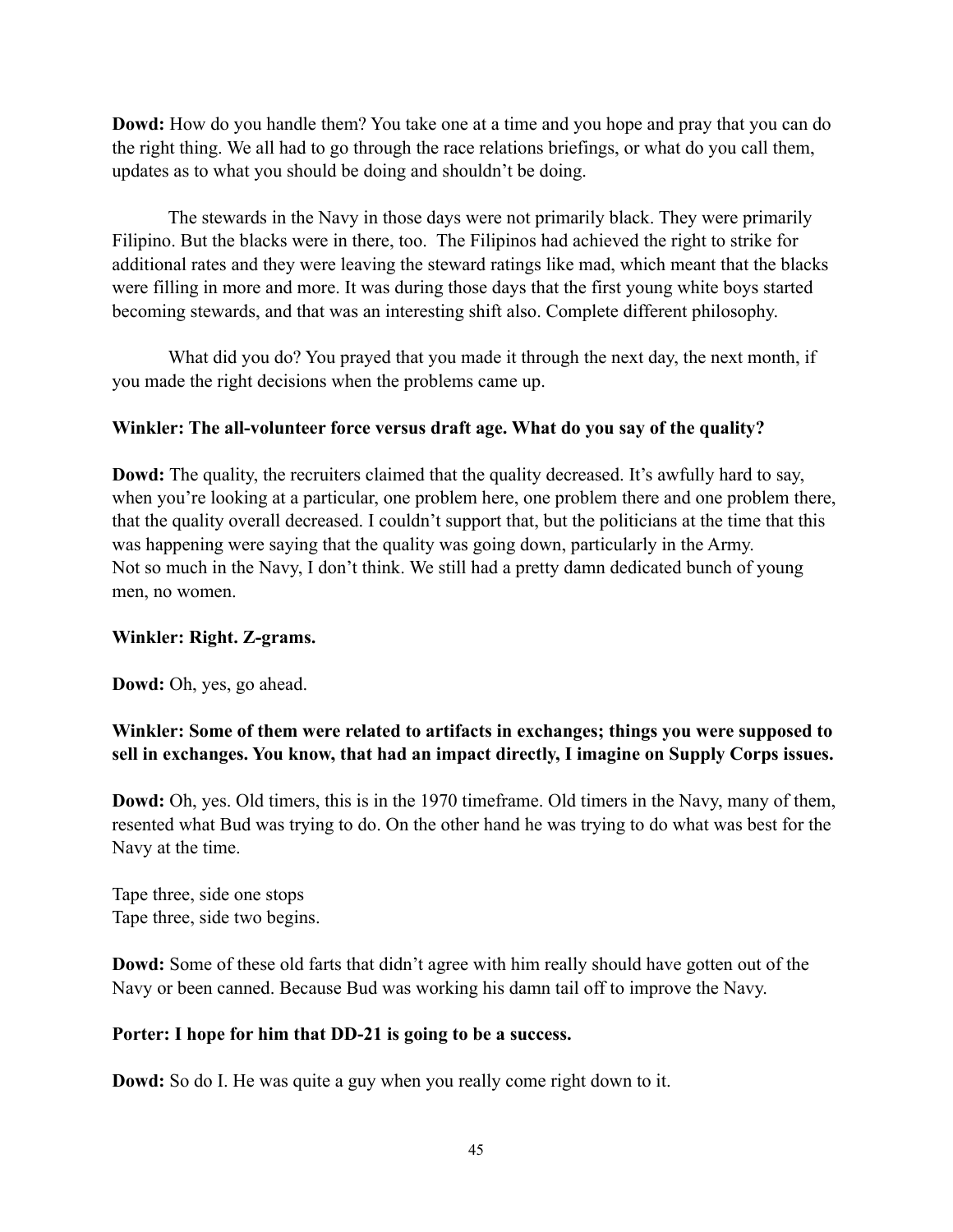**Dowd:** How do you handle them? You take one at a time and you hope and pray that you can do the right thing. We all had to go through the race relations briefings, or what do you call them, updates as to what you should be doing and shouldn't be doing.

The stewards in the Navy in those days were not primarily black. They were primarily Filipino. But the blacks were in there, too. The Filipinos had achieved the right to strike for additional rates and they were leaving the steward ratings like mad, which meant that the blacks were filling in more and more. It was during those days that the first young white boys started becoming stewards, and that was an interesting shift also. Complete different philosophy.

What did you do? You prayed that you made it through the next day, the next month, if you made the right decisions when the problems came up.

**Winkler: The all-volunteer force versus draft age. What do you say of the quality?**

**Dowd:** The quality, the recruiters claimed that the quality decreased. It's awfully hard to say, when you're looking at a particular, one problem here, one problem there and one problem there, that the quality overall decreased. I couldn't support that, but the politicians at the time that this was happening were saying that the quality was going down, particularly in the Army. Not so much in the Navy, I don't think. We still had a pretty damn dedicated bunch of young men, no women.

**Winkler: Right. Z-grams.**

**Dowd:** Oh, yes, go ahead.

**Winkler: Some of them were related to artifacts in exchanges; things you were supposed to sell in exchanges. You know, that had an impact directly, I imagine on Supply Corps issues.**

**Dowd:** Oh, yes. Old timers, this is in the 1970 timeframe. Old timers in the Navy, many of them, resented what Bud was trying to do. On the other hand he was trying to do what was best for the Navy at the time.

Tape three, side one stops
Tape three, side two begins.

**Dowd:** Some of these old farts that didn't agree with him really should have gotten out of the Navy or been canned. Because Bud was working his damn tail off to improve the Navy.

**Porter: I hope for him that DD-21 is going to be a success.**

**Dowd:** So do I. He was quite a guy when you really come right down to it.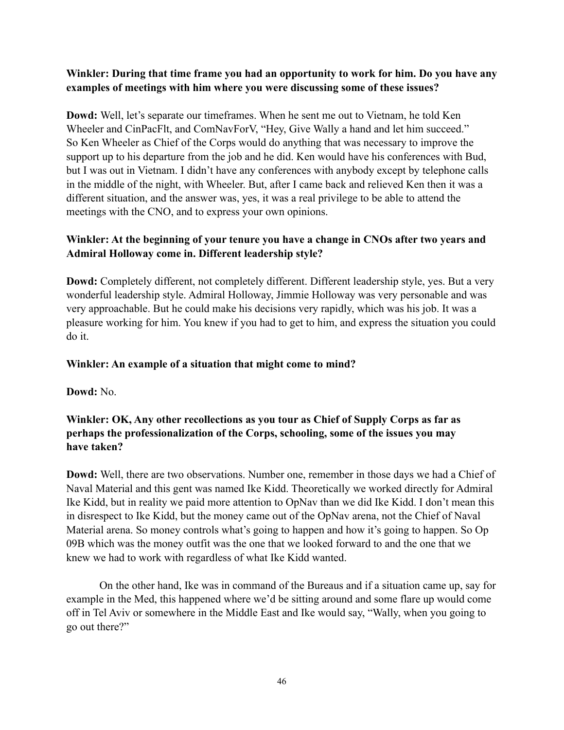**Winkler: During that time frame you had an opportunity to work for him. Do you have any examples of meetings with him where you were discussing some of these issues?**

**Dowd:** Well, let's separate our timeframes. When he sent me out to Vietnam, he told Ken Wheeler and CinPacFlt, and ComNavForV, "Hey, Give Wally a hand and let him succeed." So Ken Wheeler as Chief of the Corps would do anything that was necessary to improve the support up to his departure from the job and he did. Ken would have his conferences with Bud, but I was out in Vietnam. I didn't have any conferences with anybody except by telephone calls in the middle of the night, with Wheeler. But, after I came back and relieved Ken then it was a different situation, and the answer was, yes, it was a real privilege to be able to attend the meetings with the CNO, and to express your own opinions.

**Winkler: At the beginning of your tenure you have a change in CNOs after two years and Admiral Holloway come in. Different leadership style?**

**Dowd:** Completely different, not completely different. Different leadership style, yes. But a very wonderful leadership style. Admiral Holloway, Jimmie Holloway was very personable and was very approachable. But he could make his decisions very rapidly, which was his job. It was a pleasure working for him. You knew if you had to get to him, and express the situation you could do it.

**Winkler: An example of a situation that might come to mind?**

**Dowd:** No.

**Winkler: OK, Any other recollections as you tour as Chief of Supply Corps as far as perhaps the professionalization of the Corps, schooling, some of the issues you may have taken?**

**Dowd:** Well, there are two observations. Number one, remember in those days we had a Chief of Naval Material and this gent was named Ike Kidd. Theoretically we worked directly for Admiral Ike Kidd, but in reality we paid more attention to OpNav than we did Ike Kidd. I don't mean this in disrespect to Ike Kidd, but the money came out of the OpNav arena, not the Chief of Naval Material arena. So money controls what's going to happen and how it's going to happen. So Op 09B which was the money outfit was the one that we looked forward to and the one that we knew we had to work with regardless of what Ike Kidd wanted.

On the other hand, Ike was in command of the Bureaus and if a situation came up, say for example in the Med, this happened where we'd be sitting around and some flare up would come off in Tel Aviv or somewhere in the Middle East and Ike would say, "Wally, when you going to go out there?"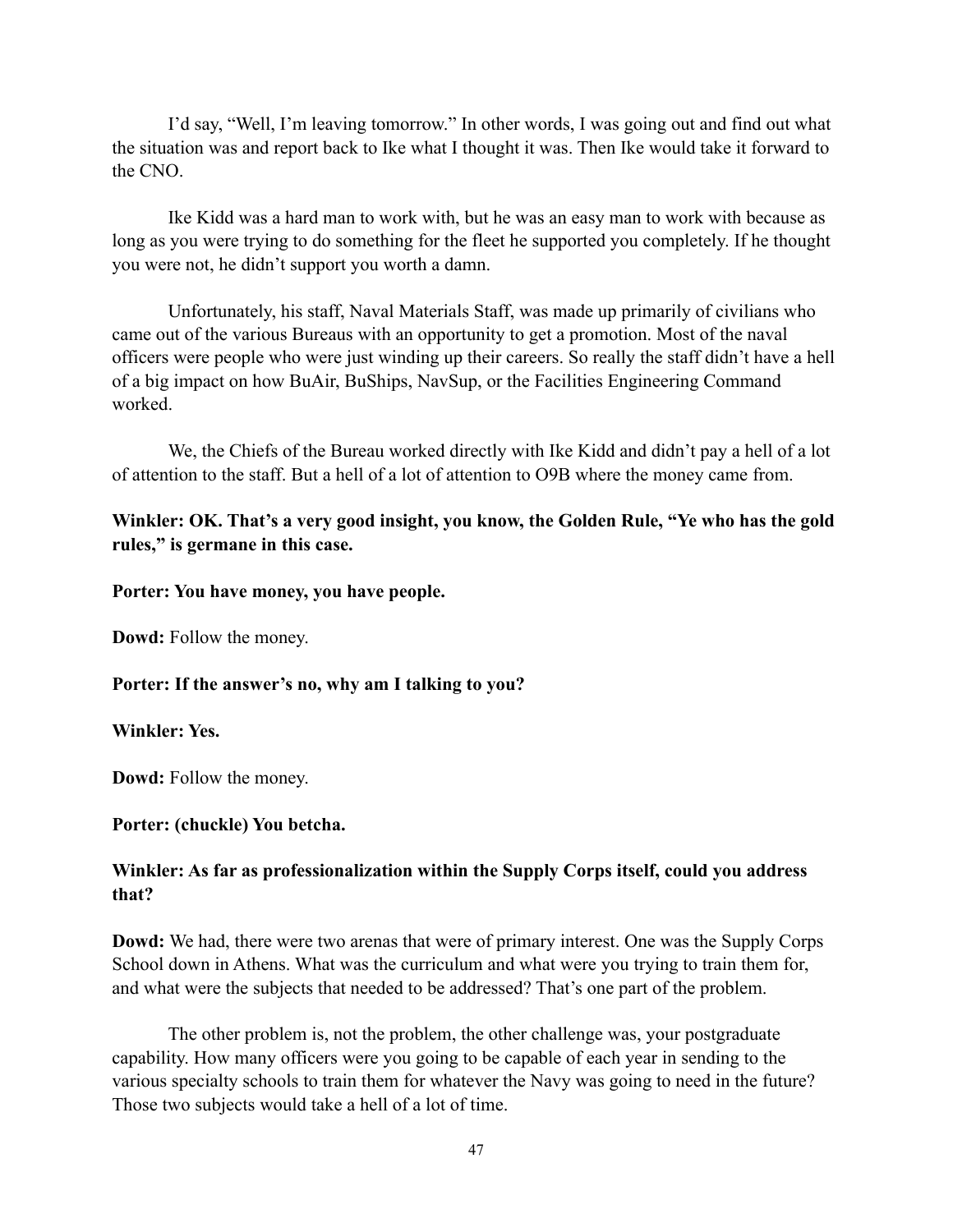I'd say, "Well, I'm leaving tomorrow." In other words, I was going out and find out what the situation was and report back to Ike what I thought it was. Then Ike would take it forward to the CNO.

Ike Kidd was a hard man to work with, but he was an easy man to work with because as long as you were trying to do something for the fleet he supported you completely. If he thought you were not, he didn't support you worth a damn.

Unfortunately, his staff, Naval Materials Staff, was made up primarily of civilians who came out of the various Bureaus with an opportunity to get a promotion. Most of the naval officers were people who were just winding up their careers. So really the staff didn't have a hell of a big impact on how BuAir, BuShips, NavSup, or the Facilities Engineering Command worked.

We, the Chiefs of the Bureau worked directly with Ike Kidd and didn't pay a hell of a lot of attention to the staff. But a hell of a lot of attention to O9B where the money came from.

**Winkler: OK. That's a very good insight, you know, the Golden Rule, "Ye who has the gold rules," is germane in this case.**

**Porter: You have money, you have people.**

**Dowd:** Follow the money.

**Porter: If the answer's no, why am I talking to you?**

**Winkler: Yes.**

**Dowd:** Follow the money.

**Porter: (chuckle) You betcha.**

**Winkler: As far as professionalization within the Supply Corps itself, could you address that?**

**Dowd:** We had, there were two arenas that were of primary interest. One was the Supply Corps School down in Athens. What was the curriculum and what were you trying to train them for, and what were the subjects that needed to be addressed? That's one part of the problem.

The other problem is, not the problem, the other challenge was, your postgraduate capability. How many officers were you going to be capable of each year in sending to the various specialty schools to train them for whatever the Navy was going to need in the future? Those two subjects would take a hell of a lot of time.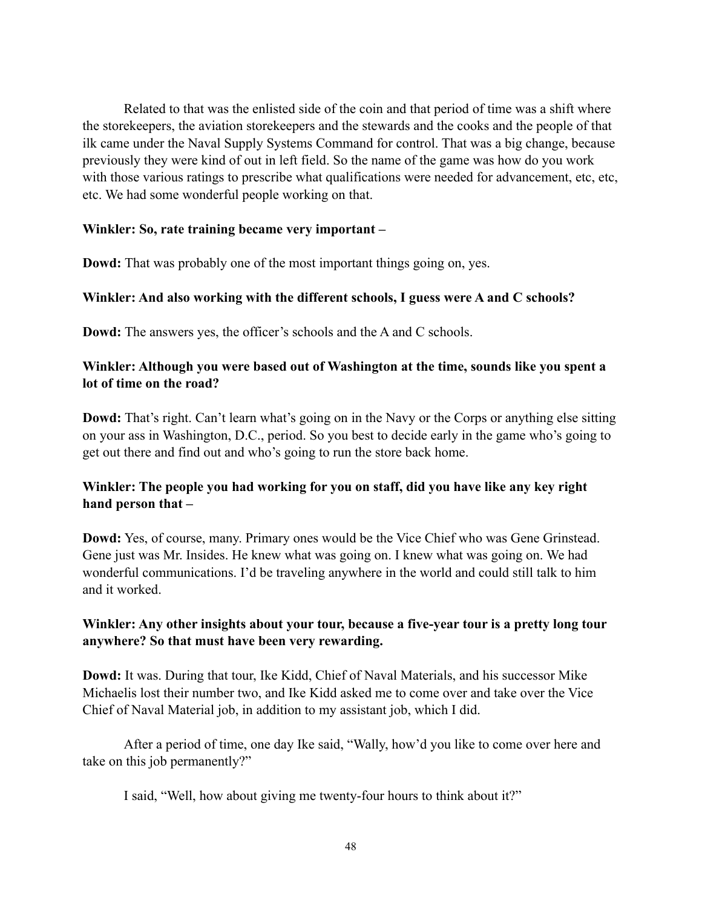Related to that was the enlisted side of the coin and that period of time was a shift where the storekeepers, the aviation storekeepers and the stewards and the cooks and the people of that ilk came under the Naval Supply Systems Command for control. That was a big change, because previously they were kind of out in left field. So the name of the game was how do you work with those various ratings to prescribe what qualifications were needed for advancement, etc, etc, etc. We had some wonderful people working on that.

**Winkler: So, rate training became very important –**

**Dowd:** That was probably one of the most important things going on, yes.

**Winkler: And also working with the different schools, I guess were A and C schools?**

**Dowd:** The answers yes, the officer's schools and the A and C schools.

**Winkler: Although you were based out of Washington at the time, sounds like you spent a lot of time on the road?**

**Dowd:** That's right. Can't learn what's going on in the Navy or the Corps or anything else sitting on your ass in Washington, D.C., period. So you best to decide early in the game who's going to get out there and find out and who's going to run the store back home.

**Winkler: The people you had working for you on staff, did you have like any key right hand person that –**

**Dowd:** Yes, of course, many. Primary ones would be the Vice Chief who was Gene Grinstead. Gene just was Mr. Insides. He knew what was going on. I knew what was going on. We had wonderful communications. I'd be traveling anywhere in the world and could still talk to him and it worked.

**Winkler: Any other insights about your tour, because a five-year tour is a pretty long tour anywhere? So that must have been very rewarding.**

**Dowd:** It was. During that tour, Ike Kidd, Chief of Naval Materials, and his successor Mike Michaelis lost their number two, and Ike Kidd asked me to come over and take over the Vice Chief of Naval Material job, in addition to my assistant job, which I did.

After a period of time, one day Ike said, "Wally, how'd you like to come over here and take on this job permanently?"

I said, "Well, how about giving me twenty-four hours to think about it?"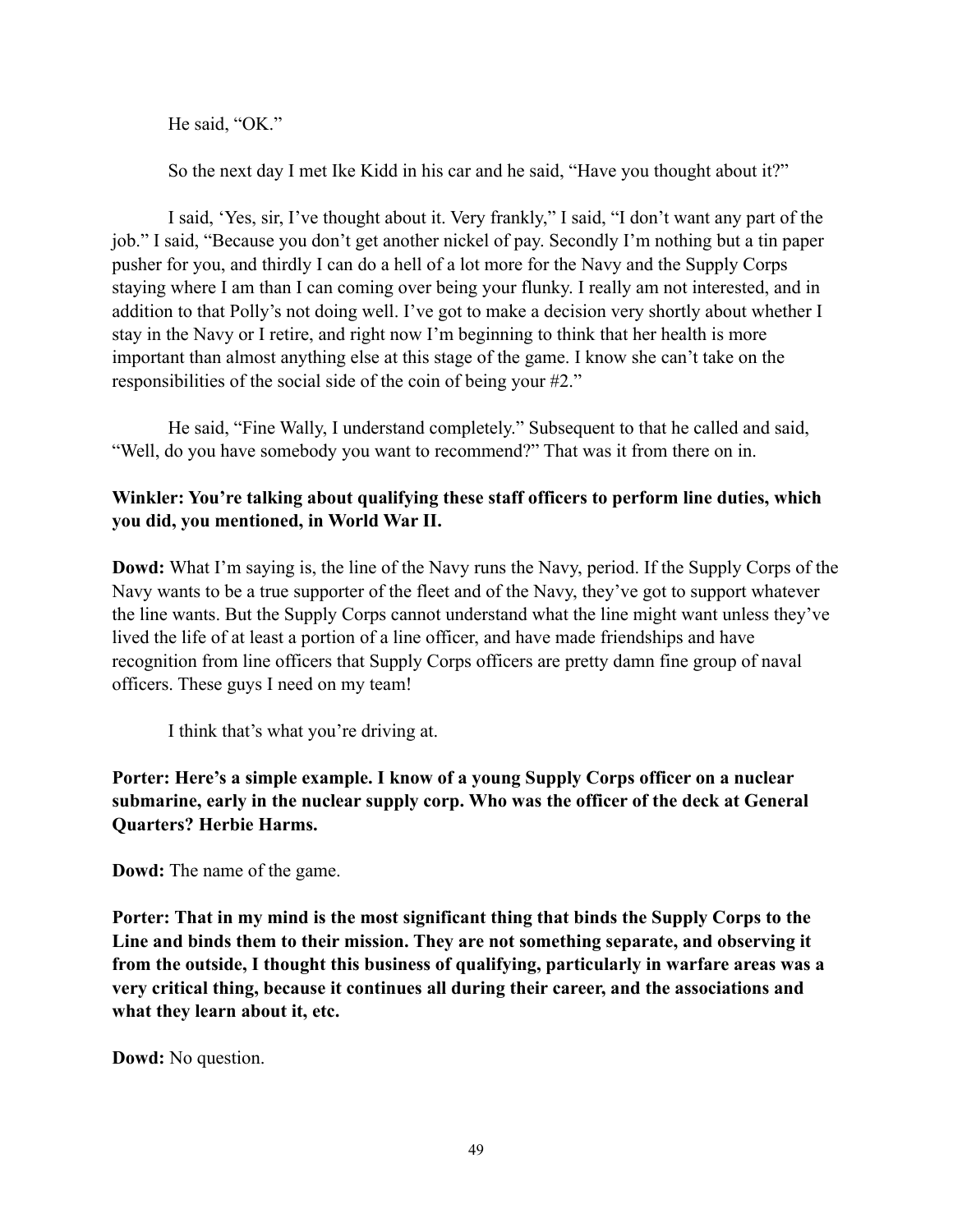He said, "OK."

So the next day I met Ike Kidd in his car and he said, "Have you thought about it?"

I said, 'Yes, sir, I've thought about it. Very frankly," I said, "I don't want any part of the job." I said, "Because you don't get another nickel of pay. Secondly I'm nothing but a tin paper pusher for you, and thirdly I can do a hell of a lot more for the Navy and the Supply Corps staying where I am than I can coming over being your flunky. I really am not interested, and in addition to that Polly's not doing well. I've got to make a decision very shortly about whether I stay in the Navy or I retire, and right now I'm beginning to think that her health is more important than almost anything else at this stage of the game. I know she can't take on the responsibilities of the social side of the coin of being your #2."

He said, "Fine Wally, I understand completely." Subsequent to that he called and said, "Well, do you have somebody you want to recommend?" That was it from there on in.

**Winkler: You're talking about qualifying these staff officers to perform line duties, which you did, you mentioned, in World War II.**

**Dowd:** What I'm saying is, the line of the Navy runs the Navy, period. If the Supply Corps of the Navy wants to be a true supporter of the fleet and of the Navy, they've got to support whatever the line wants. But the Supply Corps cannot understand what the line might want unless they've lived the life of at least a portion of a line officer, and have made friendships and have recognition from line officers that Supply Corps officers are pretty damn fine group of naval officers. These guys I need on my team!

I think that's what you're driving at.

**Porter: Here's a simple example. I know of a young Supply Corps officer on a nuclear submarine, early in the nuclear supply corp. Who was the officer of the deck at General Quarters? Herbie Harms.**

**Dowd:** The name of the game.

**Porter: That in my mind is the most significant thing that binds the Supply Corps to the Line and binds them to their mission. They are not something separate, and observing it from the outside, I thought this business of qualifying, particularly in warfare areas was a very critical thing, because it continues all during their career, and the associations and what they learn about it, etc.**

**Dowd:** No question.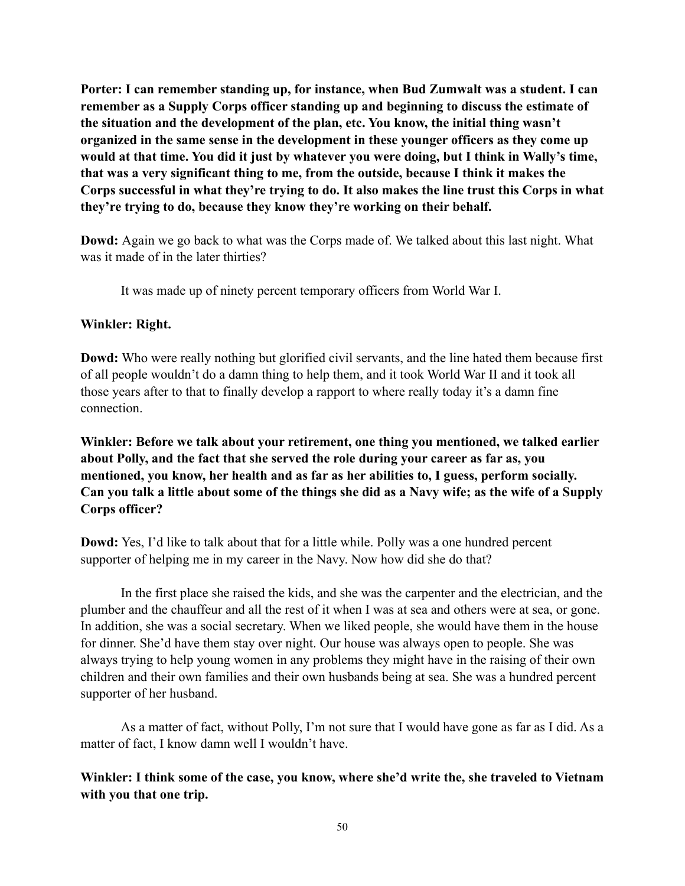**Porter: I can remember standing up, for instance, when Bud Zumwalt was a student. I can remember as a Supply Corps officer standing up and beginning to discuss the estimate of the situation and the development of the plan, etc. You know, the initial thing wasn't organized in the same sense in the development in these younger officers as they come up would at that time. You did it just by whatever you were doing, but I think in Wally's time, that was a very significant thing to me, from the outside, because I think it makes the Corps successful in what they're trying to do. It also makes the line trust this Corps in what they're trying to do, because they know they're working on their behalf.**

**Dowd:** Again we go back to what was the Corps made of. We talked about this last night. What was it made of in the later thirties?

It was made up of ninety percent temporary officers from World War I.

**Winkler: Right.**

**Dowd:** Who were really nothing but glorified civil servants, and the line hated them because first of all people wouldn't do a damn thing to help them, and it took World War II and it took all those years after to that to finally develop a rapport to where really today it's a damn fine connection.

**Winkler: Before we talk about your retirement, one thing you mentioned, we talked earlier about Polly, and the fact that she served the role during your career as far as, you mentioned, you know, her health and as far as her abilities to, I guess, perform socially. Can you talk a little about some of the things she did as a Navy wife; as the wife of a Supply Corps officer?**

**Dowd:** Yes, I'd like to talk about that for a little while. Polly was a one hundred percent supporter of helping me in my career in the Navy. Now how did she do that?

In the first place she raised the kids, and she was the carpenter and the electrician, and the plumber and the chauffeur and all the rest of it when I was at sea and others were at sea, or gone. In addition, she was a social secretary. When we liked people, she would have them in the house for dinner. She'd have them stay over night. Our house was always open to people. She was always trying to help young women in any problems they might have in the raising of their own children and their own families and their own husbands being at sea. She was a hundred percent supporter of her husband.

As a matter of fact, without Polly, I'm not sure that I would have gone as far as I did. As a matter of fact, I know damn well I wouldn't have.

**Winkler: I think some of the case, you know, where she'd write the, she traveled to Vietnam with you that one trip.**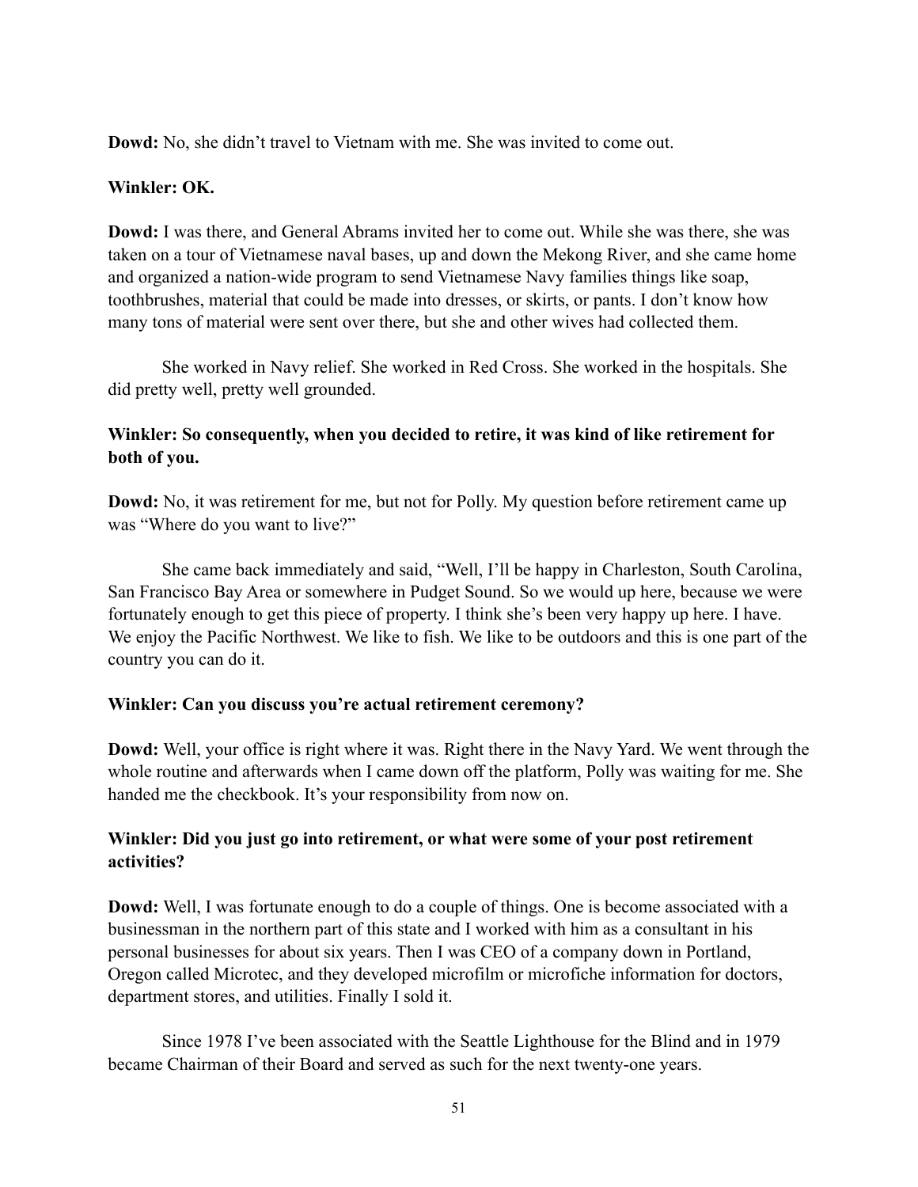**Dowd:** No, she didn't travel to Vietnam with me. She was invited to come out.

**Winkler: OK.**

**Dowd:** I was there, and General Abrams invited her to come out. While she was there, she was taken on a tour of Vietnamese naval bases, up and down the Mekong River, and she came home and organized a nation-wide program to send Vietnamese Navy families things like soap, toothbrushes, material that could be made into dresses, or skirts, or pants. I don't know how many tons of material were sent over there, but she and other wives had collected them.

She worked in Navy relief. She worked in Red Cross. She worked in the hospitals. She did pretty well, pretty well grounded.

**Winkler: So consequently, when you decided to retire, it was kind of like retirement for both of you.**

**Dowd:** No, it was retirement for me, but not for Polly. My question before retirement came up was "Where do you want to live?"

She came back immediately and said, "Well, I'll be happy in Charleston, South Carolina, San Francisco Bay Area or somewhere in Pudget Sound. So we would up here, because we were fortunately enough to get this piece of property. I think she's been very happy up here. I have. We enjoy the Pacific Northwest. We like to fish. We like to be outdoors and this is one part of the country you can do it.

**Winkler: Can you discuss you're actual retirement ceremony?**

**Dowd:** Well, your office is right where it was. Right there in the Navy Yard. We went through the whole routine and afterwards when I came down off the platform, Polly was waiting for me. She handed me the checkbook. It's your responsibility from now on.

**Winkler: Did you just go into retirement, or what were some of your post retirement activities?**

**Dowd:** Well, I was fortunate enough to do a couple of things. One is become associated with a businessman in the northern part of this state and I worked with him as a consultant in his personal businesses for about six years. Then I was CEO of a company down in Portland, Oregon called Microtec, and they developed microfilm or microfiche information for doctors, department stores, and utilities. Finally I sold it.

Since 1978 I've been associated with the Seattle Lighthouse for the Blind and in 1979 became Chairman of their Board and served as such for the next twenty-one years.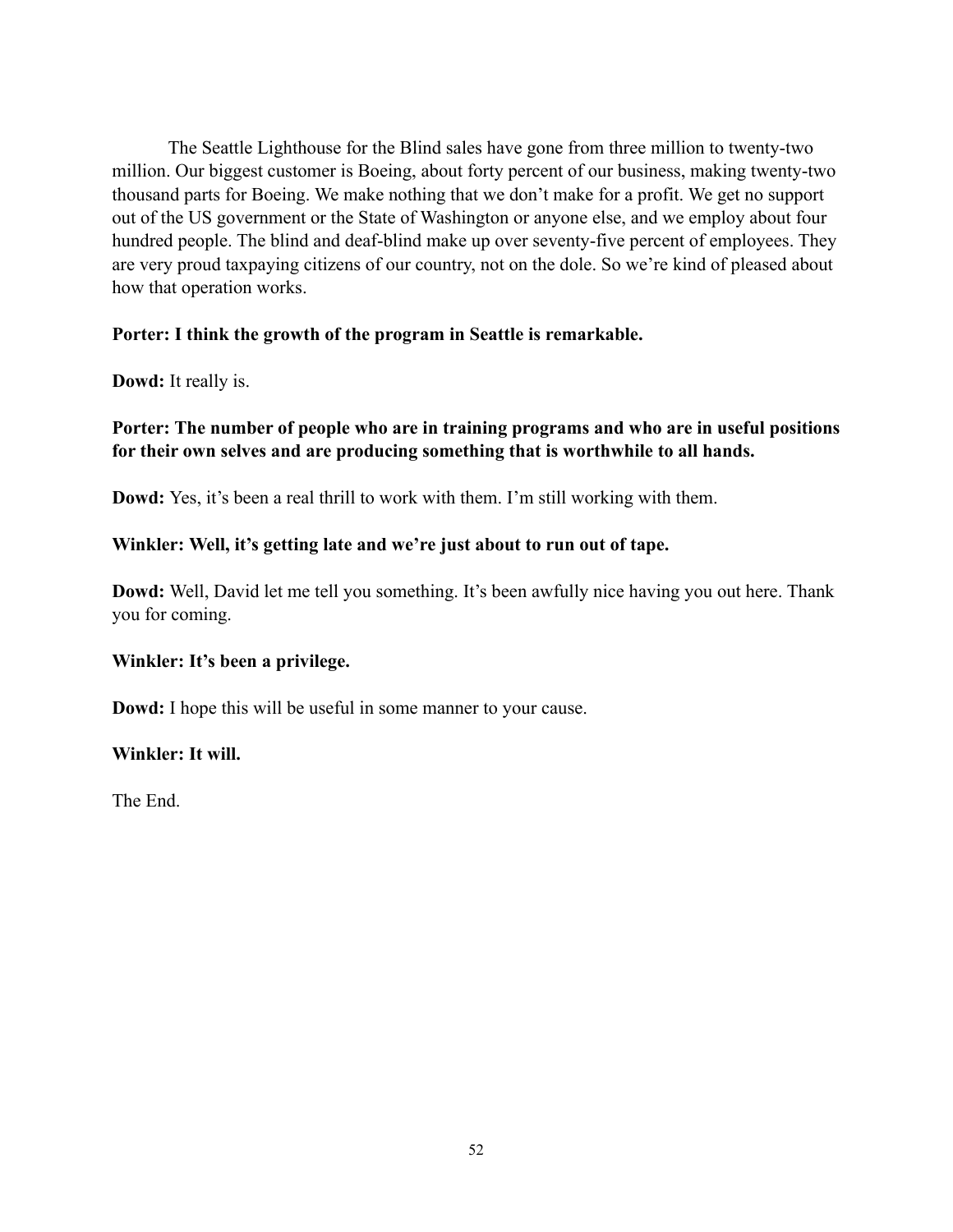The Seattle Lighthouse for the Blind sales have gone from three million to twenty-two million. Our biggest customer is Boeing, about forty percent of our business, making twenty-two thousand parts for Boeing. We make nothing that we don't make for a profit. We get no support out of the US government or the State of Washington or anyone else, and we employ about four hundred people. The blind and deaf-blind make up over seventy-five percent of employees. They are very proud taxpaying citizens of our country, not on the dole. So we're kind of pleased about how that operation works.

**Porter: I think the growth of the program in Seattle is remarkable.**

**Dowd:** It really is.

**Porter: The number of people who are in training programs and who are in useful positions for their own selves and are producing something that is worthwhile to all hands.**

**Dowd:** Yes, it's been a real thrill to work with them. I'm still working with them.

**Winkler: Well, it's getting late and we're just about to run out of tape.**

**Dowd:** Well, David let me tell you something. It's been awfully nice having you out here. Thank you for coming.

**Winkler: It's been a privilege.**

**Dowd:** I hope this will be useful in some manner to your cause.

**Winkler: It will.**

The End.